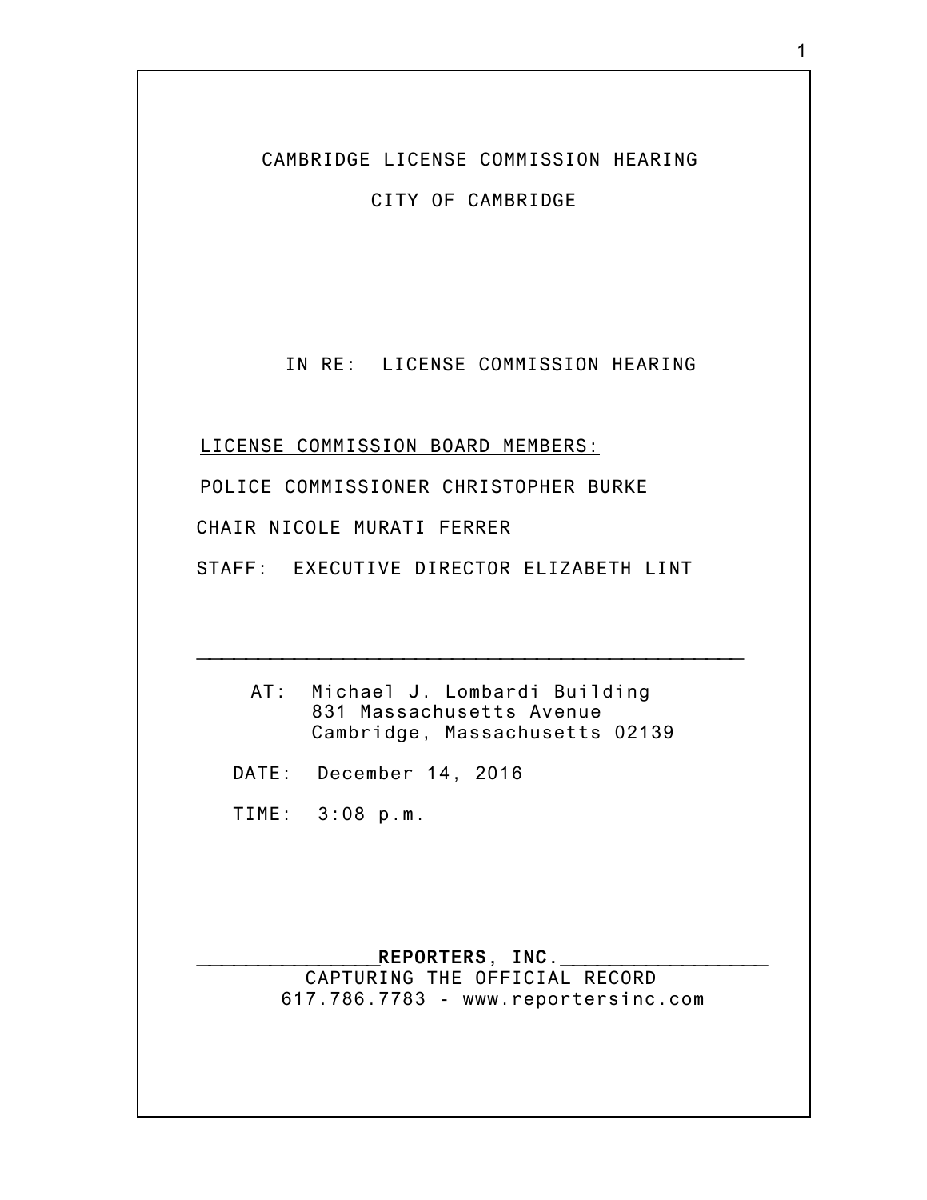CAMBRIDGE LICENSE COMMISSION HEARING

CITY OF CAMBRIDGE

IN RE: LICENSE COMMISSION HEARING

LICENSE COMMISSION BOARD MEMBERS:

POLICE COMMISSIONER CHRISTOPHER BURKE

CHAIR NICOLE MURATI FERRER

STAFF: EXECUTIVE DIRECTOR ELIZABETH LINT

---

AT: Michael J. Lombardi Building
831 Massachusetts Avenue
Cambridge, Massachusetts 02139

DATE: December 14, 2016

TIME: 3:08 p.m.

**REPORTERS, INC.**
CAPTURING THE OFFICIAL RECORD
617.786.7783 - www.reportersinc.com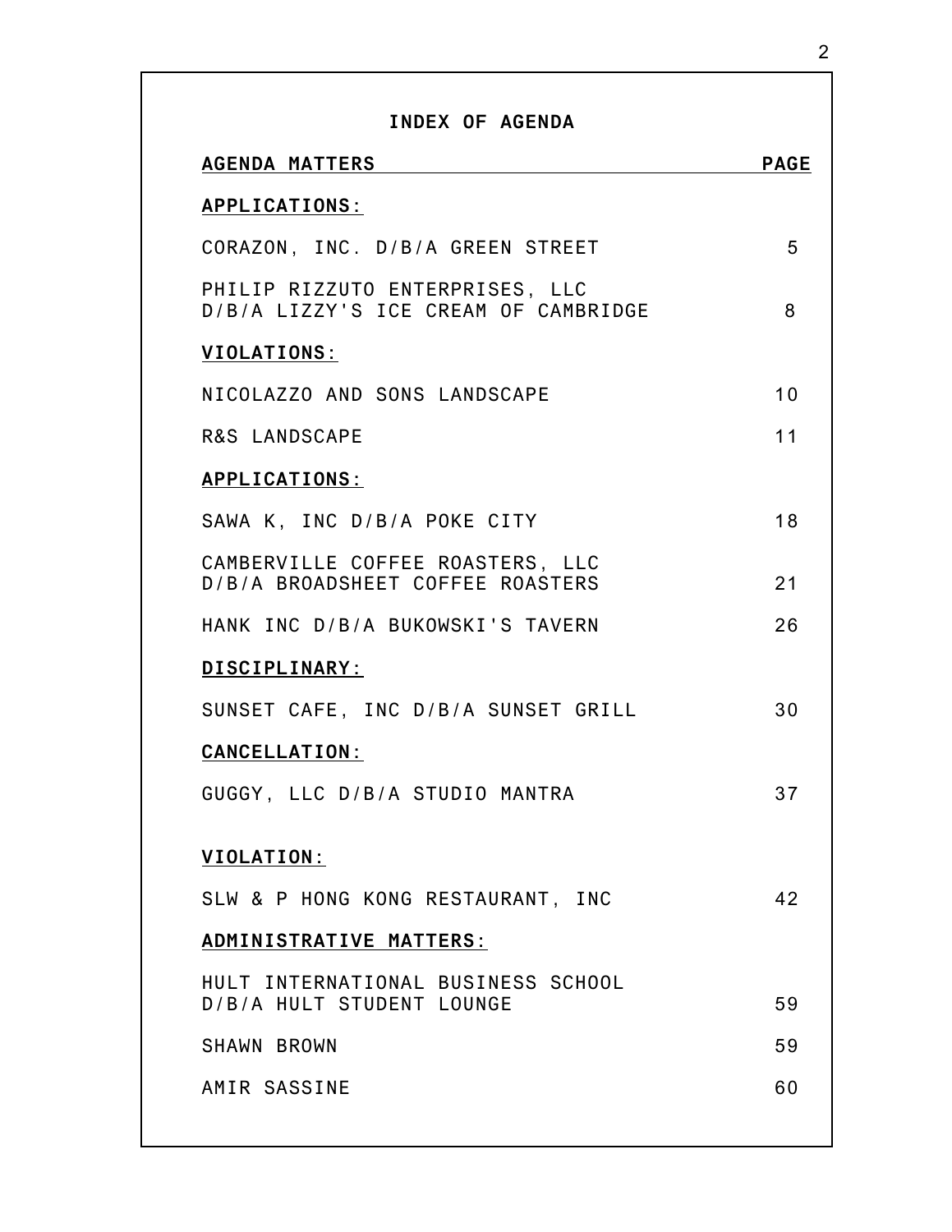## INDEX OF AGENDA

| AGENDA MATTERS | PAGE |
|---|---|
| **APPLICATIONS:** | |
| CORAZON, INC. D/B/A GREEN STREET | 5 |
| PHILIP RIZZUTO ENTERPRISES, LLC D/B/A LIZZY'S ICE CREAM OF CAMBRIDGE | 8 |
| **VIOLATIONS:** | |
| NICOLAZZO AND SONS LANDSCAPE | 10 |
| R&S LANDSCAPE | 11 |
| **APPLICATIONS:** | |
| SAWA K, INC D/B/A POKE CITY | 18 |
| CAMBERVILLE COFFEE ROASTERS, LLC D/B/A BROADSHEET COFFEE ROASTERS | 21 |
| HANK INC D/B/A BUKOWSKI'S TAVERN | 26 |
| **DISCIPLINARY:** | |
| SUNSET CAFE, INC D/B/A SUNSET GRILL | 30 |
| **CANCELLATION:** | |
| GUGGY, LLC D/B/A STUDIO MANTRA | 37 |
| **VIOLATION:** | |
| SLW & P HONG KONG RESTAURANT, INC | 42 |
| **ADMINISTRATIVE MATTERS:** | |
| HULT INTERNATIONAL BUSINESS SCHOOL D/B/A HULT STUDENT LOUNGE | 59 |
| SHAWN BROWN | 59 |
| AMIR SASSINE | 60 |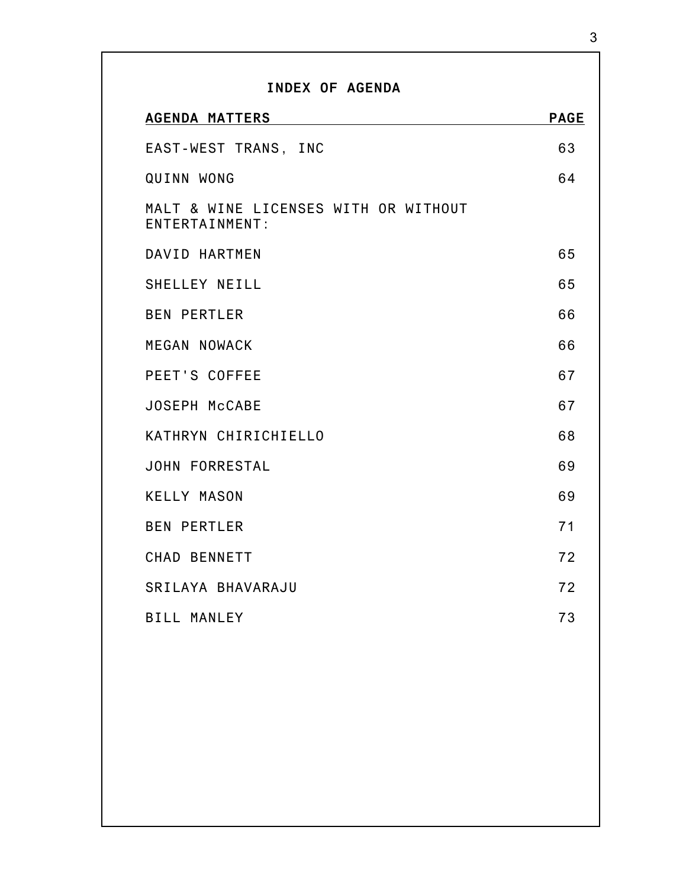## INDEX OF AGENDA

| AGENDA MATTERS | PAGE |
|---|---|
| EAST-WEST TRANS, INC | 63 |
| QUINN WONG | 64 |
| MALT & WINE LICENSES WITH OR WITHOUT ENTERTAINMENT: | |
| DAVID HARTMEN | 65 |
| SHELLEY NEILL | 65 |
| BEN PERTLER | 66 |
| MEGAN NOWACK | 66 |
| PEET'S COFFEE | 67 |
| JOSEPH McCABE | 67 |
| KATHRYN CHIRICHIELLO | 68 |
| JOHN FORRESTAL | 69 |
| KELLY MASON | 69 |
| BEN PERTLER | 71 |
| CHAD BENNETT | 72 |
| SRILAYA BHAVARAJU | 72 |
| BILL MANLEY | 73 |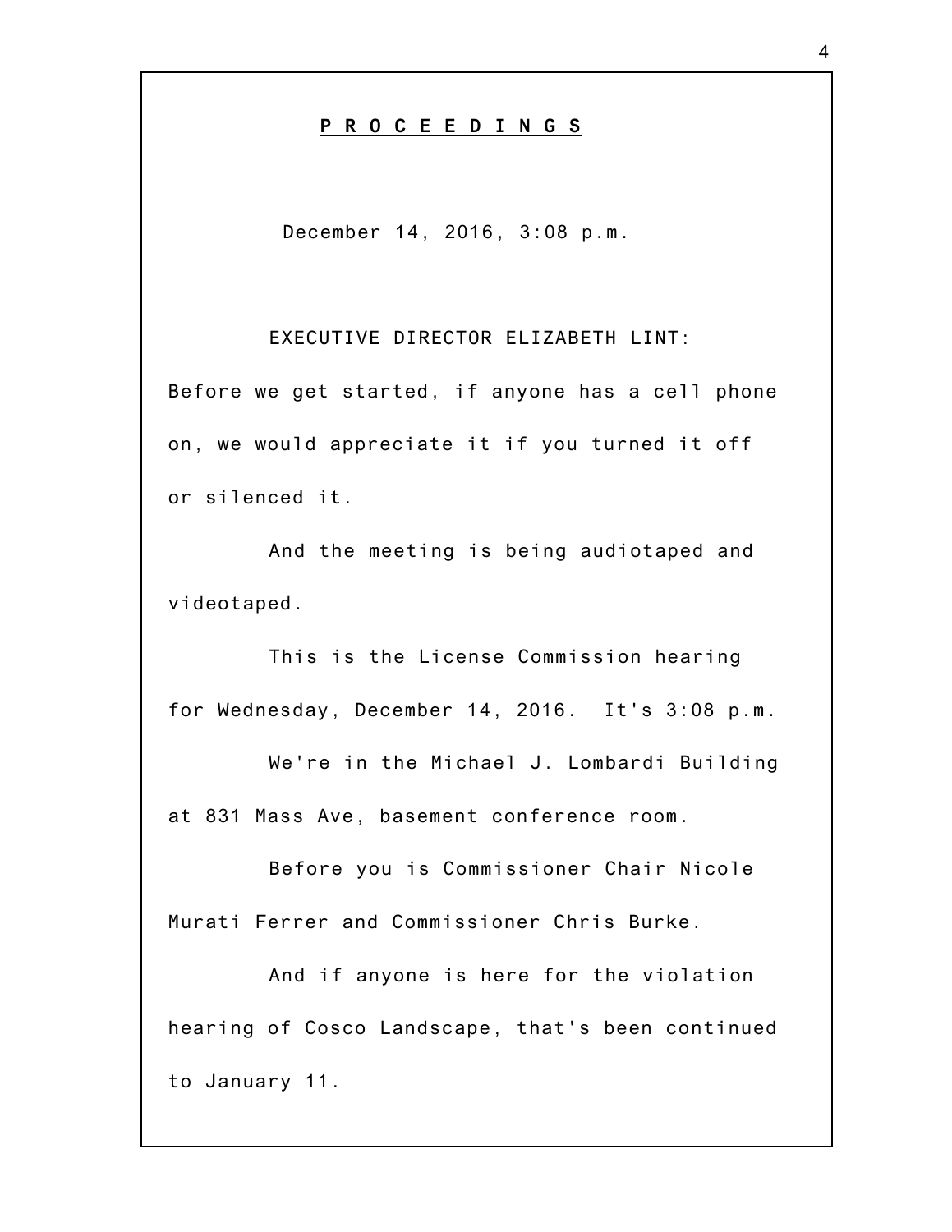# P R O C E E D I N G S

December 14, 2016, 3:08 p.m.

EXECUTIVE DIRECTOR ELIZABETH LINT:

Before we get started, if anyone has a cell phone on, we would appreciate it if you turned it off or silenced it.

And the meeting is being audiotaped and videotaped.

This is the License Commission hearing for Wednesday, December 14, 2016. It's 3:08 p.m.

We're in the Michael J. Lombardi Building at 831 Mass Ave, basement conference room.

Before you is Commissioner Chair Nicole Murati Ferrer and Commissioner Chris Burke.

And if anyone is here for the violation hearing of Cosco Landscape, that's been continued to January 11.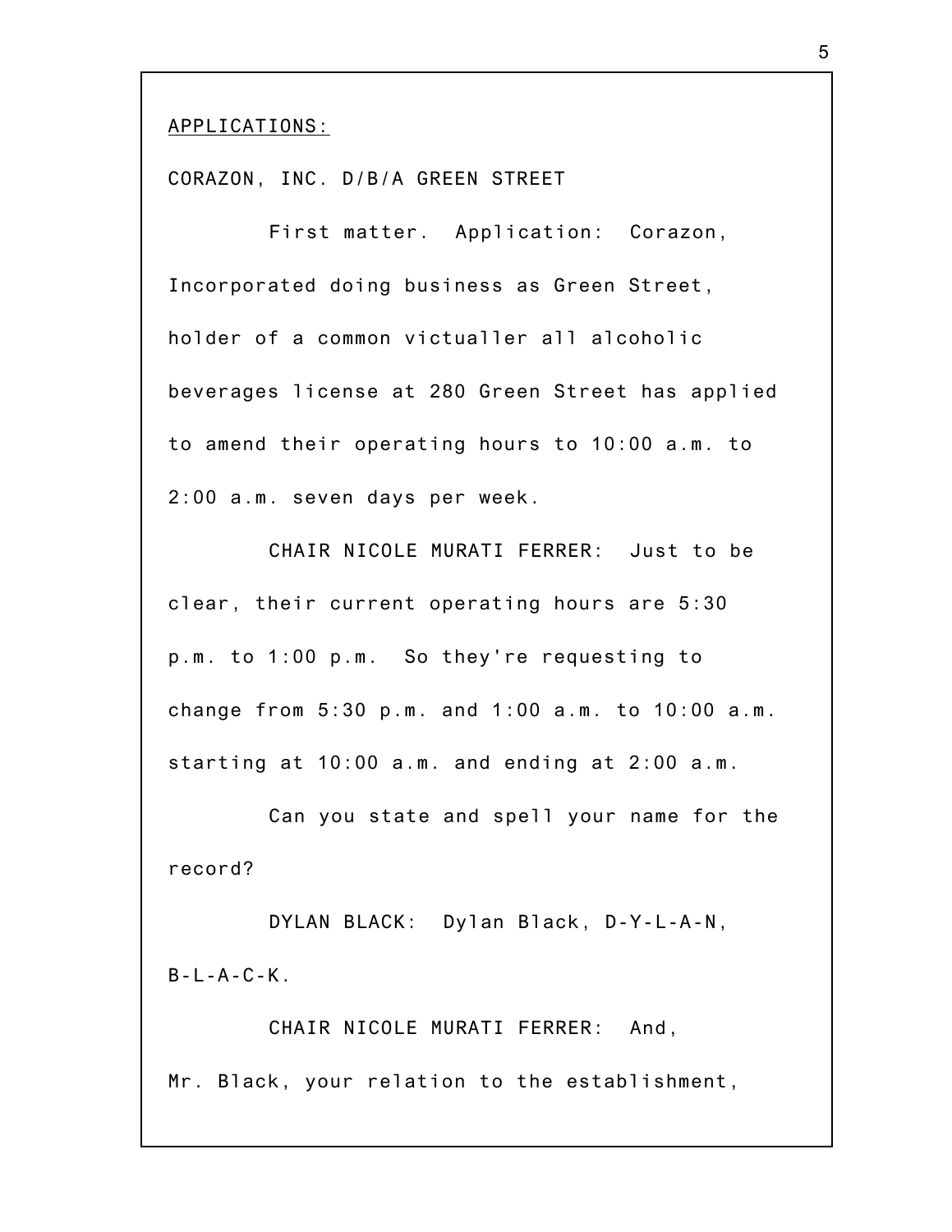APPLICATIONS:

CORAZON, INC. D/B/A GREEN STREET

First matter. Application: Corazon, Incorporated doing business as Green Street, holder of a common victualler all alcoholic beverages license at 280 Green Street has applied to amend their operating hours to 10:00 a.m. to 2:00 a.m. seven days per week.

CHAIR NICOLE MURATI FERRER: Just to be clear, their current operating hours are 5:30 p.m. to 1:00 p.m. So they're requesting to change from 5:30 p.m. and 1:00 a.m. to 10:00 a.m. starting at 10:00 a.m. and ending at 2:00 a.m.

Can you state and spell your name for the record?

DYLAN BLACK: Dylan Black, D-Y-L-A-N, B-L-A-C-K.

CHAIR NICOLE MURATI FERRER: And, Mr. Black, your relation to the establishment,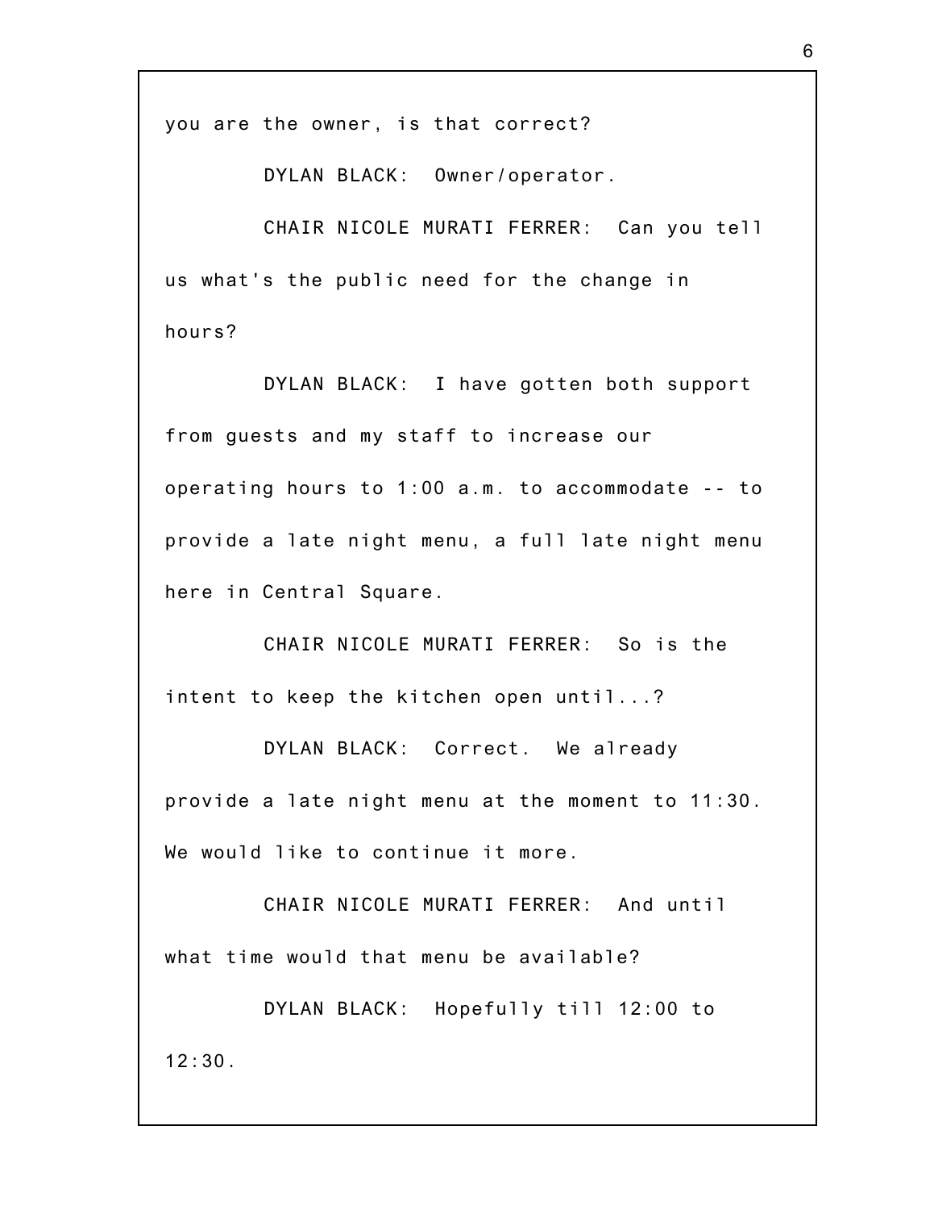you are the owner, is that correct?

DYLAN BLACK: Owner/operator.

CHAIR NICOLE MURATI FERRER: Can you tell us what's the public need for the change in hours?

DYLAN BLACK: I have gotten both support from guests and my staff to increase our operating hours to 1:00 a.m. to accommodate -- to provide a late night menu, a full late night menu here in Central Square.

CHAIR NICOLE MURATI FERRER: So is the intent to keep the kitchen open until...?

DYLAN BLACK: Correct. We already provide a late night menu at the moment to 11:30. We would like to continue it more.

CHAIR NICOLE MURATI FERRER: And until what time would that menu be available?

DYLAN BLACK: Hopefully till 12:00 to 12:30.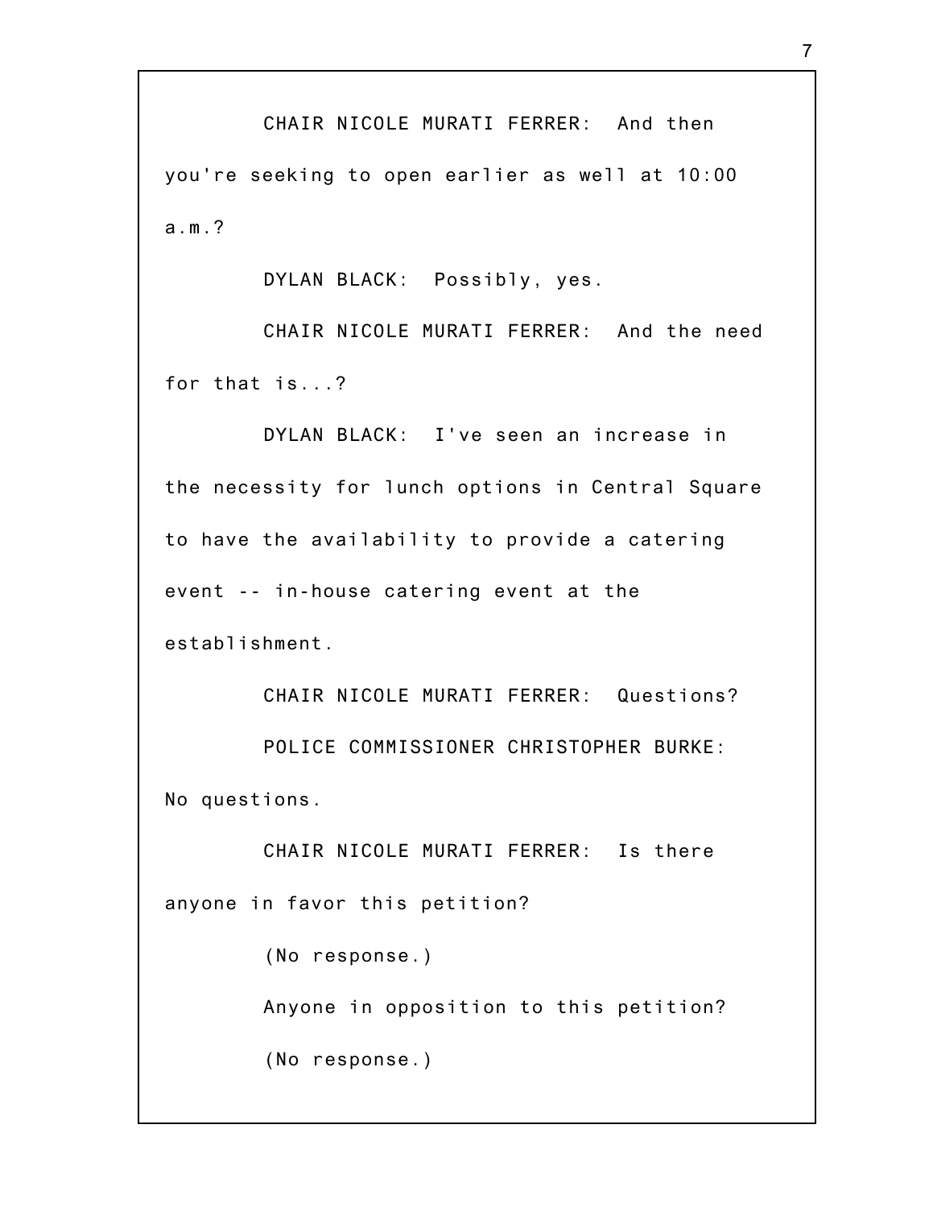CHAIR NICOLE MURATI FERRER: And then you're seeking to open earlier as well at 10:00 a.m.?

DYLAN BLACK: Possibly, yes.

CHAIR NICOLE MURATI FERRER: And the need for that is...?

DYLAN BLACK: I've seen an increase in the necessity for lunch options in Central Square to have the availability to provide a catering event -- in-house catering event at the establishment.

CHAIR NICOLE MURATI FERRER: Questions?

POLICE COMMISSIONER CHRISTOPHER BURKE: No questions.

CHAIR NICOLE MURATI FERRER: Is there anyone in favor this petition?

(No response.)

Anyone in opposition to this petition?

(No response.)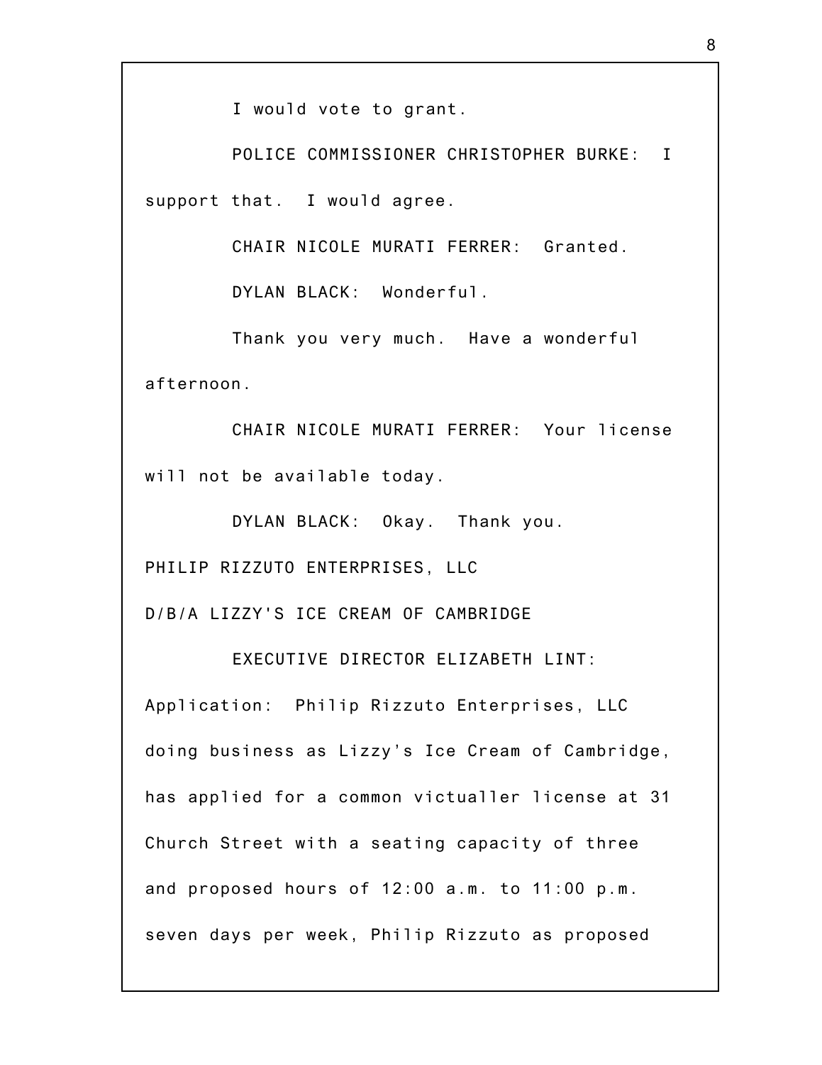I would vote to grant.

POLICE COMMISSIONER CHRISTOPHER BURKE: I support that. I would agree.

CHAIR NICOLE MURATI FERRER: Granted.

DYLAN BLACK: Wonderful.

Thank you very much. Have a wonderful afternoon.

CHAIR NICOLE MURATI FERRER: Your license will not be available today.

DYLAN BLACK: Okay. Thank you.

PHILIP RIZZUTO ENTERPRISES, LLC

D/B/A LIZZY'S ICE CREAM OF CAMBRIDGE

EXECUTIVE DIRECTOR ELIZABETH LINT: Application: Philip Rizzuto Enterprises, LLC doing business as Lizzy's Ice Cream of Cambridge, has applied for a common victualler license at 31 Church Street with a seating capacity of three and proposed hours of 12:00 a.m. to 11:00 p.m. seven days per week, Philip Rizzuto as proposed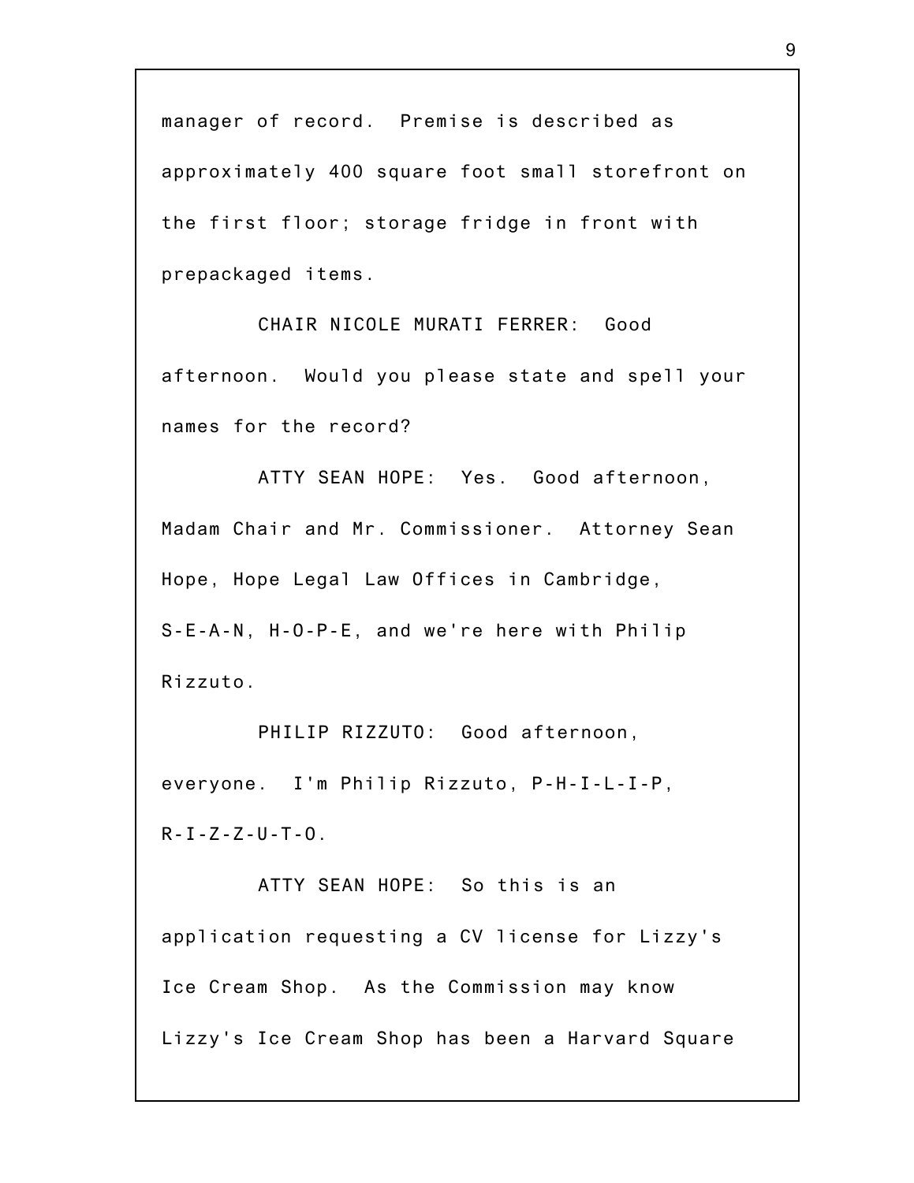manager of record. Premise is described as approximately 400 square foot small storefront on the first floor; storage fridge in front with prepackaged items.

CHAIR NICOLE MURATI FERRER: Good afternoon. Would you please state and spell your names for the record?

ATTY SEAN HOPE: Yes. Good afternoon, Madam Chair and Mr. Commissioner. Attorney Sean Hope, Hope Legal Law Offices in Cambridge, S-E-A-N, H-O-P-E, and we're here with Philip Rizzuto.

PHILIP RIZZUTO: Good afternoon, everyone. I'm Philip Rizzuto, P-H-I-L-I-P, R-I-Z-Z-U-T-O.

ATTY SEAN HOPE: So this is an application requesting a CV license for Lizzy's Ice Cream Shop. As the Commission may know Lizzy's Ice Cream Shop has been a Harvard Square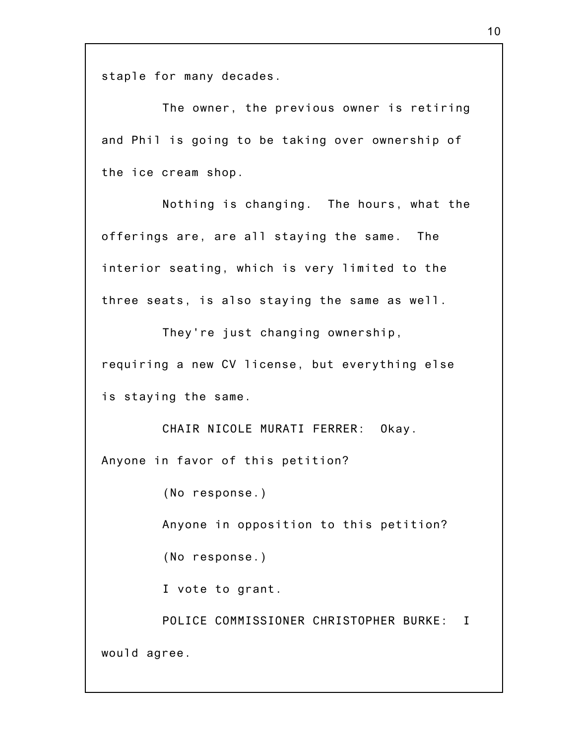staple for many decades.

The owner, the previous owner is retiring and Phil is going to be taking over ownership of the ice cream shop.

Nothing is changing. The hours, what the offerings are, are all staying the same. The interior seating, which is very limited to the three seats, is also staying the same as well.

They're just changing ownership, requiring a new CV license, but everything else is staying the same.

CHAIR NICOLE MURATI FERRER: Okay. Anyone in favor of this petition?

(No response.)

Anyone in opposition to this petition?

(No response.)

I vote to grant.

POLICE COMMISSIONER CHRISTOPHER BURKE: I would agree.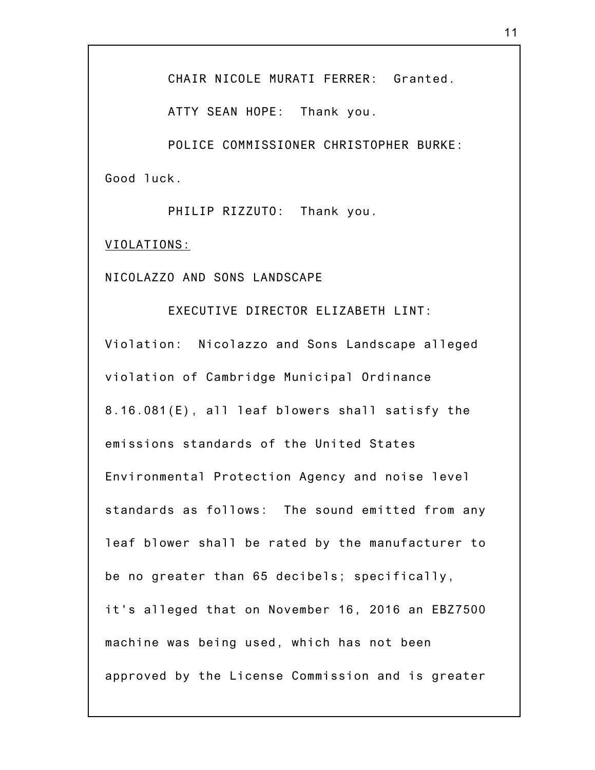CHAIR NICOLE MURATI FERRER: Granted.

ATTY SEAN HOPE: Thank you.

POLICE COMMISSIONER CHRISTOPHER BURKE: Good luck.

PHILIP RIZZUTO: Thank you.

VIOLATIONS:

NICOLAZZO AND SONS LANDSCAPE

EXECUTIVE DIRECTOR ELIZABETH LINT: Violation: Nicolazzo and Sons Landscape alleged violation of Cambridge Municipal Ordinance 8.16.081(E), all leaf blowers shall satisfy the emissions standards of the United States Environmental Protection Agency and noise level standards as follows: The sound emitted from any leaf blower shall be rated by the manufacturer to be no greater than 65 decibels; specifically, it's alleged that on November 16, 2016 an EBZ7500 machine was being used, which has not been approved by the License Commission and is greater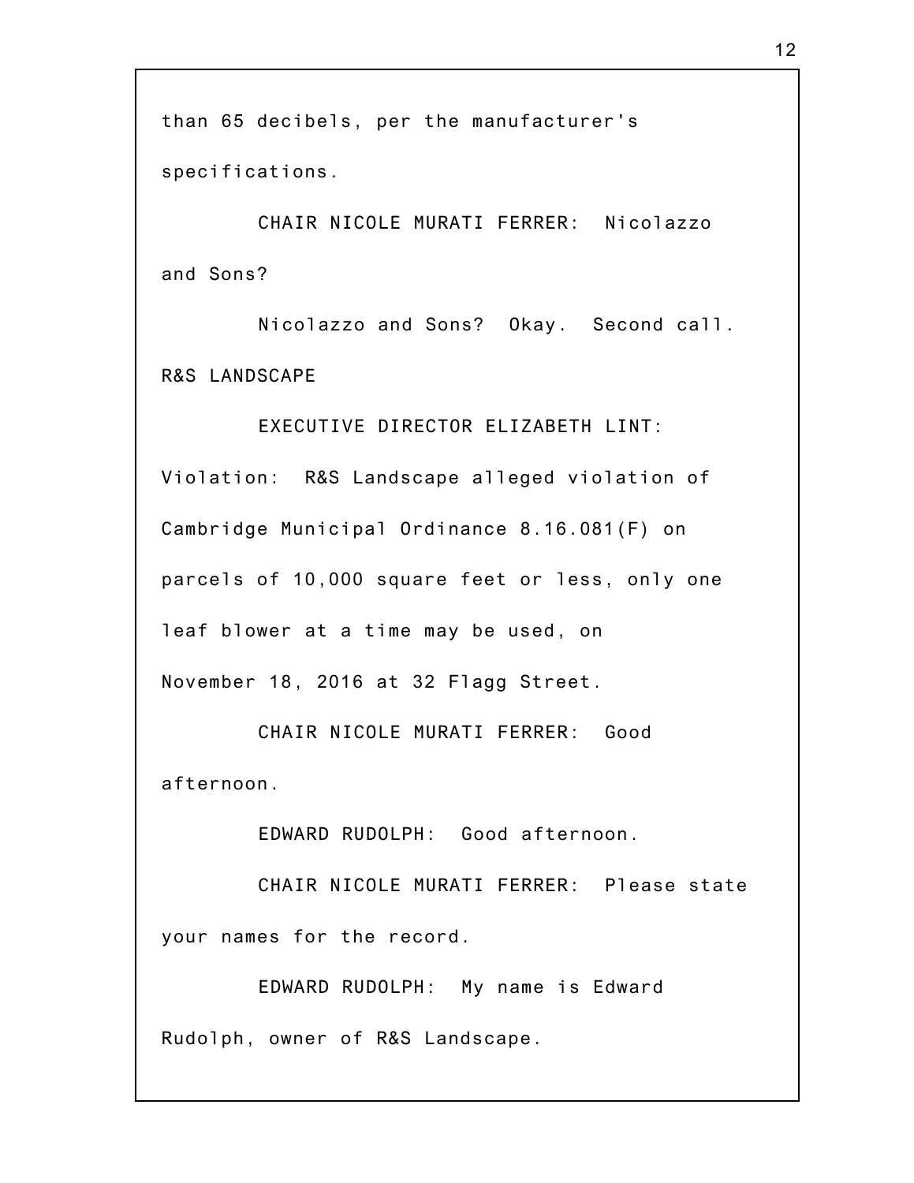than 65 decibels, per the manufacturer's specifications.

CHAIR NICOLE MURATI FERRER: Nicolazzo and Sons?

Nicolazzo and Sons? Okay. Second call.

R&S LANDSCAPE

EXECUTIVE DIRECTOR ELIZABETH LINT: Violation: R&S Landscape alleged violation of Cambridge Municipal Ordinance 8.16.081(F) on parcels of 10,000 square feet or less, only one leaf blower at a time may be used, on November 18, 2016 at 32 Flagg Street.

CHAIR NICOLE MURATI FERRER: Good afternoon.

EDWARD RUDOLPH: Good afternoon.

CHAIR NICOLE MURATI FERRER: Please state your names for the record.

EDWARD RUDOLPH: My name is Edward Rudolph, owner of R&S Landscape.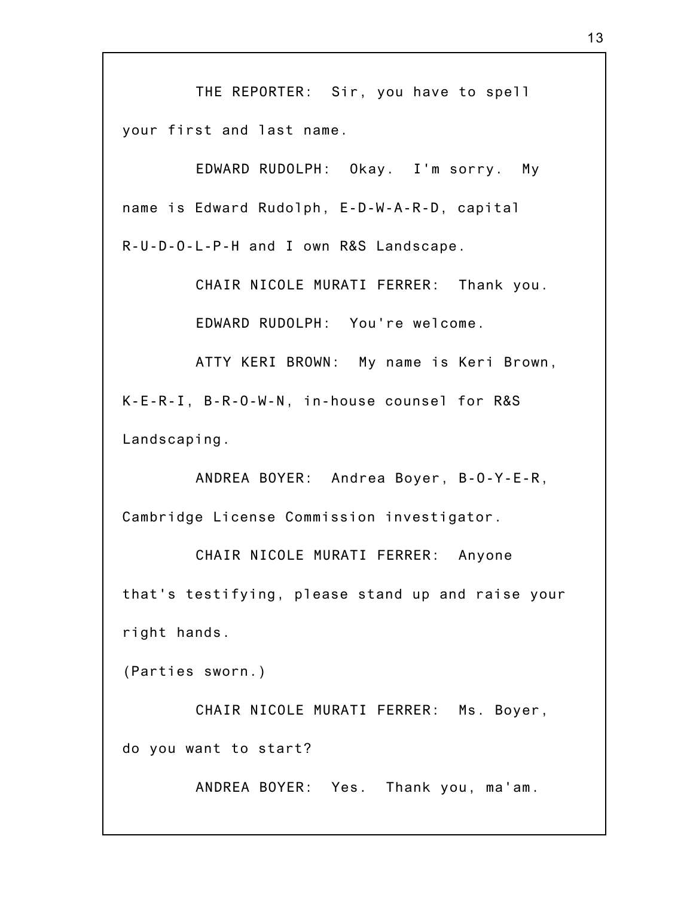THE REPORTER: Sir, you have to spell your first and last name.

EDWARD RUDOLPH: Okay. I'm sorry. My name is Edward Rudolph, E-D-W-A-R-D, capital R-U-D-O-L-P-H and I own R&S Landscape.

CHAIR NICOLE MURATI FERRER: Thank you.

EDWARD RUDOLPH: You're welcome.

ATTY KERI BROWN: My name is Keri Brown, K-E-R-I, B-R-O-W-N, in-house counsel for R&S Landscaping.

ANDREA BOYER: Andrea Boyer, B-O-Y-E-R, Cambridge License Commission investigator.

CHAIR NICOLE MURATI FERRER: Anyone that's testifying, please stand up and raise your right hands.

(Parties sworn.)

CHAIR NICOLE MURATI FERRER: Ms. Boyer, do you want to start?

ANDREA BOYER: Yes. Thank you, ma'am.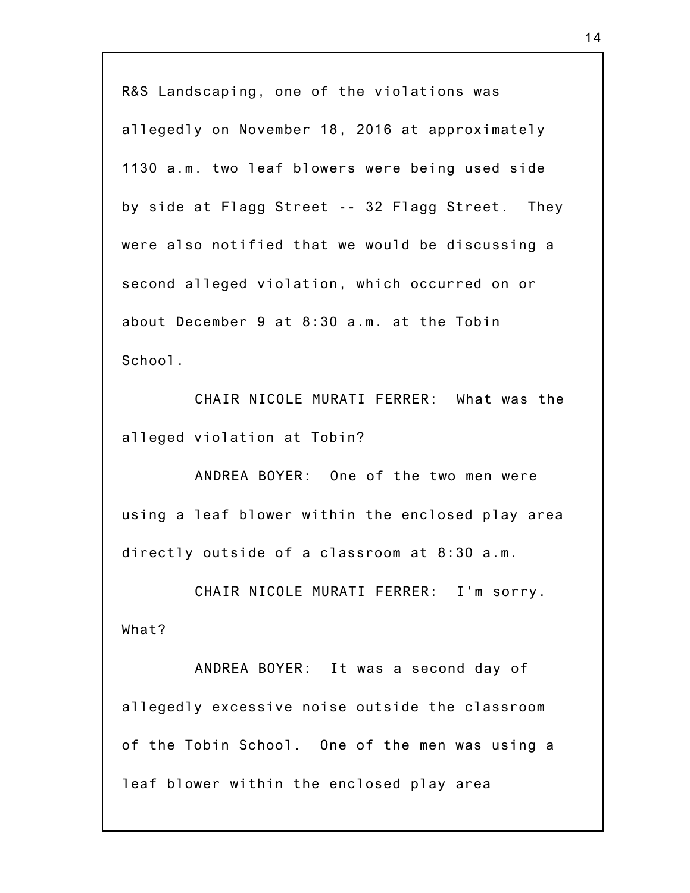R&S Landscaping, one of the violations was allegedly on November 18, 2016 at approximately 1130 a.m. two leaf blowers were being used side by side at Flagg Street -- 32 Flagg Street. They were also notified that we would be discussing a second alleged violation, which occurred on or about December 9 at 8:30 a.m. at the Tobin School.

CHAIR NICOLE MURATI FERRER: What was the alleged violation at Tobin?

ANDREA BOYER: One of the two men were using a leaf blower within the enclosed play area directly outside of a classroom at 8:30 a.m.

CHAIR NICOLE MURATI FERRER: I'm sorry. What?

ANDREA BOYER: It was a second day of allegedly excessive noise outside the classroom of the Tobin School. One of the men was using a leaf blower within the enclosed play area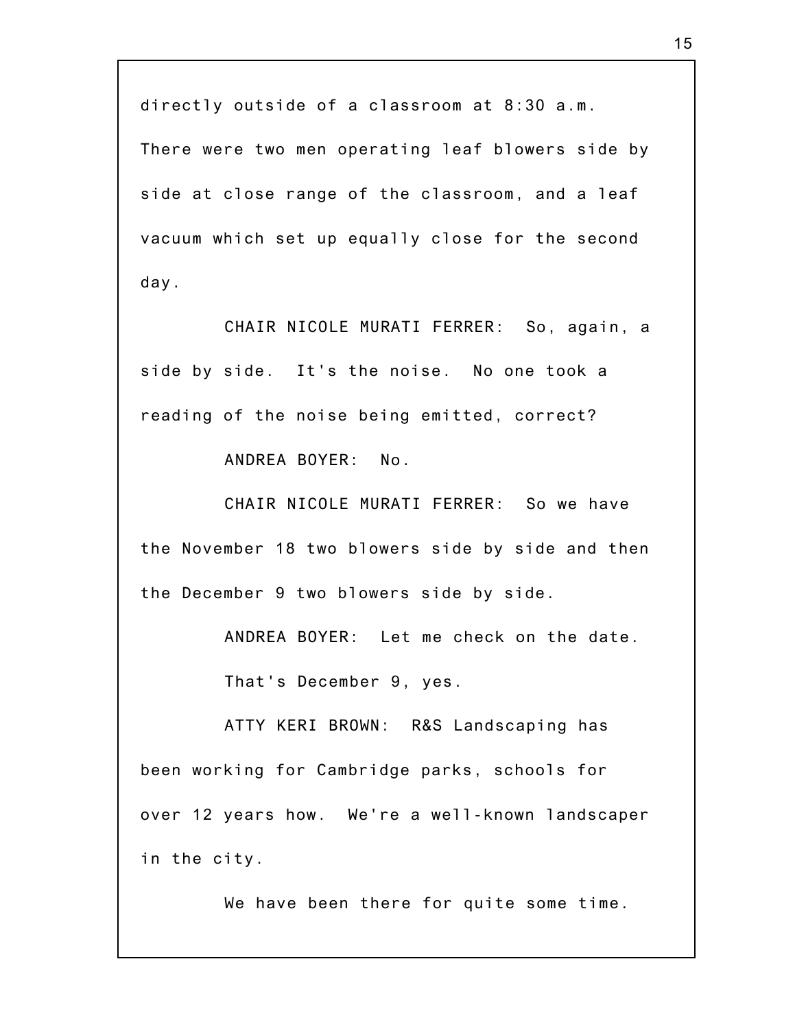directly outside of a classroom at 8:30 a.m. There were two men operating leaf blowers side by side at close range of the classroom, and a leaf vacuum which set up equally close for the second day.

CHAIR NICOLE MURATI FERRER: So, again, a side by side. It's the noise. No one took a reading of the noise being emitted, correct?

ANDREA BOYER: No.

CHAIR NICOLE MURATI FERRER: So we have the November 18 two blowers side by side and then the December 9 two blowers side by side.

ANDREA BOYER: Let me check on the date. That's December 9, yes.

ATTY KERI BROWN: R&S Landscaping has been working for Cambridge parks, schools for over 12 years how. We're a well-known landscaper in the city.

We have been there for quite some time.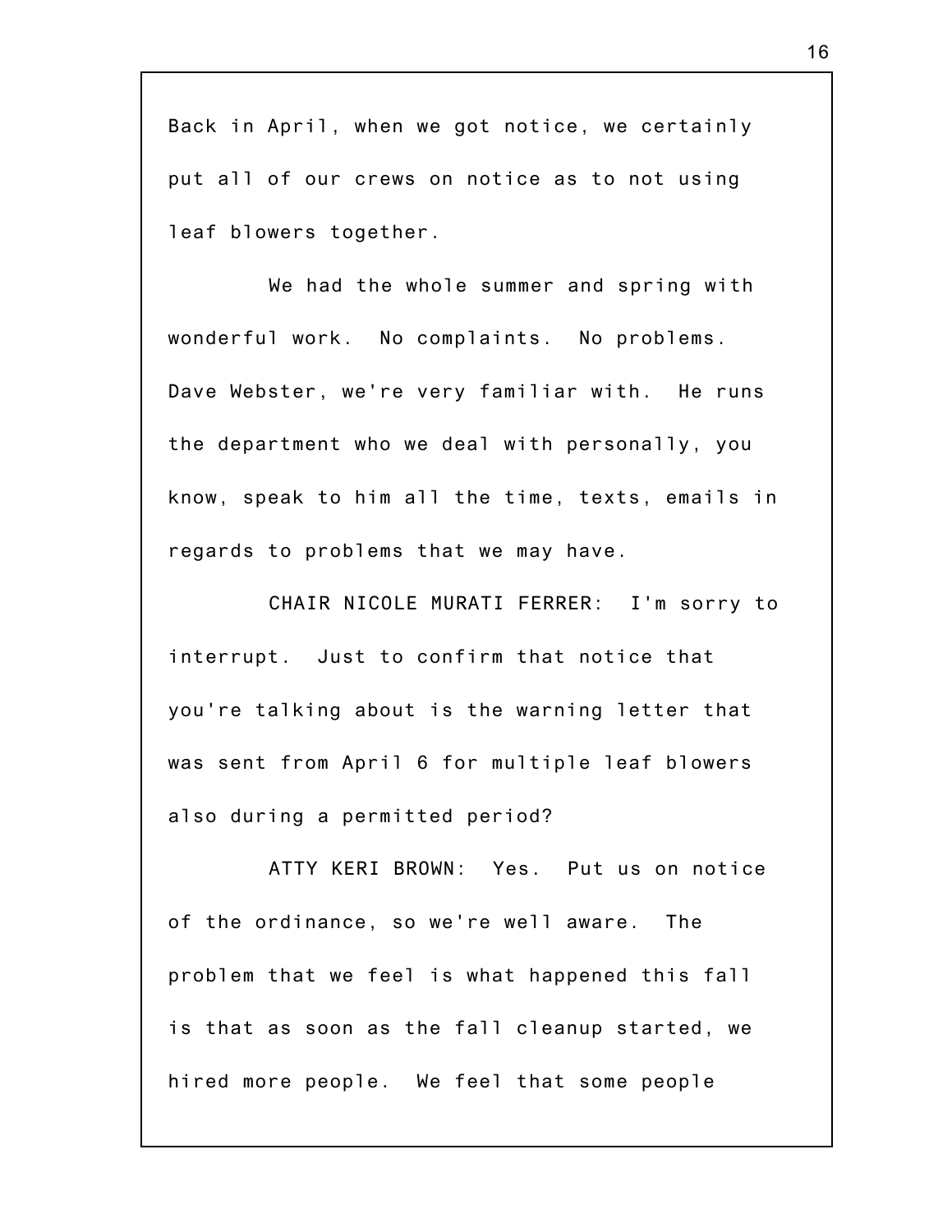Back in April, when we got notice, we certainly put all of our crews on notice as to not using leaf blowers together.

We had the whole summer and spring with wonderful work. No complaints. No problems. Dave Webster, we're very familiar with. He runs the department who we deal with personally, you know, speak to him all the time, texts, emails in regards to problems that we may have.

CHAIR NICOLE MURATI FERRER: I'm sorry to interrupt. Just to confirm that notice that you're talking about is the warning letter that was sent from April 6 for multiple leaf blowers also during a permitted period?

ATTY KERI BROWN: Yes. Put us on notice of the ordinance, so we're well aware. The problem that we feel is what happened this fall is that as soon as the fall cleanup started, we hired more people. We feel that some people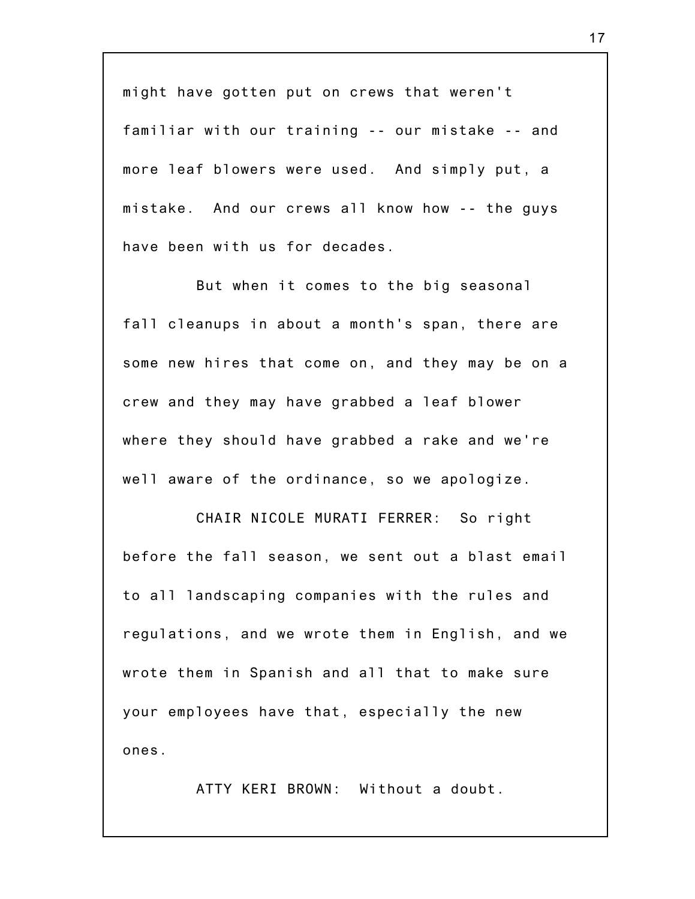might have gotten put on crews that weren't familiar with our training -- our mistake -- and more leaf blowers were used. And simply put, a mistake. And our crews all know how -- the guys have been with us for decades.

But when it comes to the big seasonal fall cleanups in about a month's span, there are some new hires that come on, and they may be on a crew and they may have grabbed a leaf blower where they should have grabbed a rake and we're well aware of the ordinance, so we apologize.

CHAIR NICOLE MURATI FERRER: So right before the fall season, we sent out a blast email to all landscaping companies with the rules and regulations, and we wrote them in English, and we wrote them in Spanish and all that to make sure your employees have that, especially the new ones.

ATTY KERI BROWN: Without a doubt.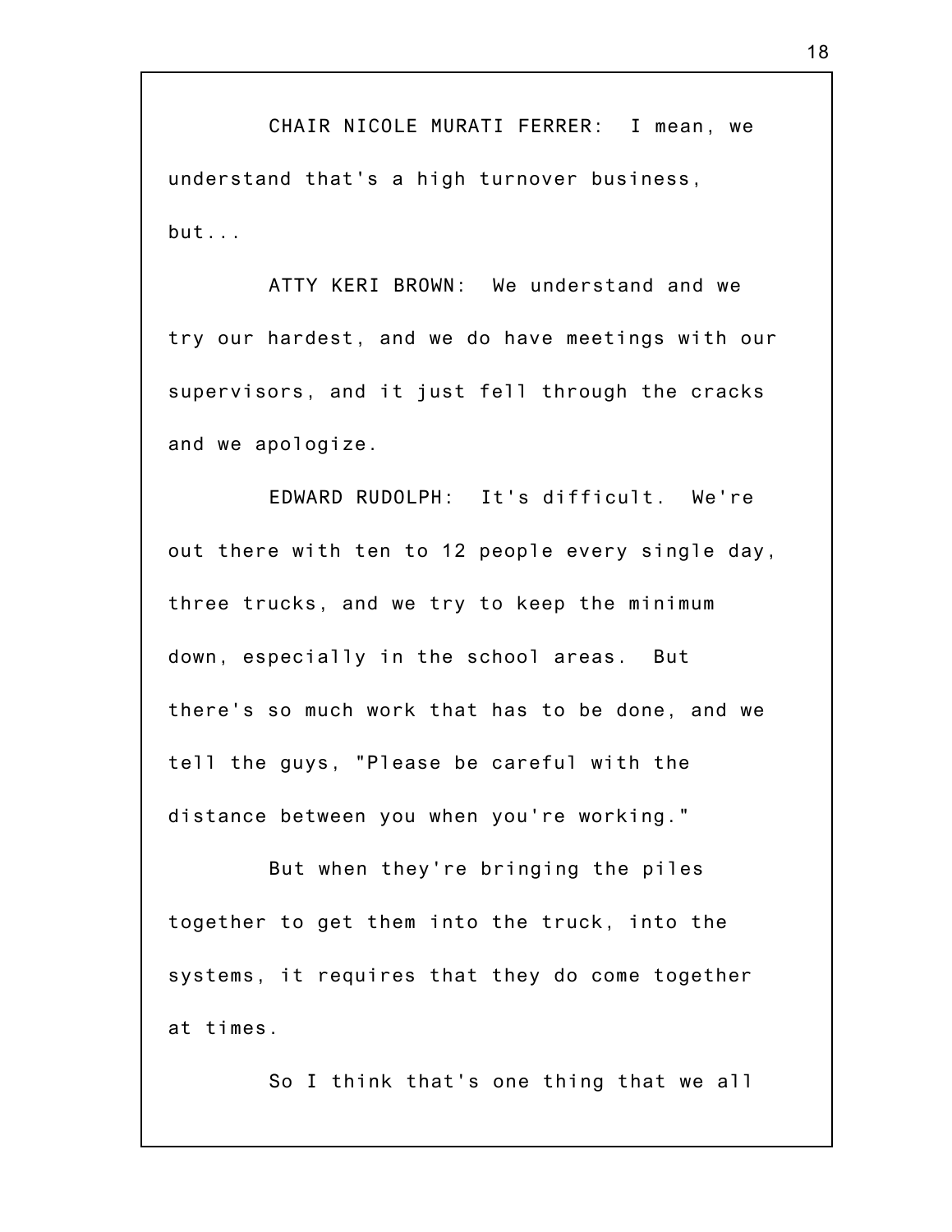CHAIR NICOLE MURATI FERRER: I mean, we understand that's a high turnover business, but...

ATTY KERI BROWN: We understand and we try our hardest, and we do have meetings with our supervisors, and it just fell through the cracks and we apologize.

EDWARD RUDOLPH: It's difficult. We're out there with ten to 12 people every single day, three trucks, and we try to keep the minimum down, especially in the school areas. But there's so much work that has to be done, and we tell the guys, "Please be careful with the distance between you when you're working."

But when they're bringing the piles together to get them into the truck, into the systems, it requires that they do come together at times.

So I think that's one thing that we all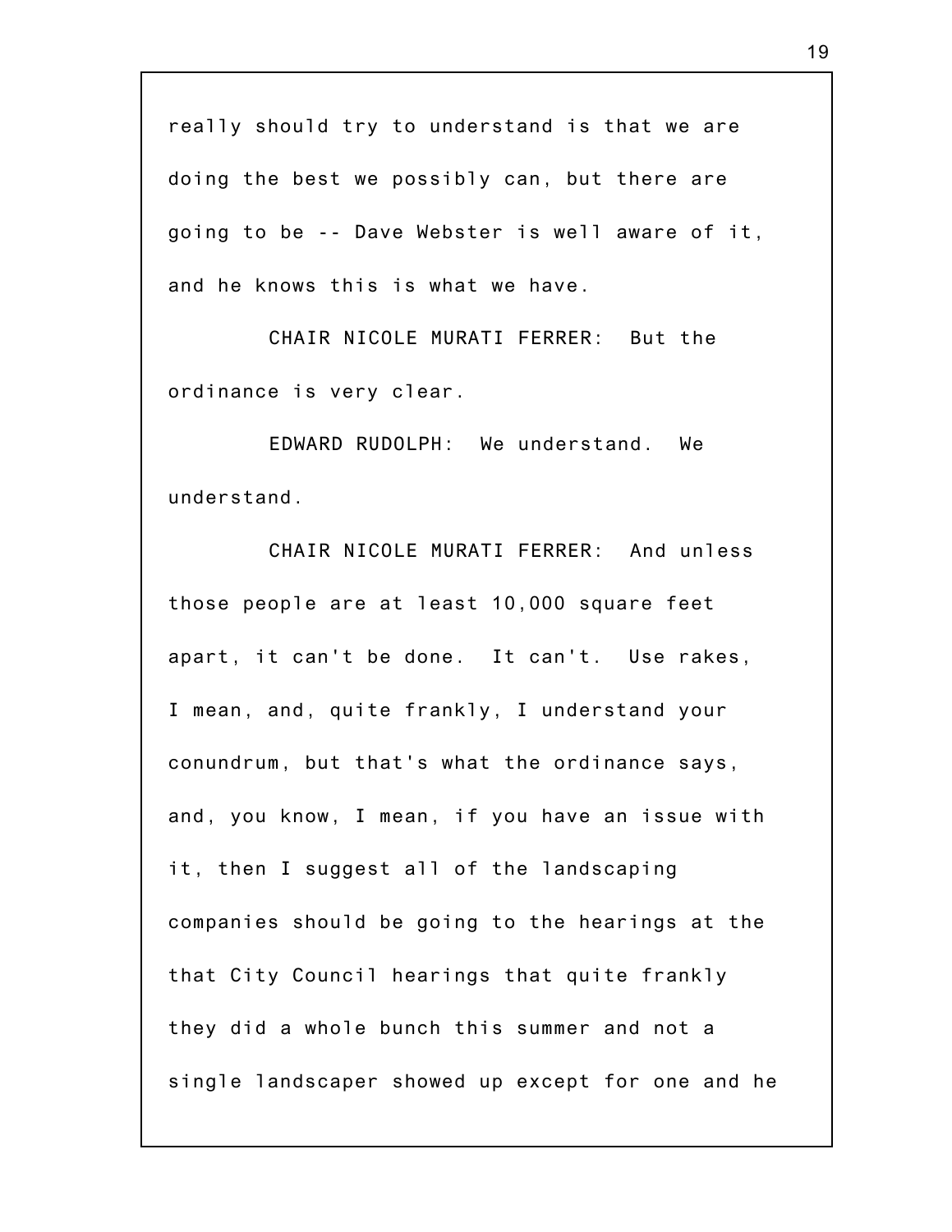really should try to understand is that we are doing the best we possibly can, but there are going to be -- Dave Webster is well aware of it, and he knows this is what we have.

CHAIR NICOLE MURATI FERRER: But the ordinance is very clear.

EDWARD RUDOLPH: We understand. We understand.

CHAIR NICOLE MURATI FERRER: And unless those people are at least 10,000 square feet apart, it can't be done. It can't. Use rakes, I mean, and, quite frankly, I understand your conundrum, but that's what the ordinance says, and, you know, I mean, if you have an issue with it, then I suggest all of the landscaping companies should be going to the hearings at the that City Council hearings that quite frankly they did a whole bunch this summer and not a single landscaper showed up except for one and he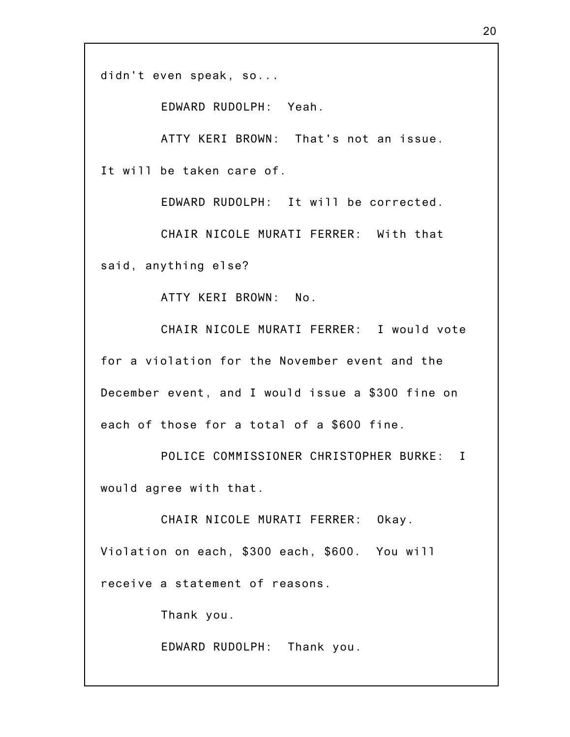didn't even speak, so...

EDWARD RUDOLPH: Yeah.

ATTY KERI BROWN: That's not an issue. It will be taken care of.

EDWARD RUDOLPH: It will be corrected.

CHAIR NICOLE MURATI FERRER: With that said, anything else?

ATTY KERI BROWN: No.

CHAIR NICOLE MURATI FERRER: I would vote for a violation for the November event and the December event, and I would issue a $300 fine on each of those for a total of a $600 fine.

POLICE COMMISSIONER CHRISTOPHER BURKE: I would agree with that.

CHAIR NICOLE MURATI FERRER: Okay. Violation on each, $300 each, $600. You will receive a statement of reasons.

Thank you.

EDWARD RUDOLPH: Thank you.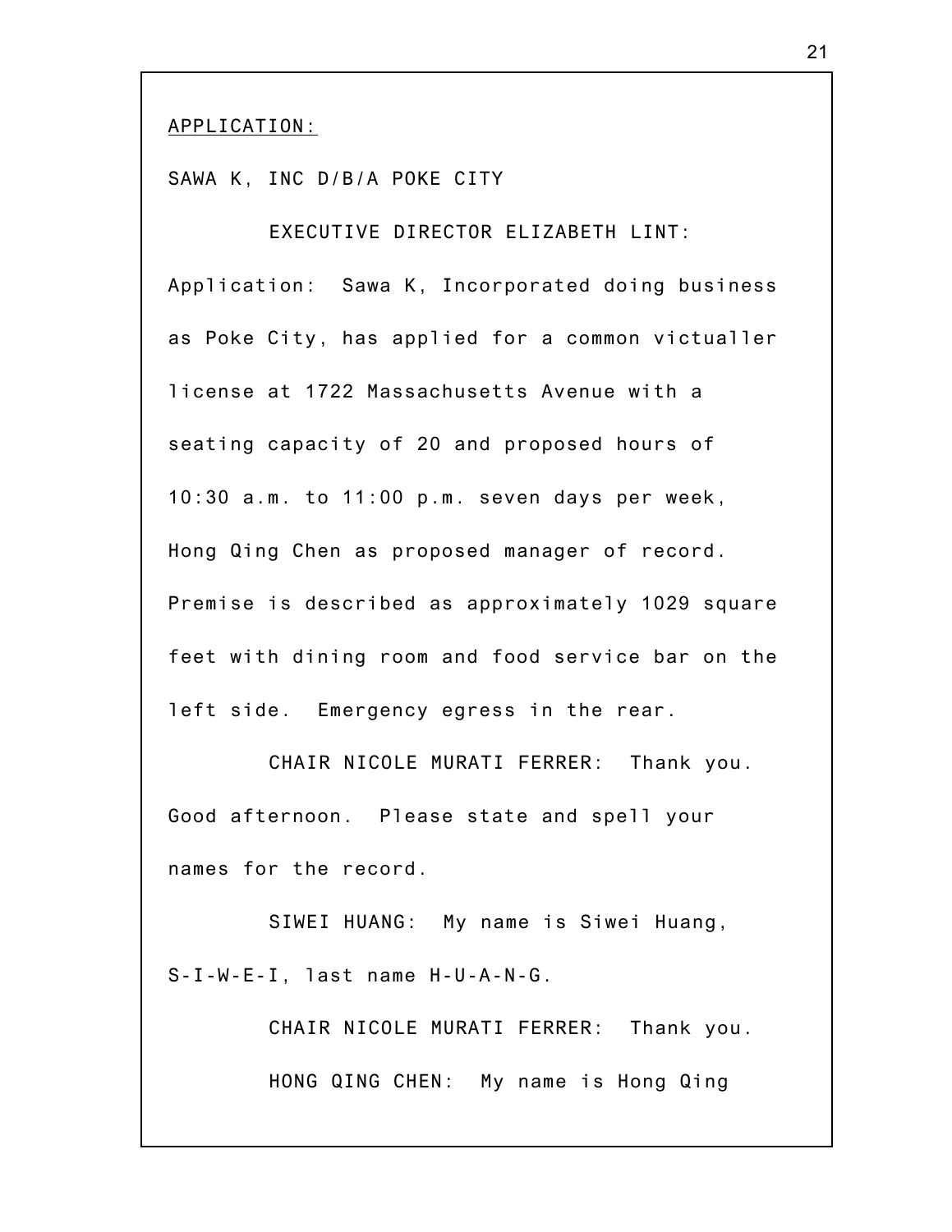APPLICATION:

SAWA K, INC D/B/A POKE CITY

EXECUTIVE DIRECTOR ELIZABETH LINT: Application: Sawa K, Incorporated doing business as Poke City, has applied for a common victualler license at 1722 Massachusetts Avenue with a seating capacity of 20 and proposed hours of 10:30 a.m. to 11:00 p.m. seven days per week, Hong Qing Chen as proposed manager of record. Premise is described as approximately 1029 square feet with dining room and food service bar on the left side. Emergency egress in the rear.

CHAIR NICOLE MURATI FERRER: Thank you. Good afternoon. Please state and spell your names for the record.

SIWEI HUANG: My name is Siwei Huang, S-I-W-E-I, last name H-U-A-N-G.

CHAIR NICOLE MURATI FERRER: Thank you.

HONG QING CHEN: My name is Hong Qing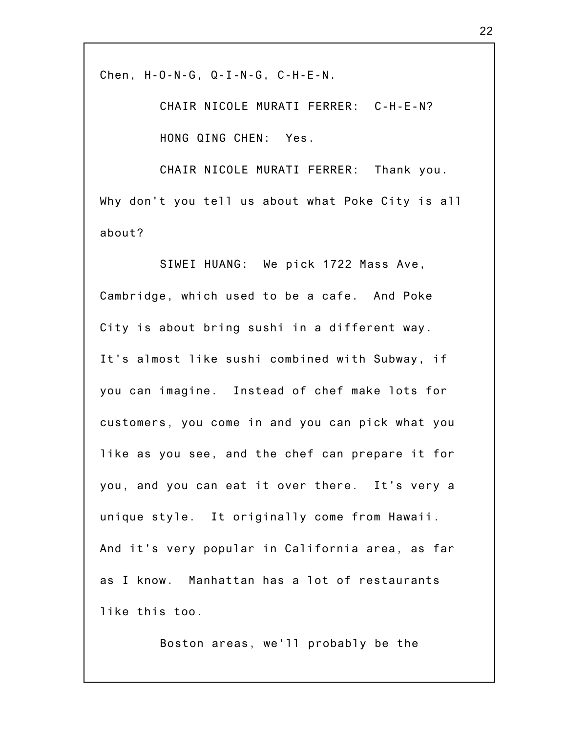Chen, H-O-N-G, Q-I-N-G, C-H-E-N.

CHAIR NICOLE MURATI FERRER: C-H-E-N?

HONG QING CHEN: Yes.

CHAIR NICOLE MURATI FERRER: Thank you. Why don't you tell us about what Poke City is all about?

SIWEI HUANG: We pick 1722 Mass Ave, Cambridge, which used to be a cafe. And Poke City is about bring sushi in a different way. It's almost like sushi combined with Subway, if you can imagine. Instead of chef make lots for customers, you come in and you can pick what you like as you see, and the chef can prepare it for you, and you can eat it over there. It's very a unique style. It originally come from Hawaii. And it's very popular in California area, as far as I know. Manhattan has a lot of restaurants like this too.

Boston areas, we'll probably be the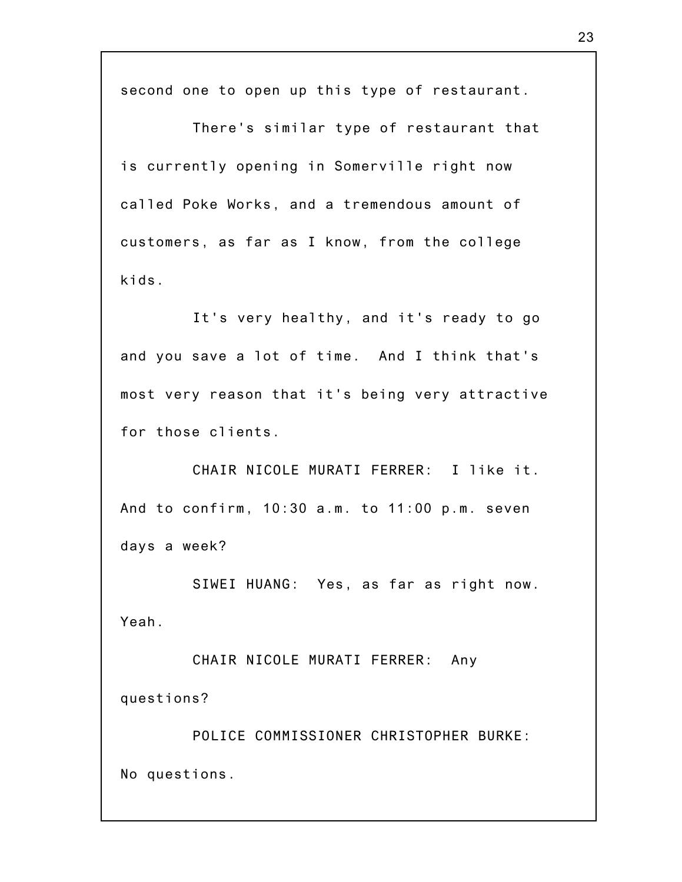second one to open up this type of restaurant.

There's similar type of restaurant that is currently opening in Somerville right now called Poke Works, and a tremendous amount of customers, as far as I know, from the college kids.

It's very healthy, and it's ready to go and you save a lot of time. And I think that's most very reason that it's being very attractive for those clients.

CHAIR NICOLE MURATI FERRER: I like it. And to confirm, 10:30 a.m. to 11:00 p.m. seven days a week?

SIWEI HUANG: Yes, as far as right now. Yeah.

CHAIR NICOLE MURATI FERRER: Any questions?

POLICE COMMISSIONER CHRISTOPHER BURKE: No questions.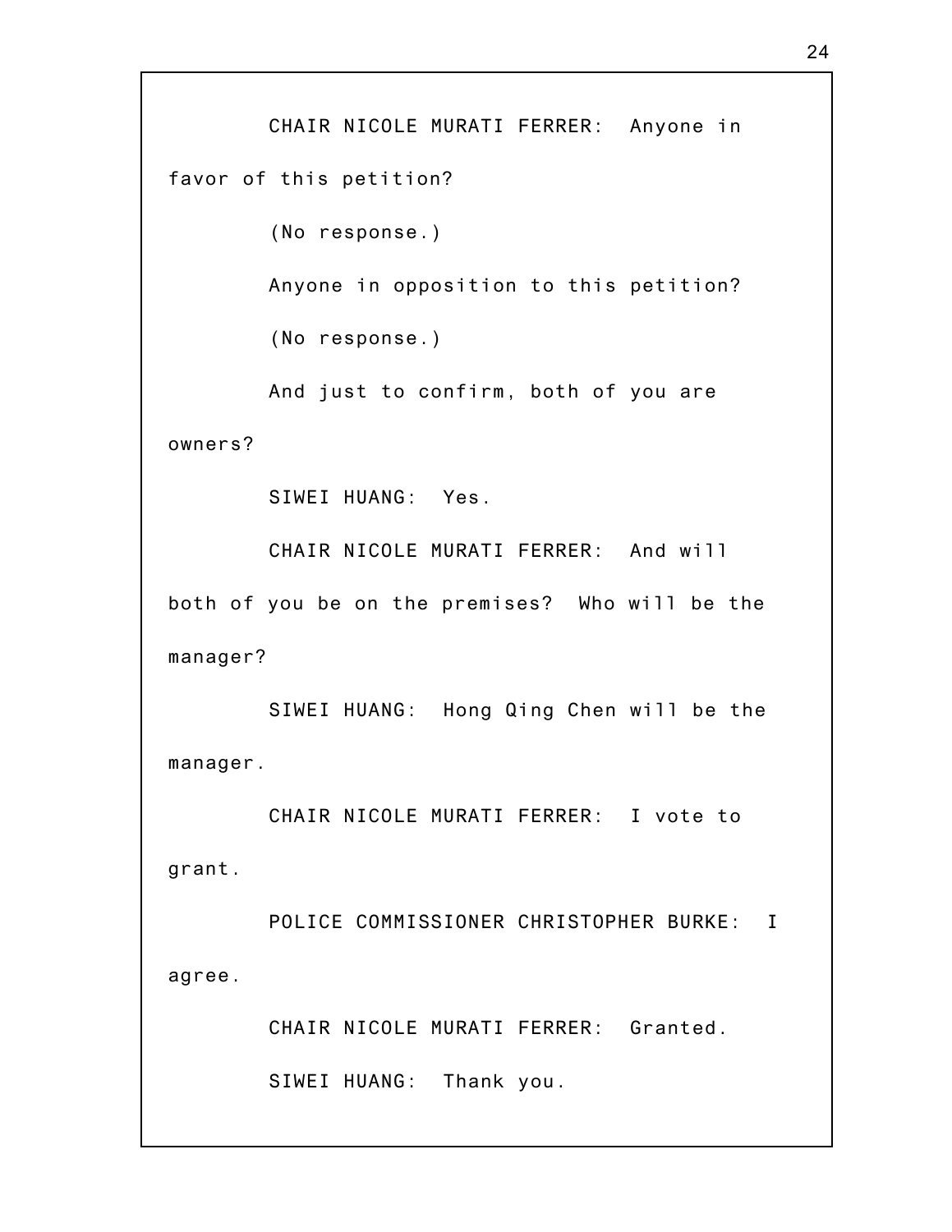CHAIR NICOLE MURATI FERRER: Anyone in favor of this petition?

(No response.)

Anyone in opposition to this petition?

(No response.)

And just to confirm, both of you are owners?

SIWEI HUANG: Yes.

CHAIR NICOLE MURATI FERRER: And will both of you be on the premises? Who will be the manager?

SIWEI HUANG: Hong Qing Chen will be the manager.

CHAIR NICOLE MURATI FERRER: I vote to grant.

POLICE COMMISSIONER CHRISTOPHER BURKE: I agree.

CHAIR NICOLE MURATI FERRER: Granted.

SIWEI HUANG: Thank you.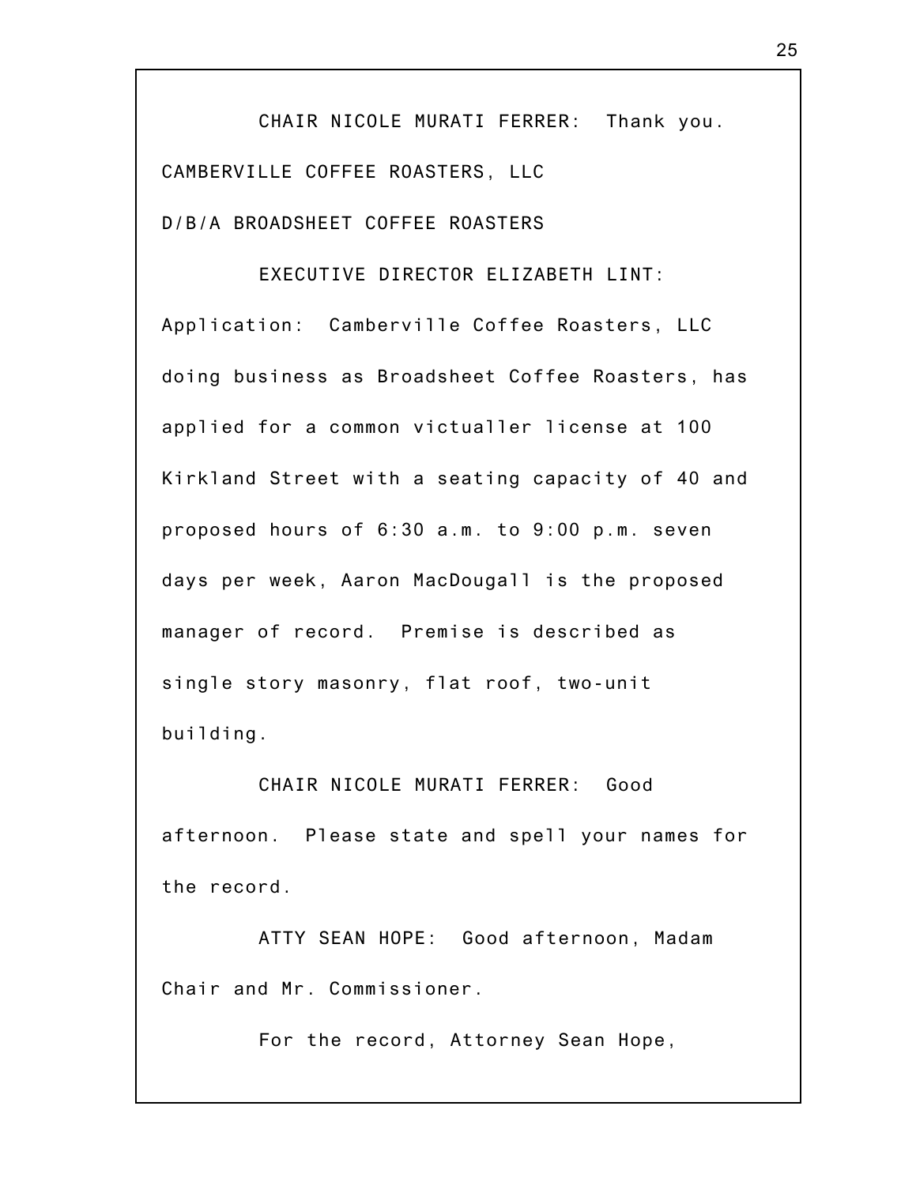CHAIR NICOLE MURATI FERRER: Thank you.

CAMBERVILLE COFFEE ROASTERS, LLC

D/B/A BROADSHEET COFFEE ROASTERS

EXECUTIVE DIRECTOR ELIZABETH LINT: Application: Camberville Coffee Roasters, LLC doing business as Broadsheet Coffee Roasters, has applied for a common victualler license at 100 Kirkland Street with a seating capacity of 40 and proposed hours of 6:30 a.m. to 9:00 p.m. seven days per week, Aaron MacDougall is the proposed manager of record. Premise is described as single story masonry, flat roof, two-unit building.

CHAIR NICOLE MURATI FERRER: Good afternoon. Please state and spell your names for the record.

ATTY SEAN HOPE: Good afternoon, Madam Chair and Mr. Commissioner.

For the record, Attorney Sean Hope,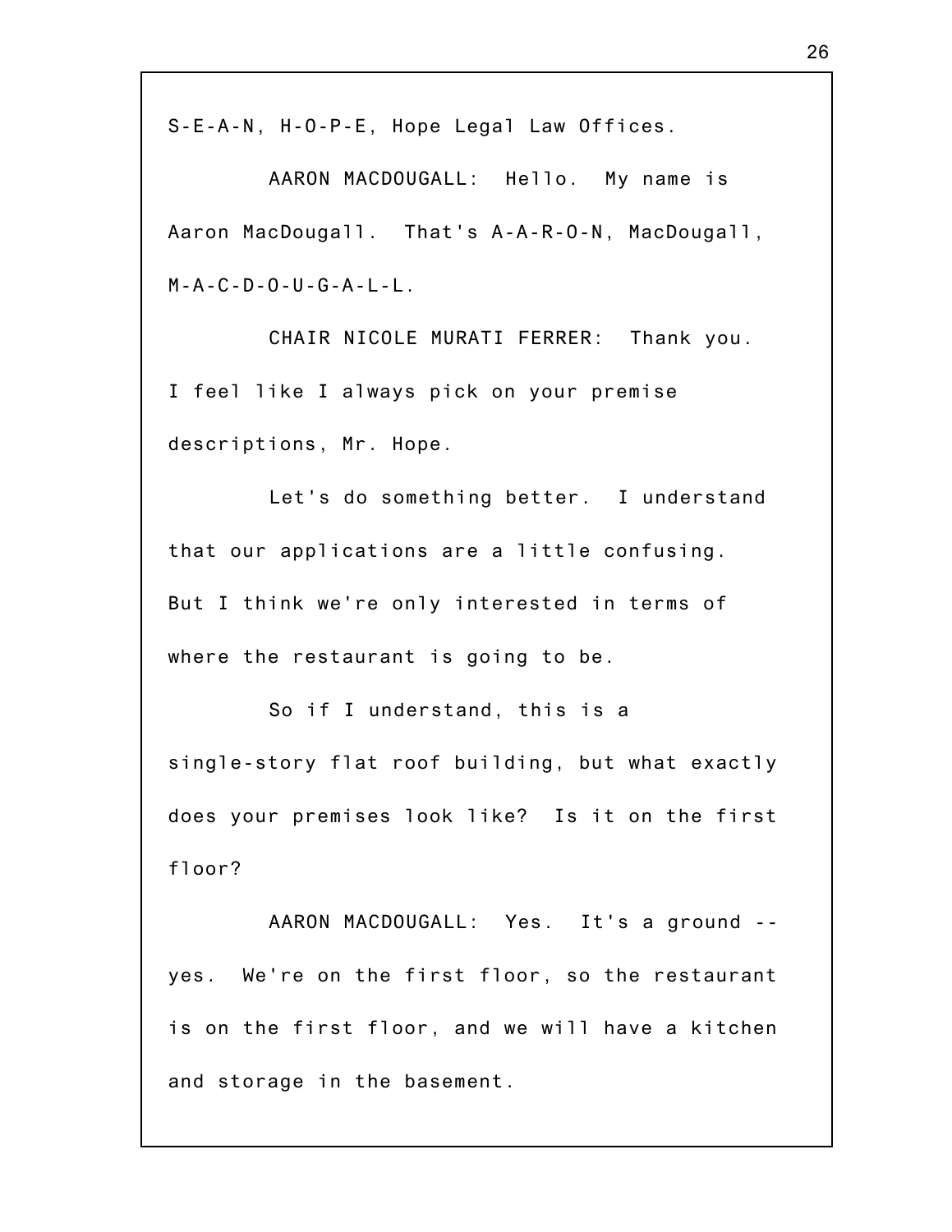S-E-A-N, H-O-P-E, Hope Legal Law Offices.

AARON MACDOUGALL: Hello. My name is Aaron MacDougall. That's A-A-R-O-N, MacDougall, M-A-C-D-O-U-G-A-L-L.

CHAIR NICOLE MURATI FERRER: Thank you. I feel like I always pick on your premise descriptions, Mr. Hope.

Let's do something better. I understand that our applications are a little confusing. But I think we're only interested in terms of where the restaurant is going to be.

So if I understand, this is a single-story flat roof building, but what exactly does your premises look like? Is it on the first floor?

AARON MACDOUGALL: Yes. It's a ground -- yes. We're on the first floor, so the restaurant is on the first floor, and we will have a kitchen and storage in the basement.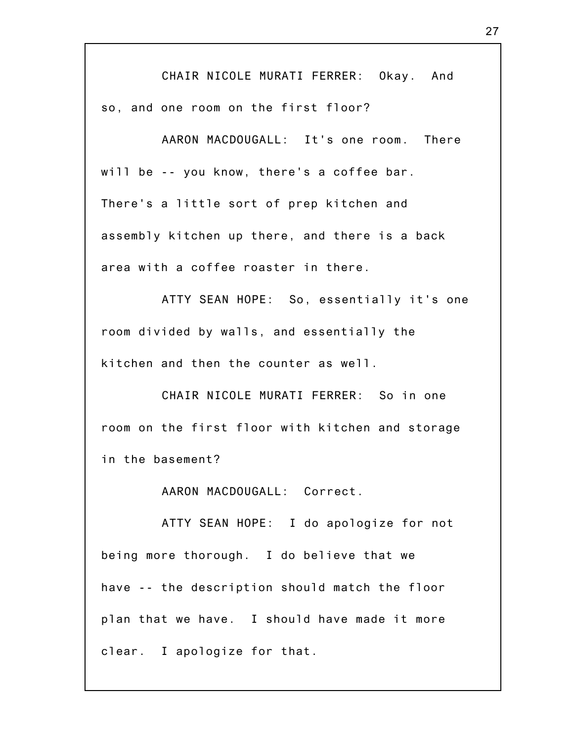CHAIR NICOLE MURATI FERRER: Okay. And so, and one room on the first floor?

AARON MACDOUGALL: It's one room. There will be -- you know, there's a coffee bar. There's a little sort of prep kitchen and assembly kitchen up there, and there is a back area with a coffee roaster in there.

ATTY SEAN HOPE: So, essentially it's one room divided by walls, and essentially the kitchen and then the counter as well.

CHAIR NICOLE MURATI FERRER: So in one room on the first floor with kitchen and storage in the basement?

AARON MACDOUGALL: Correct.

ATTY SEAN HOPE: I do apologize for not being more thorough. I do believe that we have -- the description should match the floor plan that we have. I should have made it more clear. I apologize for that.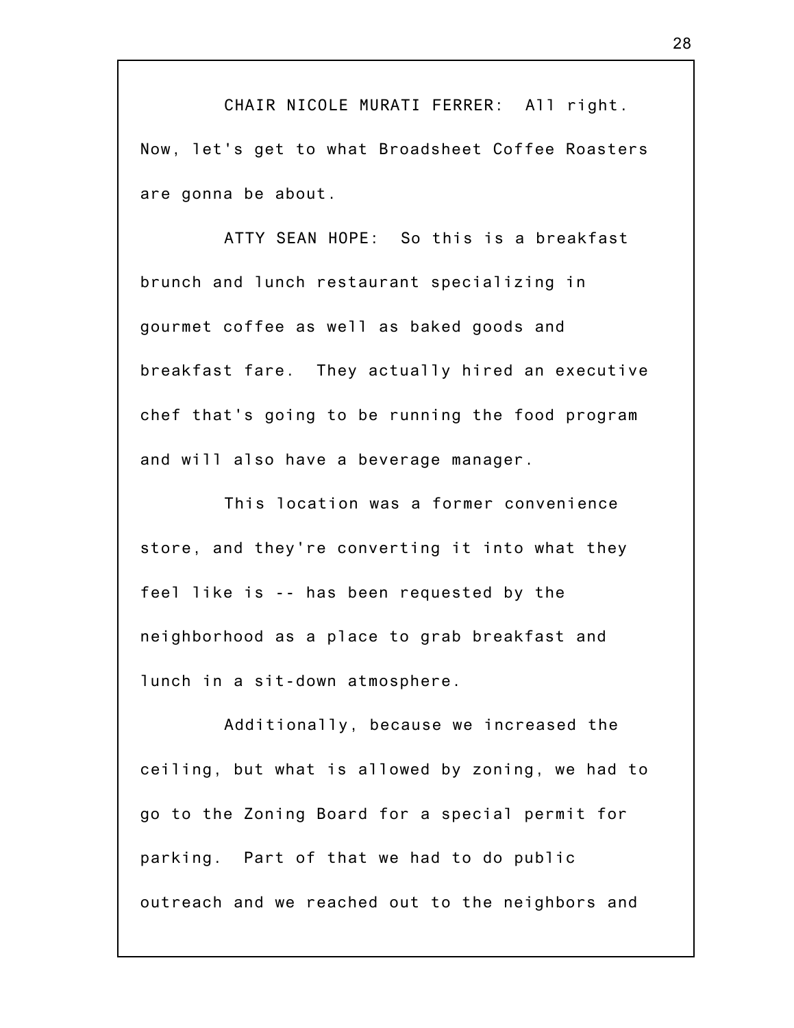CHAIR NICOLE MURATI FERRER: All right. Now, let's get to what Broadsheet Coffee Roasters are gonna be about.

ATTY SEAN HOPE: So this is a breakfast brunch and lunch restaurant specializing in gourmet coffee as well as baked goods and breakfast fare. They actually hired an executive chef that's going to be running the food program and will also have a beverage manager.

This location was a former convenience store, and they're converting it into what they feel like is -- has been requested by the neighborhood as a place to grab breakfast and lunch in a sit-down atmosphere.

Additionally, because we increased the ceiling, but what is allowed by zoning, we had to go to the Zoning Board for a special permit for parking. Part of that we had to do public outreach and we reached out to the neighbors and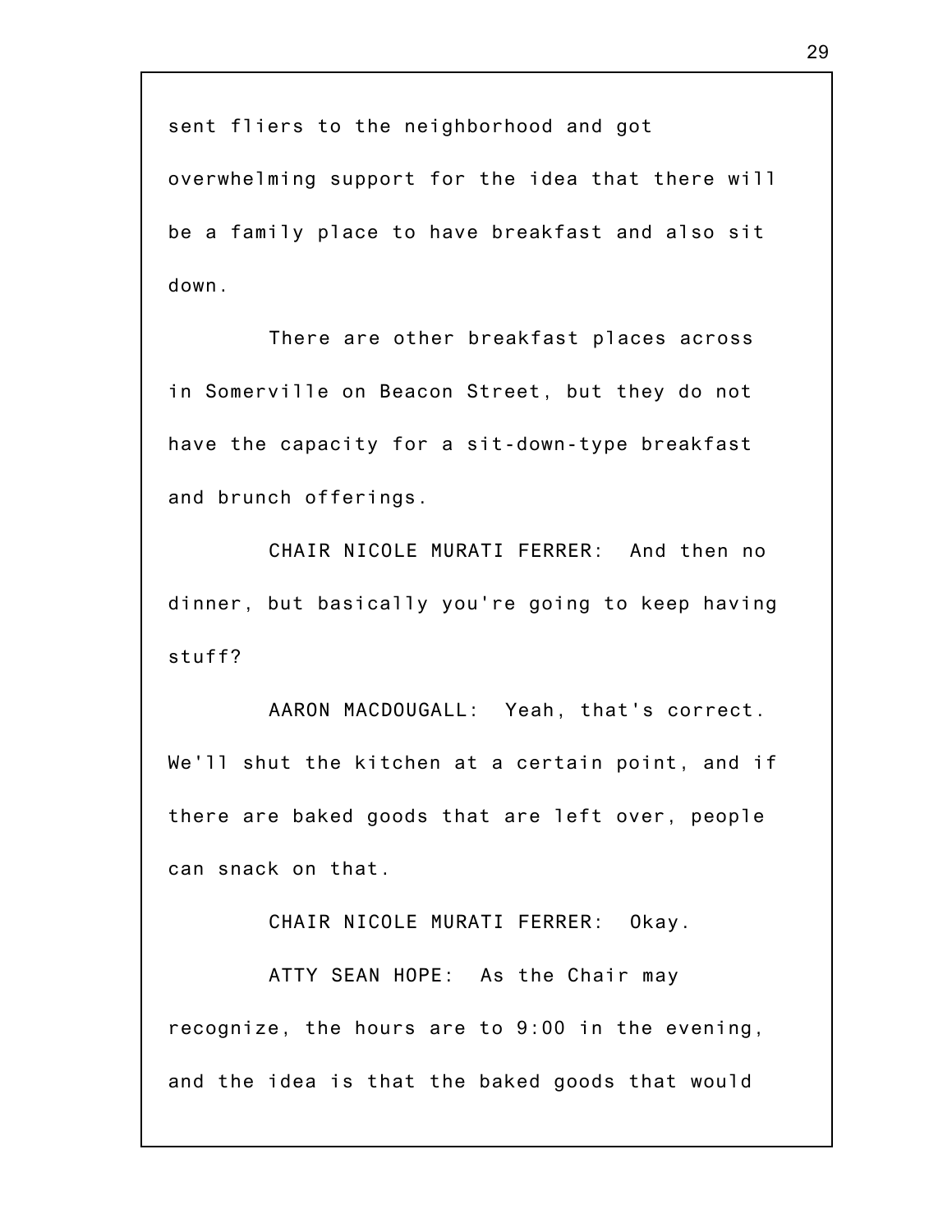sent fliers to the neighborhood and got overwhelming support for the idea that there will be a family place to have breakfast and also sit down.

There are other breakfast places across in Somerville on Beacon Street, but they do not have the capacity for a sit-down-type breakfast and brunch offerings.

CHAIR NICOLE MURATI FERRER: And then no dinner, but basically you're going to keep having stuff?

AARON MACDOUGALL: Yeah, that's correct. We'll shut the kitchen at a certain point, and if there are baked goods that are left over, people can snack on that.

CHAIR NICOLE MURATI FERRER: Okay.

ATTY SEAN HOPE: As the Chair may recognize, the hours are to 9:00 in the evening, and the idea is that the baked goods that would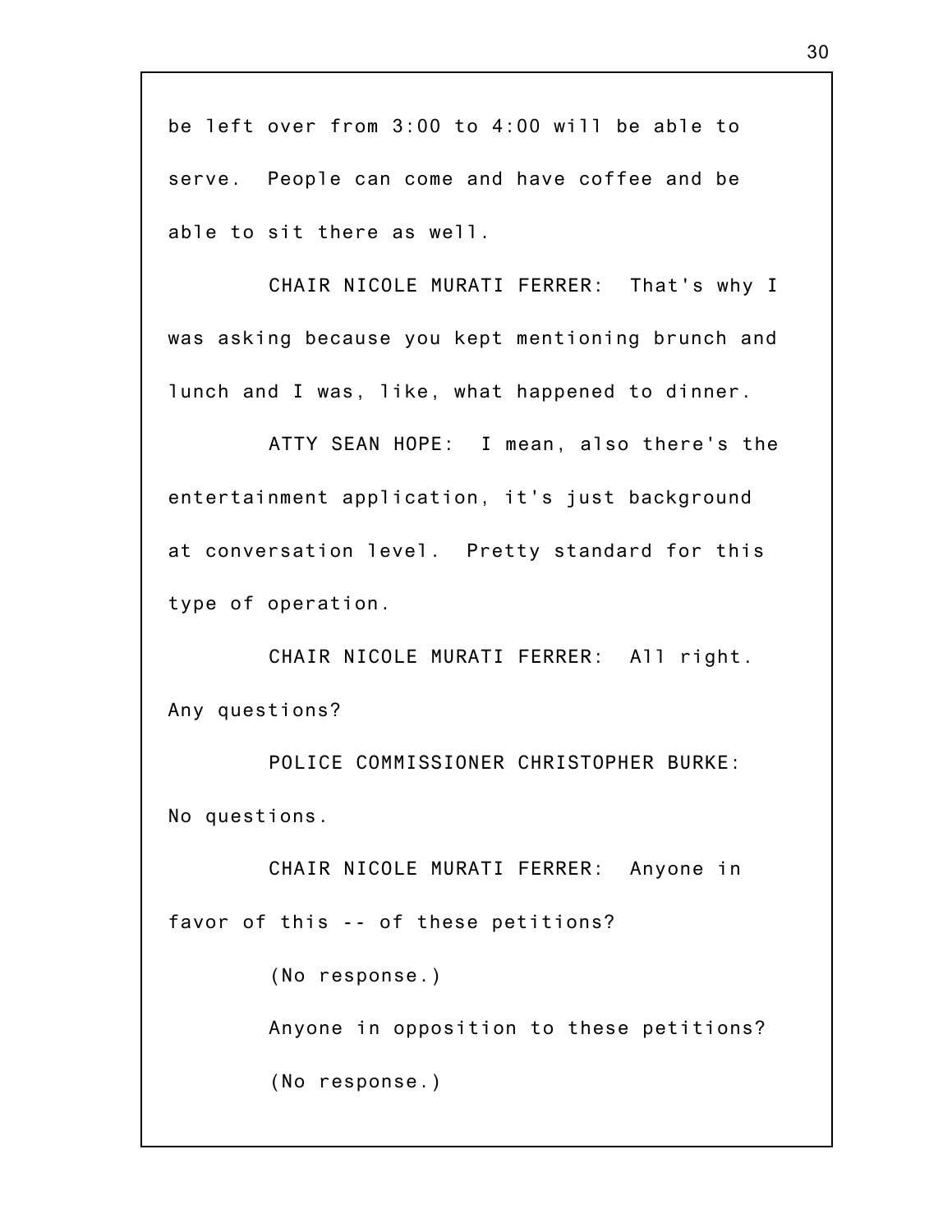be left over from 3:00 to 4:00 will be able to serve. People can come and have coffee and be able to sit there as well.

CHAIR NICOLE MURATI FERRER: That's why I was asking because you kept mentioning brunch and lunch and I was, like, what happened to dinner.

ATTY SEAN HOPE: I mean, also there's the entertainment application, it's just background at conversation level. Pretty standard for this type of operation.

CHAIR NICOLE MURATI FERRER: All right. Any questions?

POLICE COMMISSIONER CHRISTOPHER BURKE: No questions.

CHAIR NICOLE MURATI FERRER: Anyone in favor of this -- of these petitions?

(No response.)

Anyone in opposition to these petitions?

(No response.)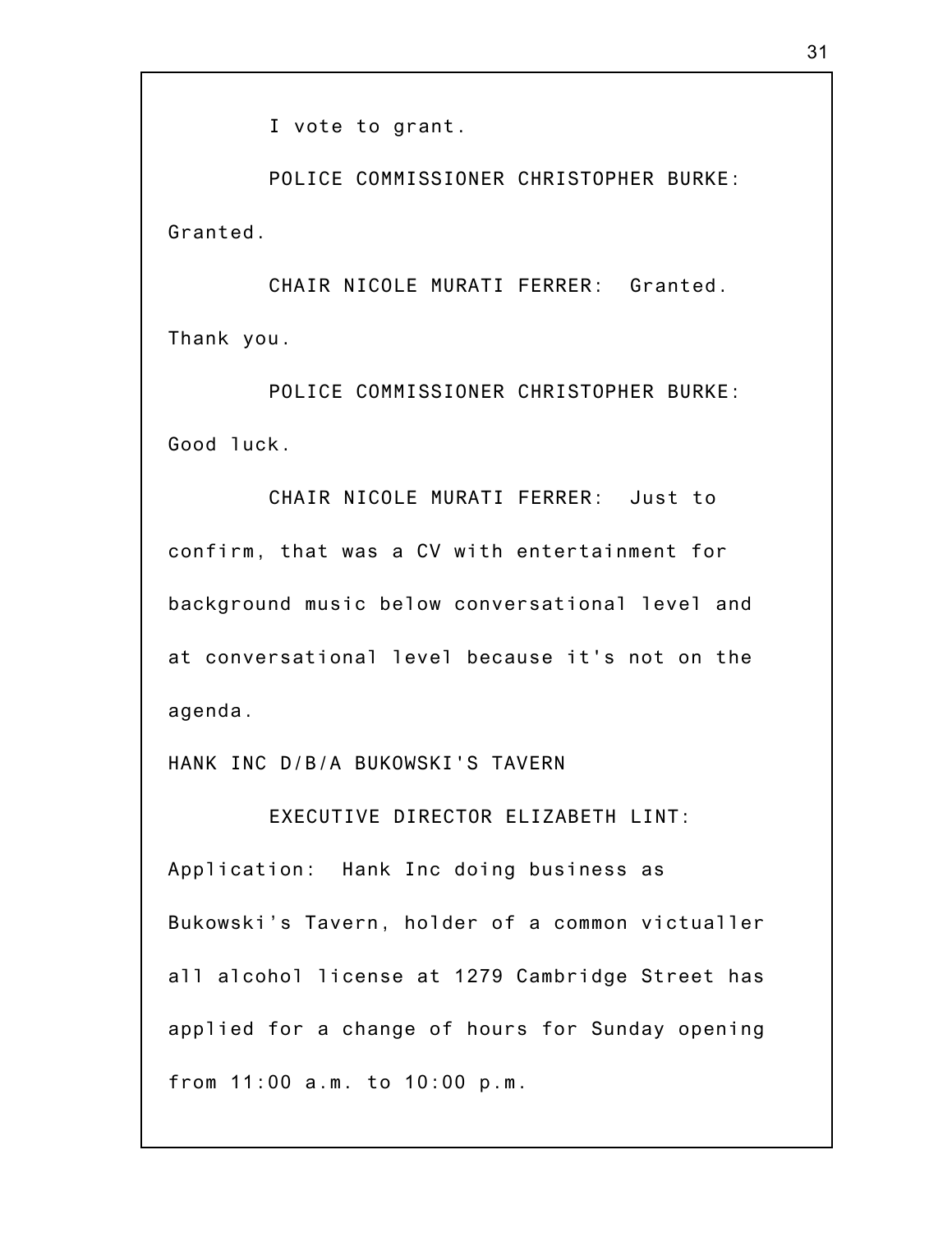I vote to grant.

POLICE COMMISSIONER CHRISTOPHER BURKE: Granted.

CHAIR NICOLE MURATI FERRER: Granted. Thank you.

POLICE COMMISSIONER CHRISTOPHER BURKE: Good luck.

CHAIR NICOLE MURATI FERRER: Just to confirm, that was a CV with entertainment for background music below conversational level and at conversational level because it's not on the agenda.

HANK INC D/B/A BUKOWSKI'S TAVERN

EXECUTIVE DIRECTOR ELIZABETH LINT: Application: Hank Inc doing business as Bukowski's Tavern, holder of a common victualler all alcohol license at 1279 Cambridge Street has applied for a change of hours for Sunday opening from 11:00 a.m. to 10:00 p.m.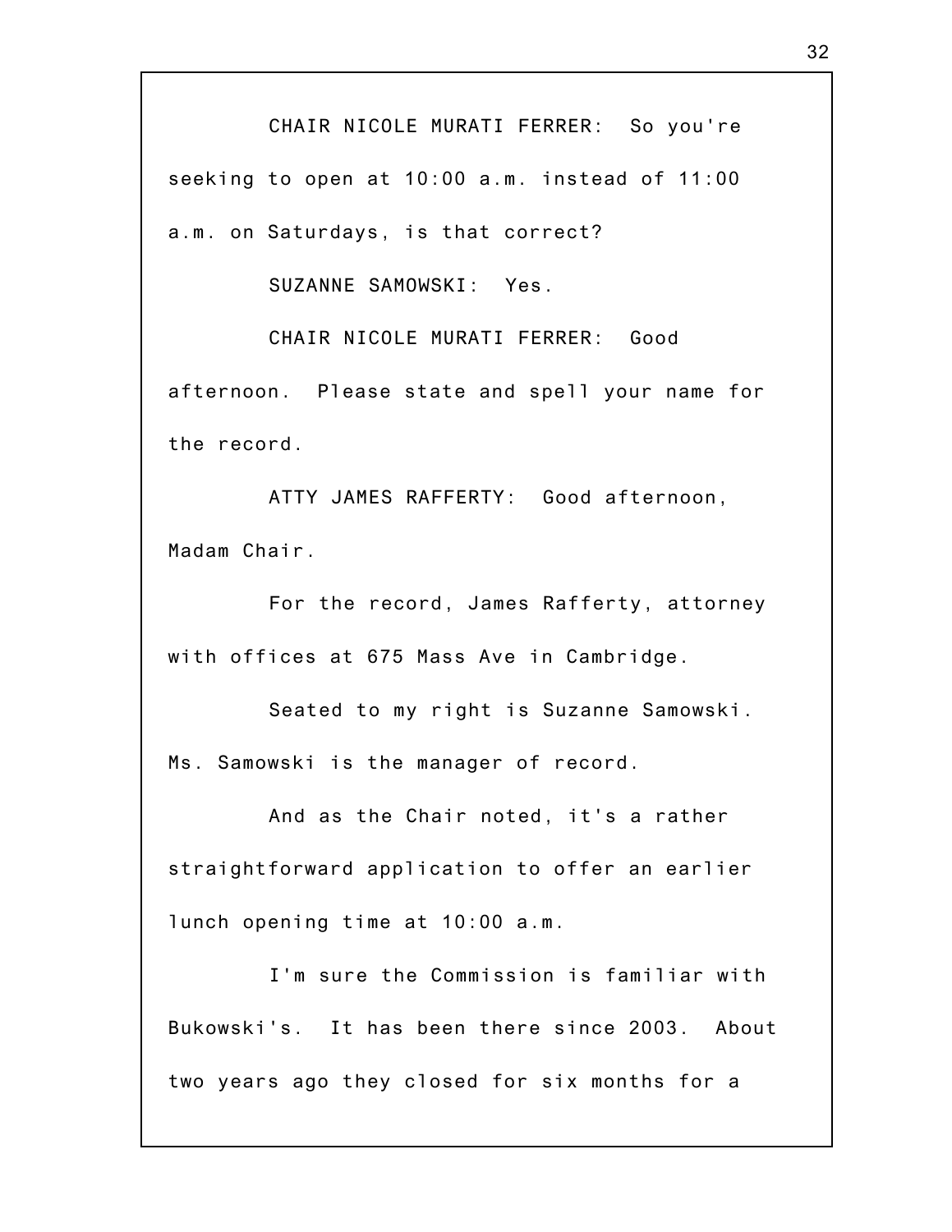CHAIR NICOLE MURATI FERRER: So you're seeking to open at 10:00 a.m. instead of 11:00 a.m. on Saturdays, is that correct?

SUZANNE SAMOWSKI: Yes.

CHAIR NICOLE MURATI FERRER: Good afternoon. Please state and spell your name for the record.

ATTY JAMES RAFFERTY: Good afternoon, Madam Chair.

For the record, James Rafferty, attorney with offices at 675 Mass Ave in Cambridge.

Seated to my right is Suzanne Samowski. Ms. Samowski is the manager of record.

And as the Chair noted, it's a rather straightforward application to offer an earlier lunch opening time at 10:00 a.m.

I'm sure the Commission is familiar with Bukowski's. It has been there since 2003. About two years ago they closed for six months for a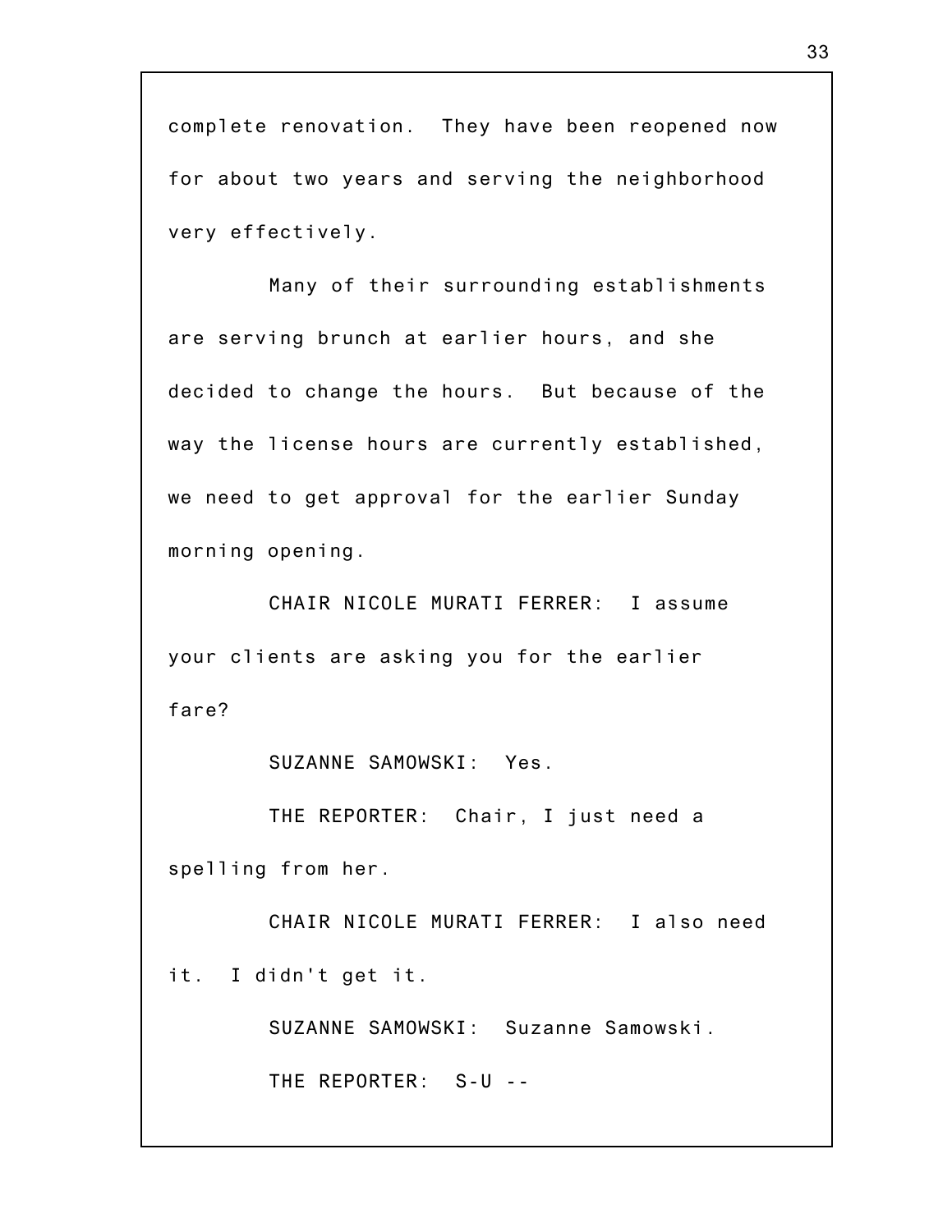complete renovation. They have been reopened now for about two years and serving the neighborhood very effectively.

Many of their surrounding establishments are serving brunch at earlier hours, and she decided to change the hours. But because of the way the license hours are currently established, we need to get approval for the earlier Sunday morning opening.

CHAIR NICOLE MURATI FERRER: I assume your clients are asking you for the earlier fare?

SUZANNE SAMOWSKI: Yes.

THE REPORTER: Chair, I just need a spelling from her.

CHAIR NICOLE MURATI FERRER: I also need it. I didn't get it.

SUZANNE SAMOWSKI: Suzanne Samowski.

THE REPORTER: S-U --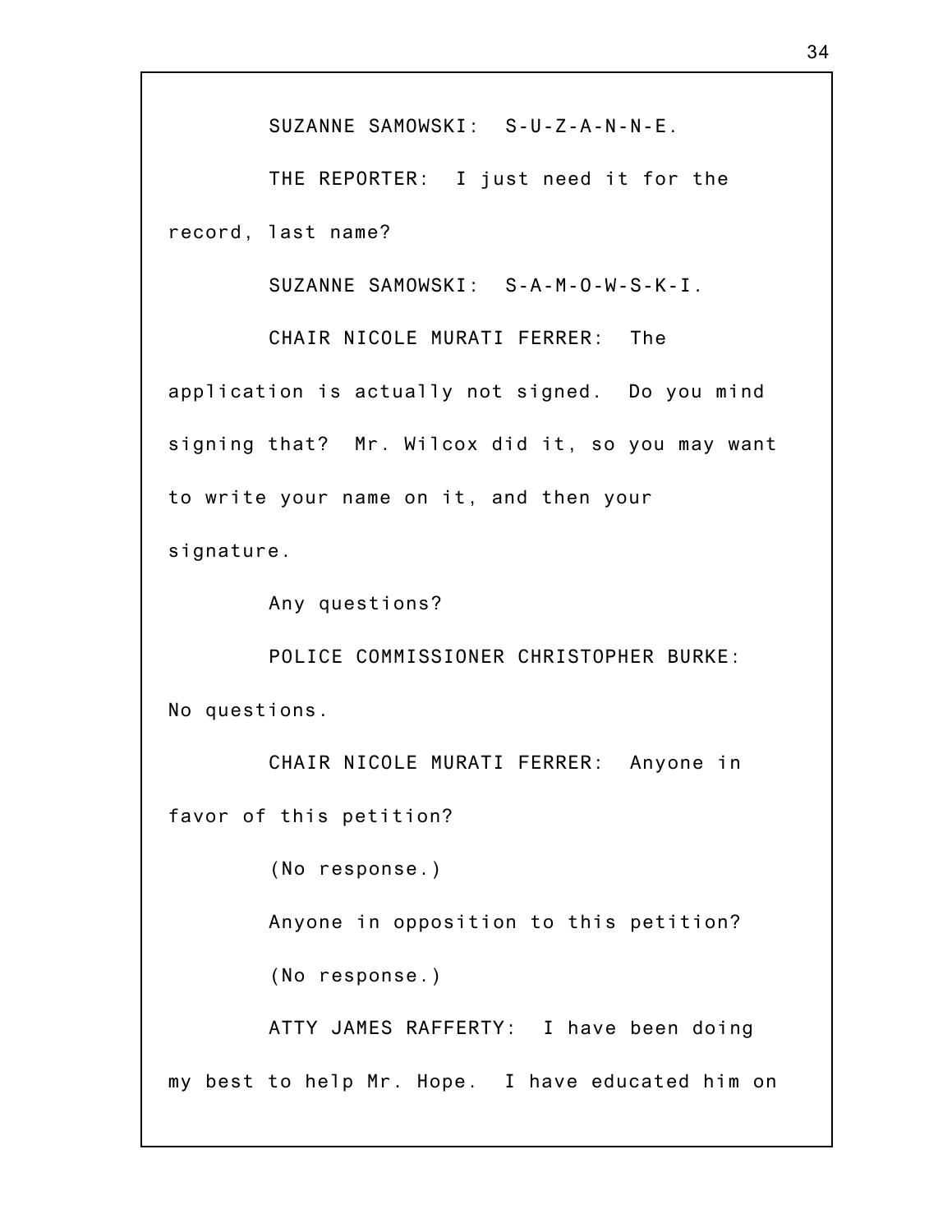SUZANNE SAMOWSKI: S-U-Z-A-N-N-E.

THE REPORTER: I just need it for the record, last name?

SUZANNE SAMOWSKI: S-A-M-O-W-S-K-I.

CHAIR NICOLE MURATI FERRER: The application is actually not signed. Do you mind signing that? Mr. Wilcox did it, so you may want to write your name on it, and then your signature.

Any questions?

POLICE COMMISSIONER CHRISTOPHER BURKE: No questions.

CHAIR NICOLE MURATI FERRER: Anyone in favor of this petition?

(No response.)

Anyone in opposition to this petition?

(No response.)

ATTY JAMES RAFFERTY: I have been doing my best to help Mr. Hope. I have educated him on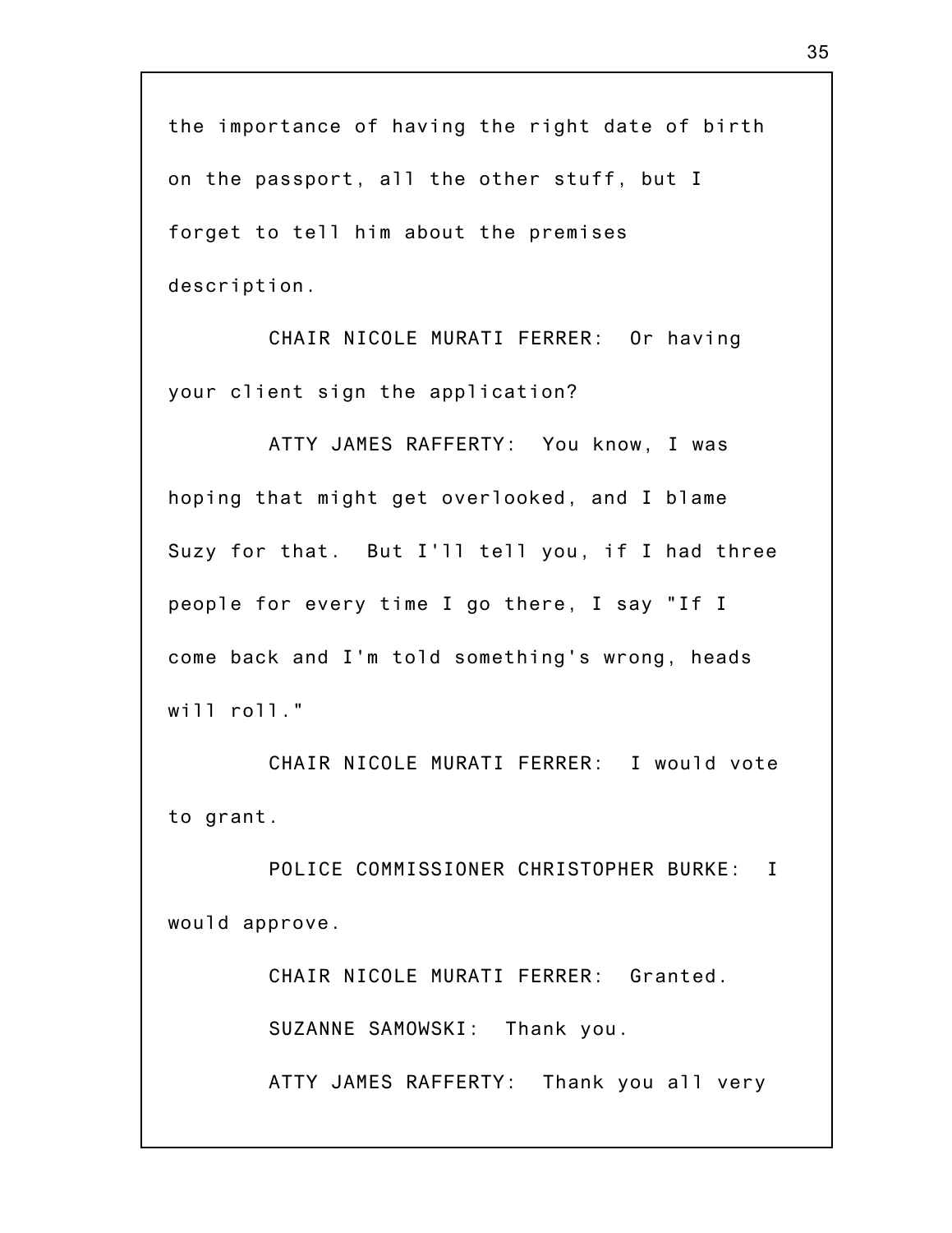the importance of having the right date of birth on the passport, all the other stuff, but I forget to tell him about the premises description.

CHAIR NICOLE MURATI FERRER: Or having your client sign the application?

ATTY JAMES RAFFERTY: You know, I was hoping that might get overlooked, and I blame Suzy for that. But I'll tell you, if I had three people for every time I go there, I say "If I come back and I'm told something's wrong, heads will roll."

CHAIR NICOLE MURATI FERRER: I would vote to grant.

POLICE COMMISSIONER CHRISTOPHER BURKE: I would approve.

CHAIR NICOLE MURATI FERRER: Granted.

SUZANNE SAMOWSKI: Thank you.

ATTY JAMES RAFFERTY: Thank you all very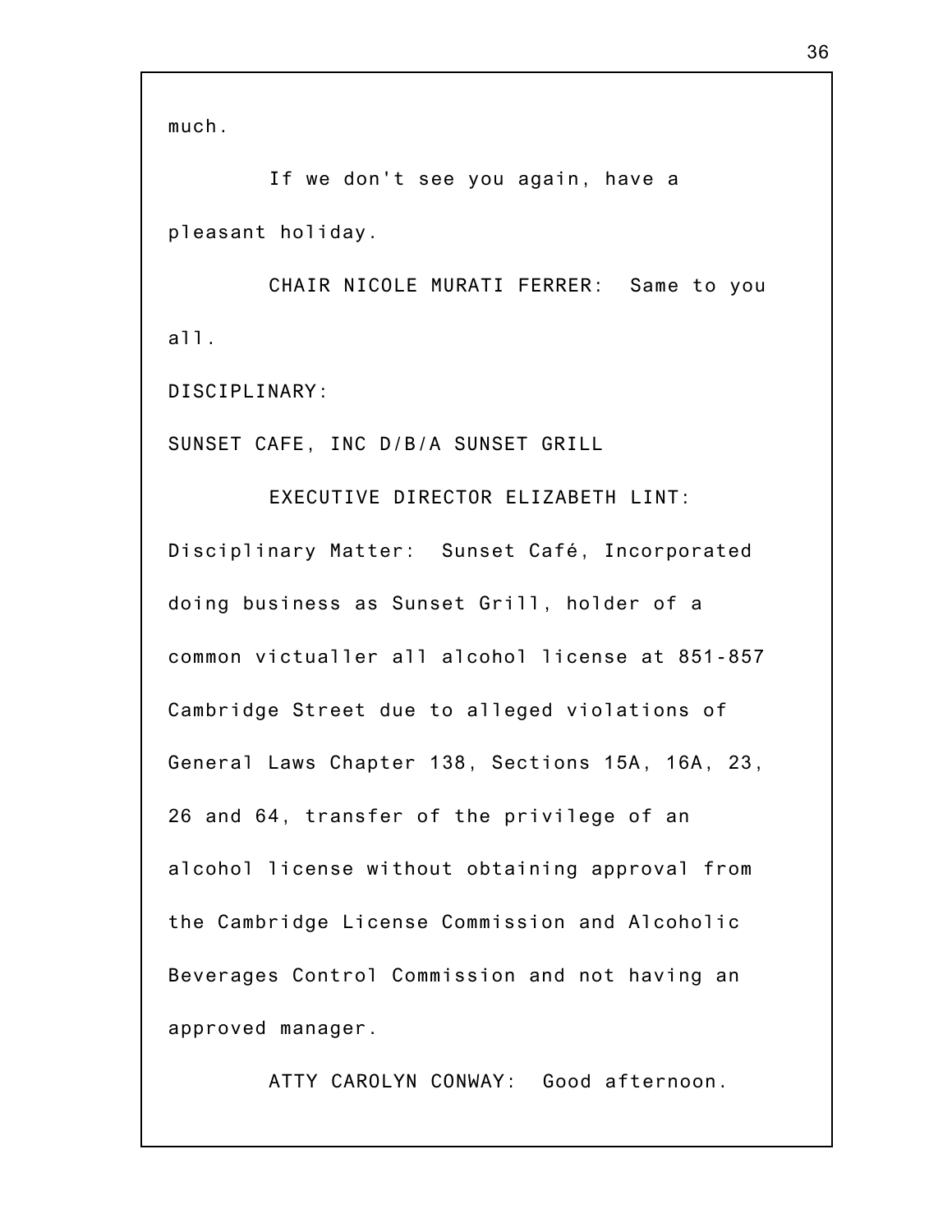much.

If we don't see you again, have a pleasant holiday.

CHAIR NICOLE MURATI FERRER: Same to you all.

DISCIPLINARY:

SUNSET CAFE, INC D/B/A SUNSET GRILL

EXECUTIVE DIRECTOR ELIZABETH LINT: Disciplinary Matter: Sunset Café, Incorporated doing business as Sunset Grill, holder of a common victualler all alcohol license at 851-857 Cambridge Street due to alleged violations of General Laws Chapter 138, Sections 15A, 16A, 23, 26 and 64, transfer of the privilege of an alcohol license without obtaining approval from the Cambridge License Commission and Alcoholic Beverages Control Commission and not having an approved manager.

ATTY CAROLYN CONWAY: Good afternoon.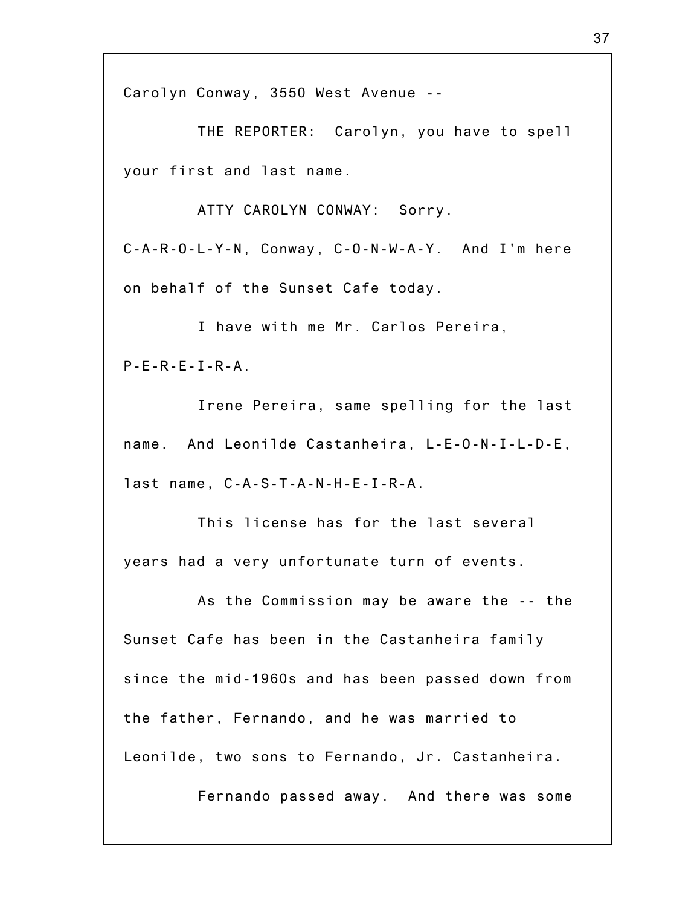Carolyn Conway, 3550 West Avenue --

THE REPORTER: Carolyn, you have to spell your first and last name.

ATTY CAROLYN CONWAY: Sorry. C-A-R-O-L-Y-N, Conway, C-O-N-W-A-Y. And I'm here on behalf of the Sunset Cafe today.

I have with me Mr. Carlos Pereira, P-E-R-E-I-R-A.

Irene Pereira, same spelling for the last name. And Leonilde Castanheira, L-E-O-N-I-L-D-E, last name, C-A-S-T-A-N-H-E-I-R-A.

This license has for the last several years had a very unfortunate turn of events.

As the Commission may be aware the -- the Sunset Cafe has been in the Castanheira family since the mid-1960s and has been passed down from the father, Fernando, and he was married to Leonilde, two sons to Fernando, Jr. Castanheira.

Fernando passed away. And there was some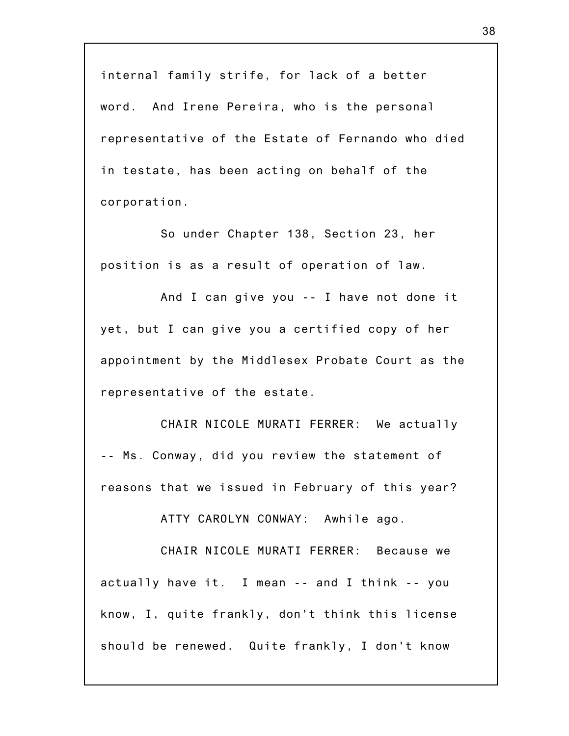internal family strife, for lack of a better word. And Irene Pereira, who is the personal representative of the Estate of Fernando who died in testate, has been acting on behalf of the corporation.

So under Chapter 138, Section 23, her position is as a result of operation of law.

And I can give you -- I have not done it yet, but I can give you a certified copy of her appointment by the Middlesex Probate Court as the representative of the estate.

CHAIR NICOLE MURATI FERRER: We actually -- Ms. Conway, did you review the statement of reasons that we issued in February of this year?

ATTY CAROLYN CONWAY: Awhile ago.

CHAIR NICOLE MURATI FERRER: Because we actually have it. I mean -- and I think -- you know, I, quite frankly, don't think this license should be renewed. Quite frankly, I don't know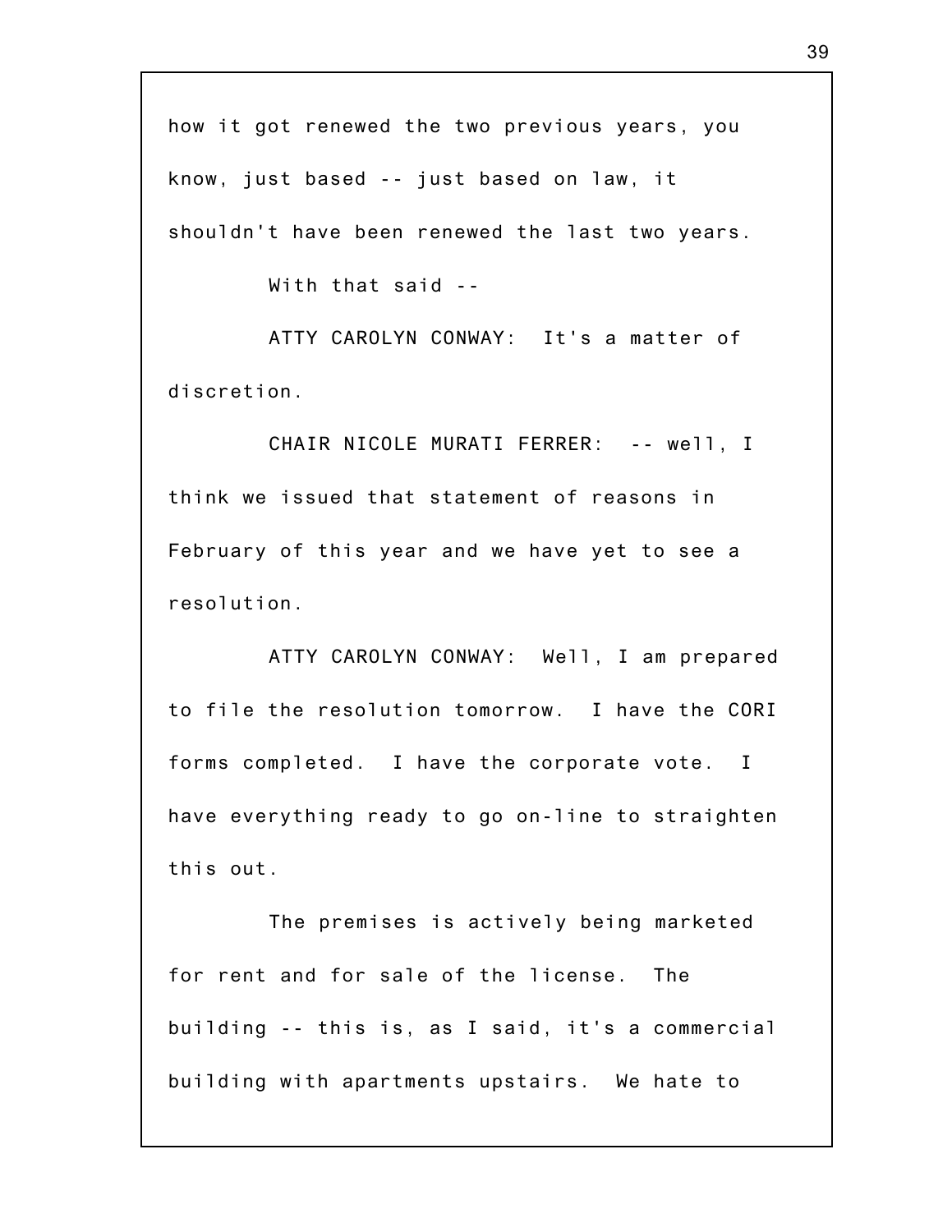how it got renewed the two previous years, you know, just based -- just based on law, it shouldn't have been renewed the last two years.

With that said --

ATTY CAROLYN CONWAY: It's a matter of discretion.

CHAIR NICOLE MURATI FERRER: -- well, I think we issued that statement of reasons in February of this year and we have yet to see a resolution.

ATTY CAROLYN CONWAY: Well, I am prepared to file the resolution tomorrow. I have the CORI forms completed. I have the corporate vote. I have everything ready to go on-line to straighten this out.

The premises is actively being marketed for rent and for sale of the license. The building -- this is, as I said, it's a commercial building with apartments upstairs. We hate to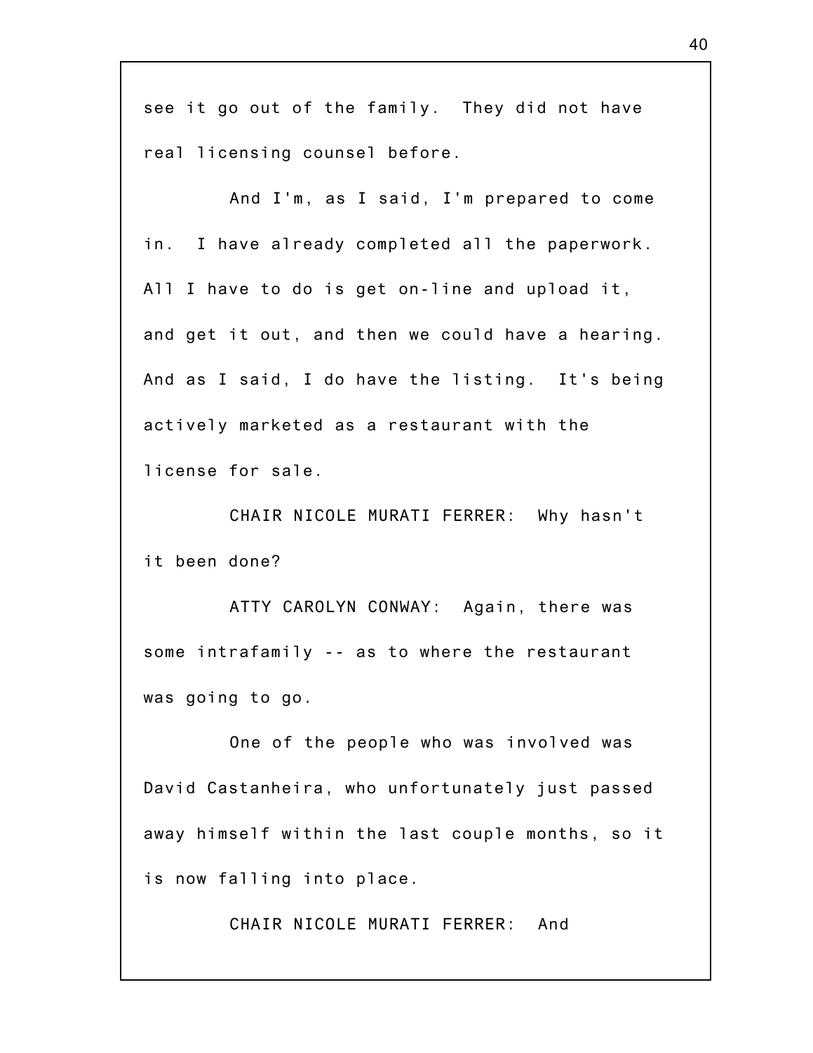see it go out of the family. They did not have real licensing counsel before.

And I'm, as I said, I'm prepared to come in. I have already completed all the paperwork. All I have to do is get on-line and upload it, and get it out, and then we could have a hearing. And as I said, I do have the listing. It's being actively marketed as a restaurant with the license for sale.

CHAIR NICOLE MURATI FERRER: Why hasn't it been done?

ATTY CAROLYN CONWAY: Again, there was some intrafamily -- as to where the restaurant was going to go.

One of the people who was involved was David Castanheira, who unfortunately just passed away himself within the last couple months, so it is now falling into place.

CHAIR NICOLE MURATI FERRER: And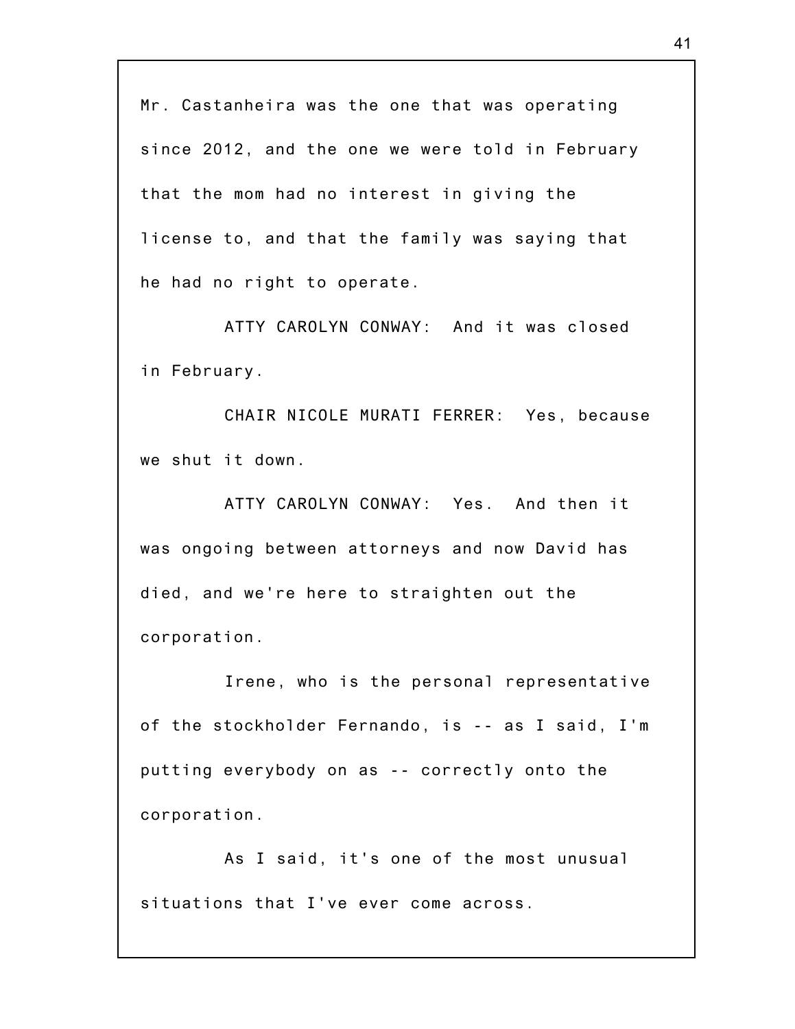Mr. Castanheira was the one that was operating since 2012, and the one we were told in February that the mom had no interest in giving the license to, and that the family was saying that he had no right to operate.

ATTY CAROLYN CONWAY: And it was closed in February.

CHAIR NICOLE MURATI FERRER: Yes, because we shut it down.

ATTY CAROLYN CONWAY: Yes. And then it was ongoing between attorneys and now David has died, and we're here to straighten out the corporation.

Irene, who is the personal representative of the stockholder Fernando, is -- as I said, I'm putting everybody on as -- correctly onto the corporation.

As I said, it's one of the most unusual situations that I've ever come across.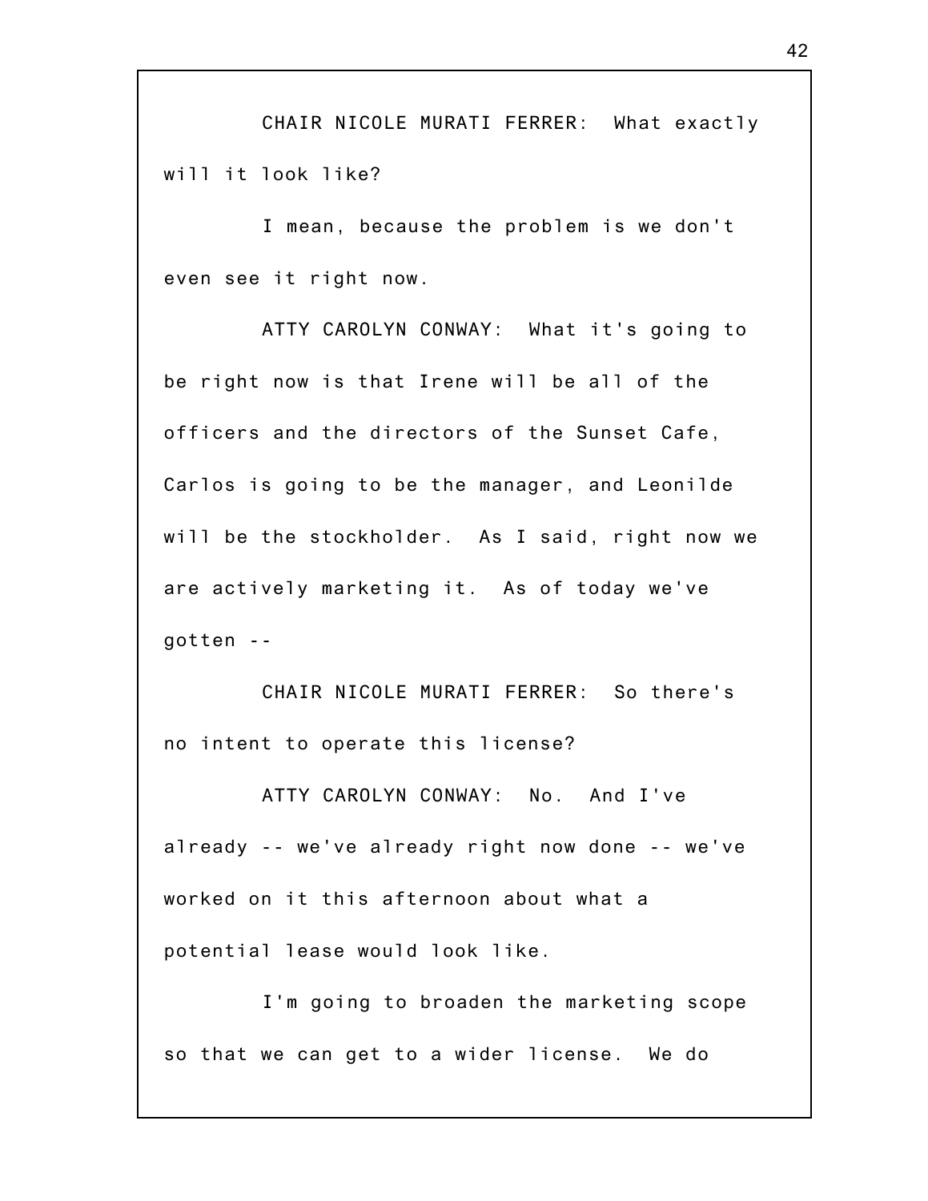CHAIR NICOLE MURATI FERRER: What exactly will it look like?

I mean, because the problem is we don't even see it right now.

ATTY CAROLYN CONWAY: What it's going to be right now is that Irene will be all of the officers and the directors of the Sunset Cafe, Carlos is going to be the manager, and Leonilde will be the stockholder. As I said, right now we are actively marketing it. As of today we've gotten --

CHAIR NICOLE MURATI FERRER: So there's no intent to operate this license?

ATTY CAROLYN CONWAY: No. And I've already -- we've already right now done -- we've worked on it this afternoon about what a potential lease would look like.

I'm going to broaden the marketing scope so that we can get to a wider license. We do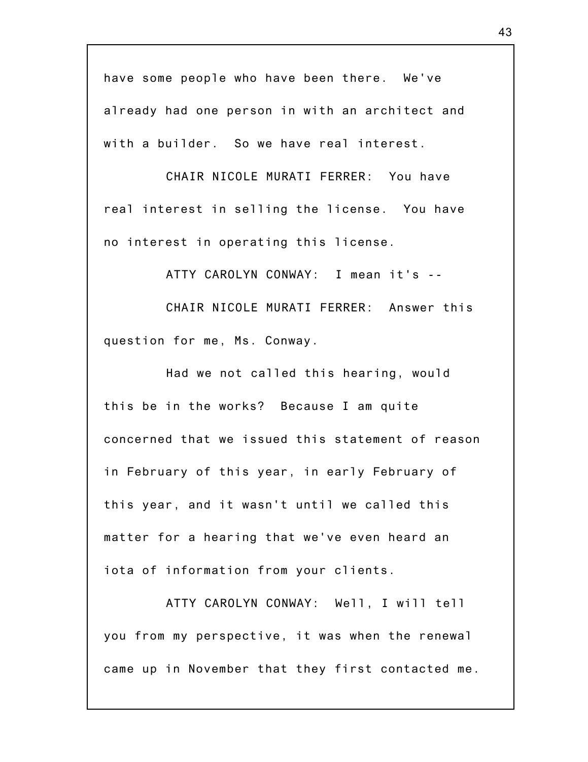have some people who have been there. We've already had one person in with an architect and with a builder. So we have real interest.

CHAIR NICOLE MURATI FERRER: You have real interest in selling the license. You have no interest in operating this license.

ATTY CAROLYN CONWAY: I mean it's --

CHAIR NICOLE MURATI FERRER: Answer this question for me, Ms. Conway.

Had we not called this hearing, would this be in the works? Because I am quite concerned that we issued this statement of reason in February of this year, in early February of this year, and it wasn't until we called this matter for a hearing that we've even heard an iota of information from your clients.

ATTY CAROLYN CONWAY: Well, I will tell you from my perspective, it was when the renewal came up in November that they first contacted me.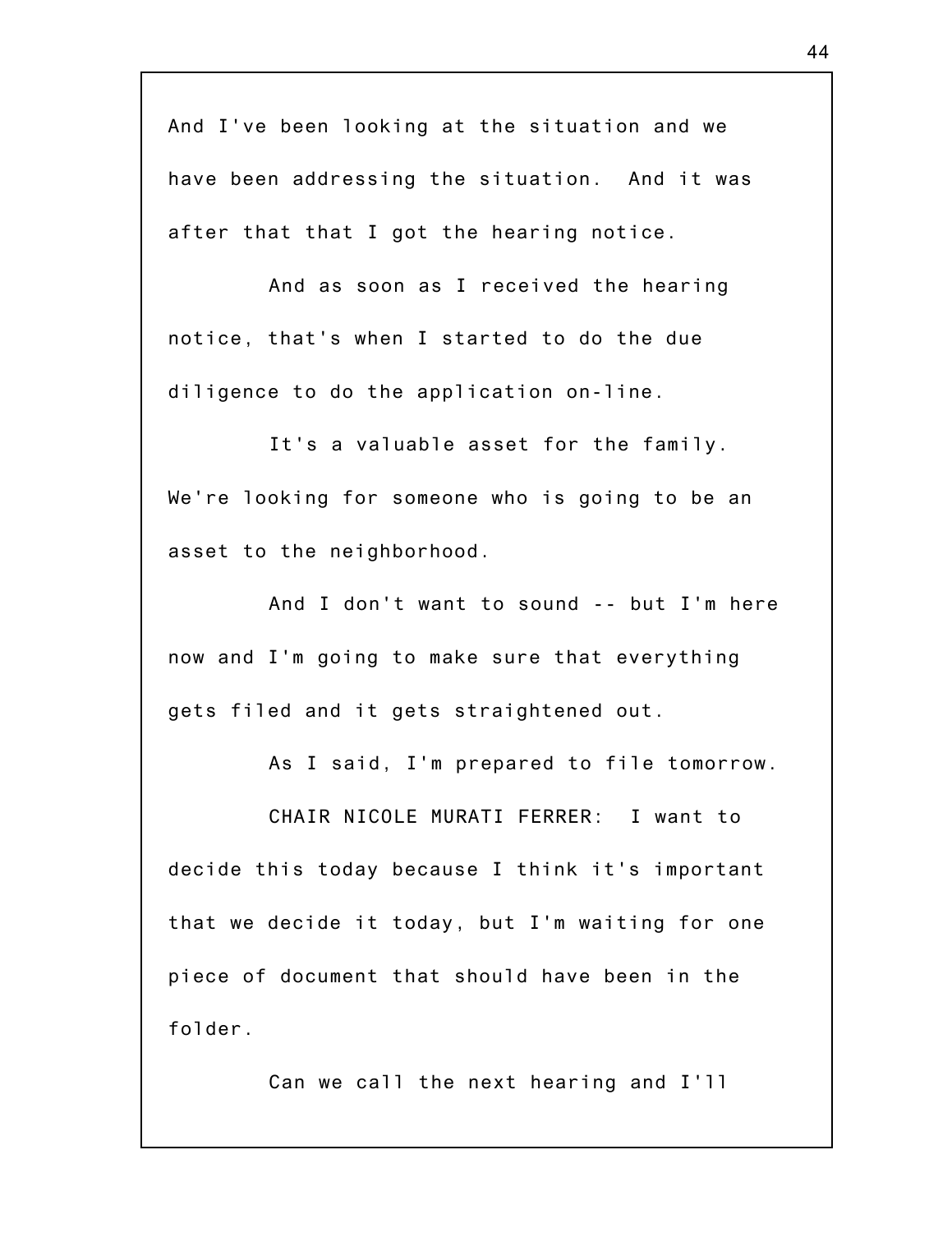And I've been looking at the situation and we have been addressing the situation. And it was after that that I got the hearing notice.

And as soon as I received the hearing notice, that's when I started to do the due diligence to do the application on-line.

It's a valuable asset for the family. We're looking for someone who is going to be an asset to the neighborhood.

And I don't want to sound -- but I'm here now and I'm going to make sure that everything gets filed and it gets straightened out.

As I said, I'm prepared to file tomorrow.

CHAIR NICOLE MURATI FERRER: I want to decide this today because I think it's important that we decide it today, but I'm waiting for one piece of document that should have been in the folder.

Can we call the next hearing and I'll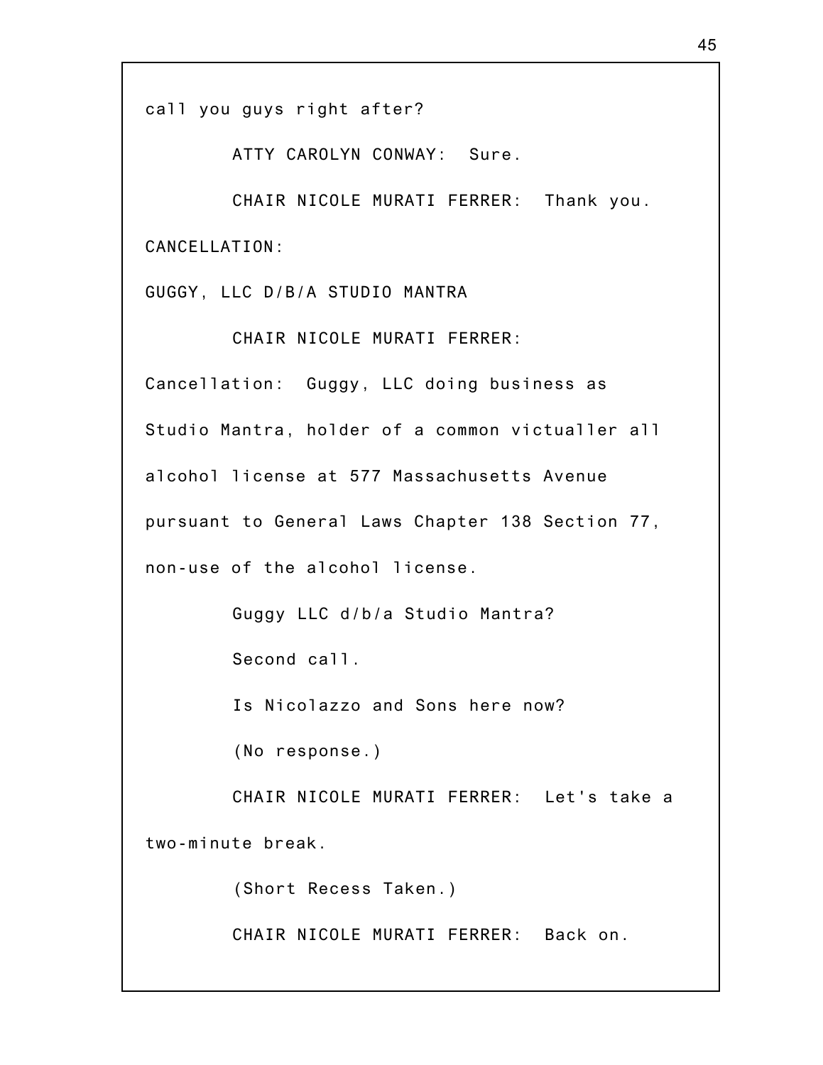call you guys right after?

ATTY CAROLYN CONWAY: Sure.

CHAIR NICOLE MURATI FERRER: Thank you.

CANCELLATION:

GUGGY, LLC D/B/A STUDIO MANTRA

CHAIR NICOLE MURATI FERRER: Cancellation: Guggy, LLC doing business as Studio Mantra, holder of a common victualler all alcohol license at 577 Massachusetts Avenue pursuant to General Laws Chapter 138 Section 77, non-use of the alcohol license.

Guggy LLC d/b/a Studio Mantra?

Second call.

Is Nicolazzo and Sons here now?

(No response.)

CHAIR NICOLE MURATI FERRER: Let's take a two-minute break.

(Short Recess Taken.)

CHAIR NICOLE MURATI FERRER: Back on.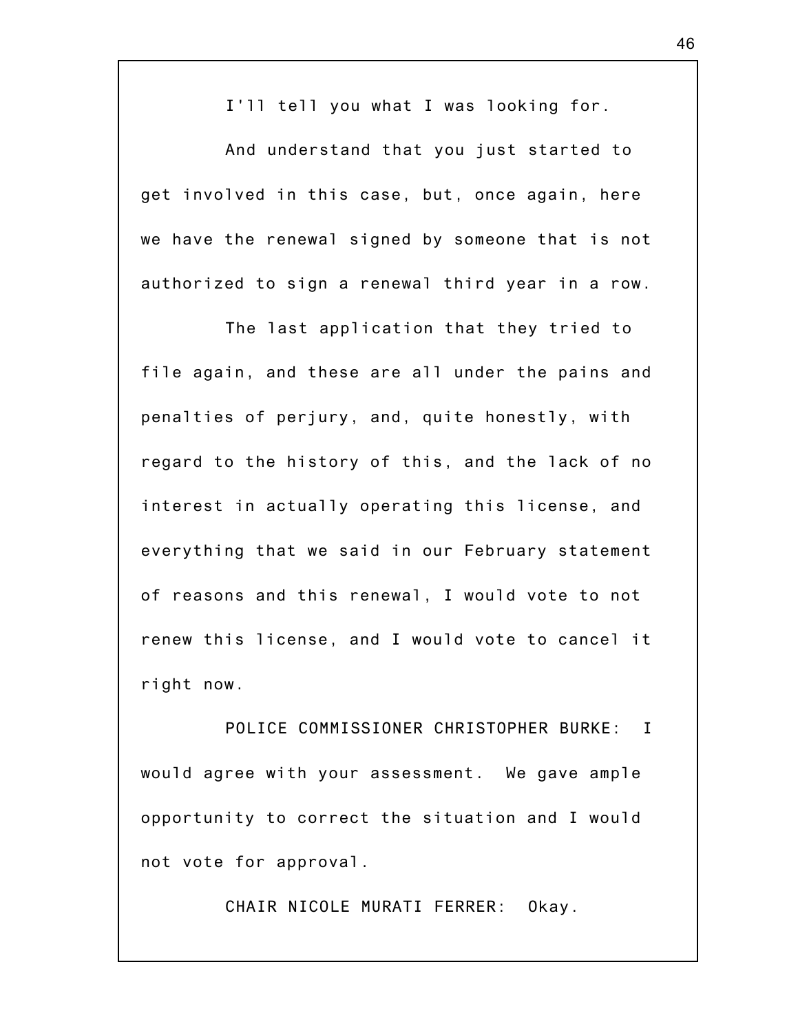I'll tell you what I was looking for.

And understand that you just started to get involved in this case, but, once again, here we have the renewal signed by someone that is not authorized to sign a renewal third year in a row.

The last application that they tried to file again, and these are all under the pains and penalties of perjury, and, quite honestly, with regard to the history of this, and the lack of no interest in actually operating this license, and everything that we said in our February statement of reasons and this renewal, I would vote to not renew this license, and I would vote to cancel it right now.

POLICE COMMISSIONER CHRISTOPHER BURKE: I would agree with your assessment. We gave ample opportunity to correct the situation and I would not vote for approval.

CHAIR NICOLE MURATI FERRER: Okay.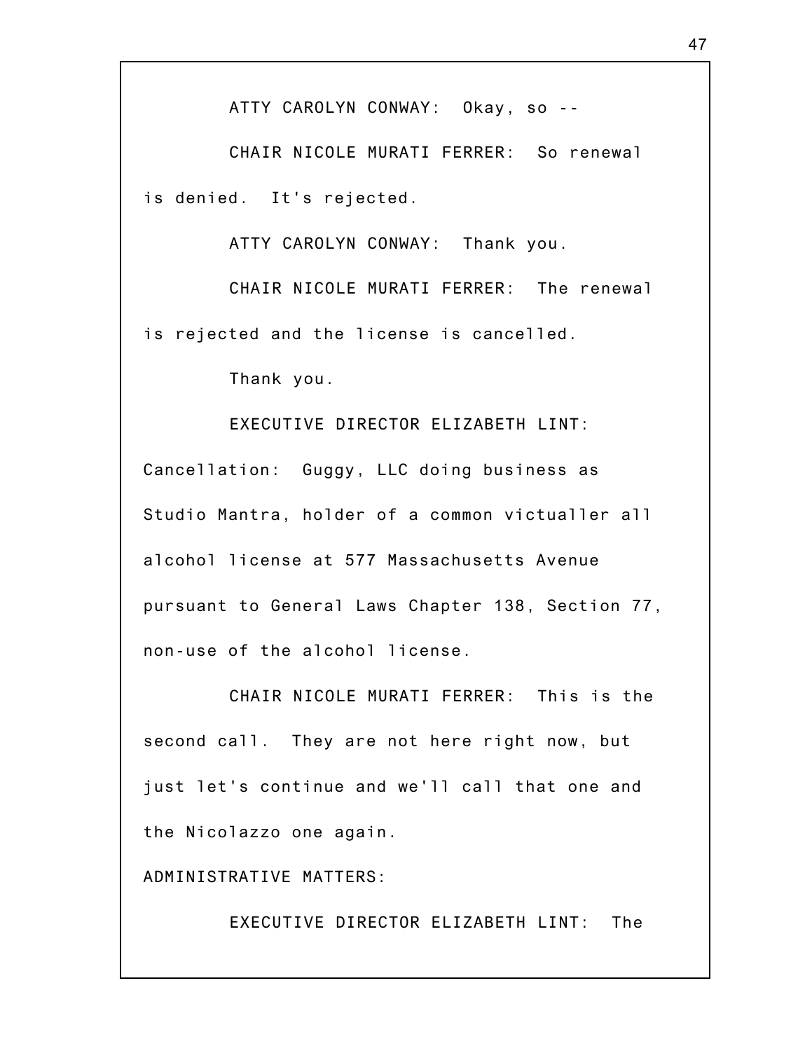ATTY CAROLYN CONWAY: Okay, so --

CHAIR NICOLE MURATI FERRER: So renewal is denied. It's rejected.

ATTY CAROLYN CONWAY: Thank you.

CHAIR NICOLE MURATI FERRER: The renewal is rejected and the license is cancelled.

Thank you.

EXECUTIVE DIRECTOR ELIZABETH LINT: Cancellation: Guggy, LLC doing business as Studio Mantra, holder of a common victualler all alcohol license at 577 Massachusetts Avenue pursuant to General Laws Chapter 138, Section 77, non-use of the alcohol license.

CHAIR NICOLE MURATI FERRER: This is the second call. They are not here right now, but just let's continue and we'll call that one and the Nicolazzo one again.

ADMINISTRATIVE MATTERS:

EXECUTIVE DIRECTOR ELIZABETH LINT: The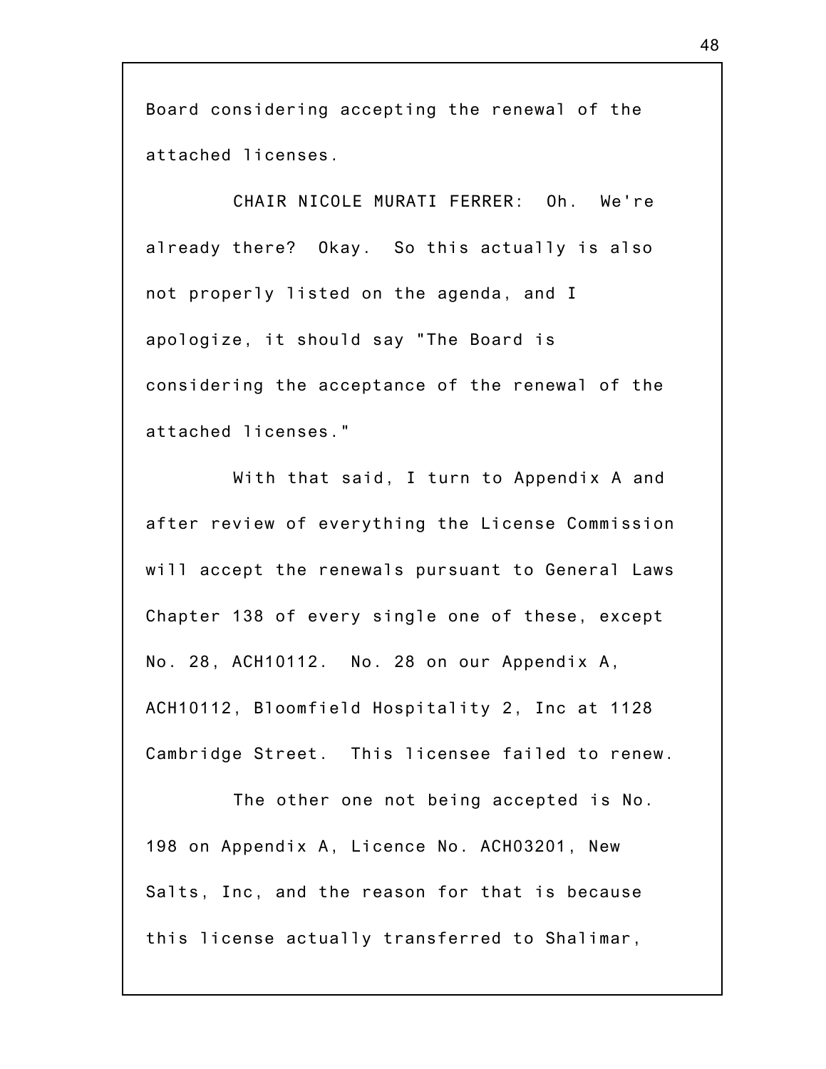Board considering accepting the renewal of the attached licenses.

CHAIR NICOLE MURATI FERRER: Oh. We're already there? Okay. So this actually is also not properly listed on the agenda, and I apologize, it should say "The Board is considering the acceptance of the renewal of the attached licenses."

With that said, I turn to Appendix A and after review of everything the License Commission will accept the renewals pursuant to General Laws Chapter 138 of every single one of these, except No. 28, ACH10112. No. 28 on our Appendix A, ACH10112, Bloomfield Hospitality 2, Inc at 1128 Cambridge Street. This licensee failed to renew.

The other one not being accepted is No. 198 on Appendix A, Licence No. ACH03201, New Salts, Inc, and the reason for that is because this license actually transferred to Shalimar,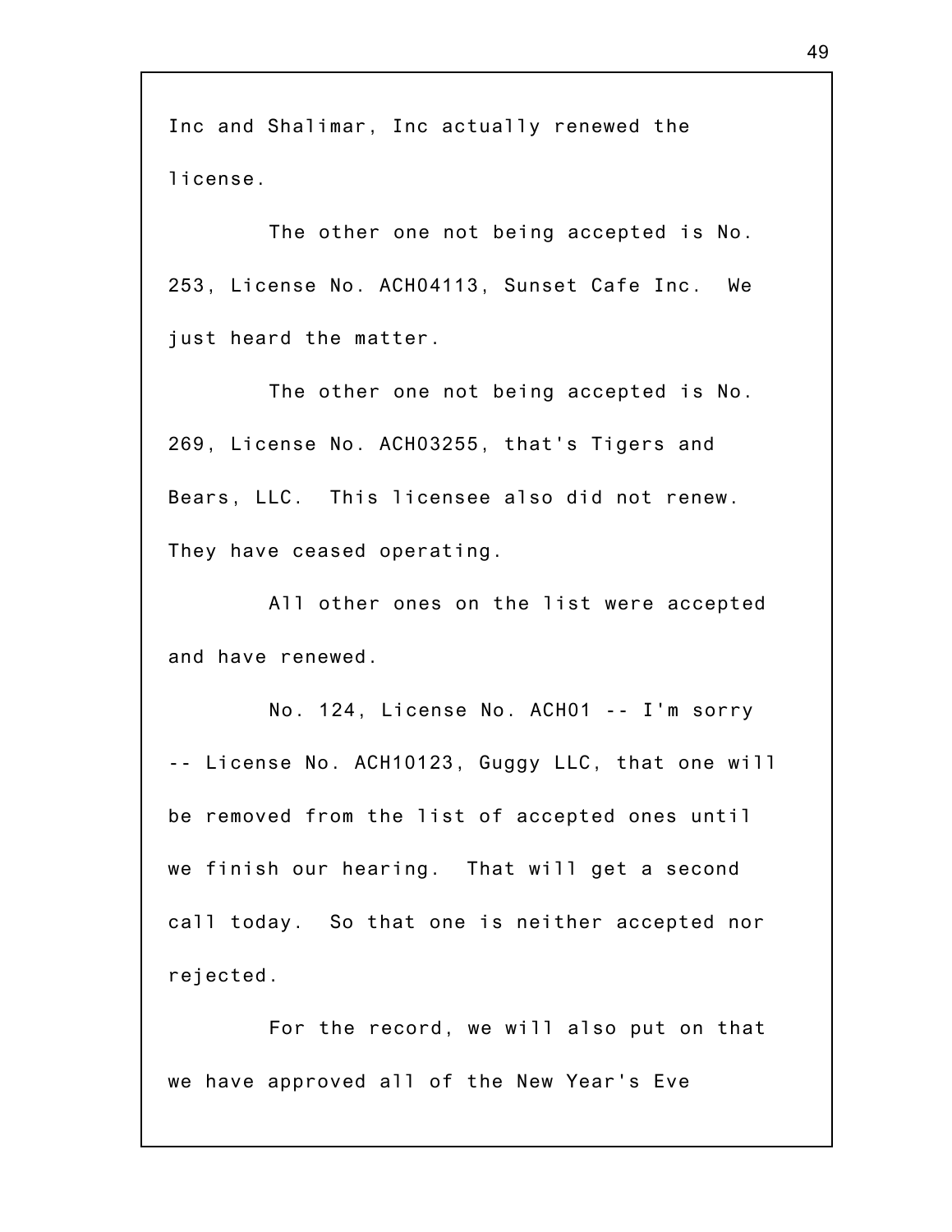Inc and Shalimar, Inc actually renewed the license.

The other one not being accepted is No. 253, License No. ACH04113, Sunset Cafe Inc. We just heard the matter.

The other one not being accepted is No. 269, License No. ACH03255, that's Tigers and Bears, LLC. This licensee also did not renew. They have ceased operating.

All other ones on the list were accepted and have renewed.

No. 124, License No. ACH01 -- I'm sorry -- License No. ACH10123, Guggy LLC, that one will be removed from the list of accepted ones until we finish our hearing. That will get a second call today. So that one is neither accepted nor rejected.

For the record, we will also put on that we have approved all of the New Year's Eve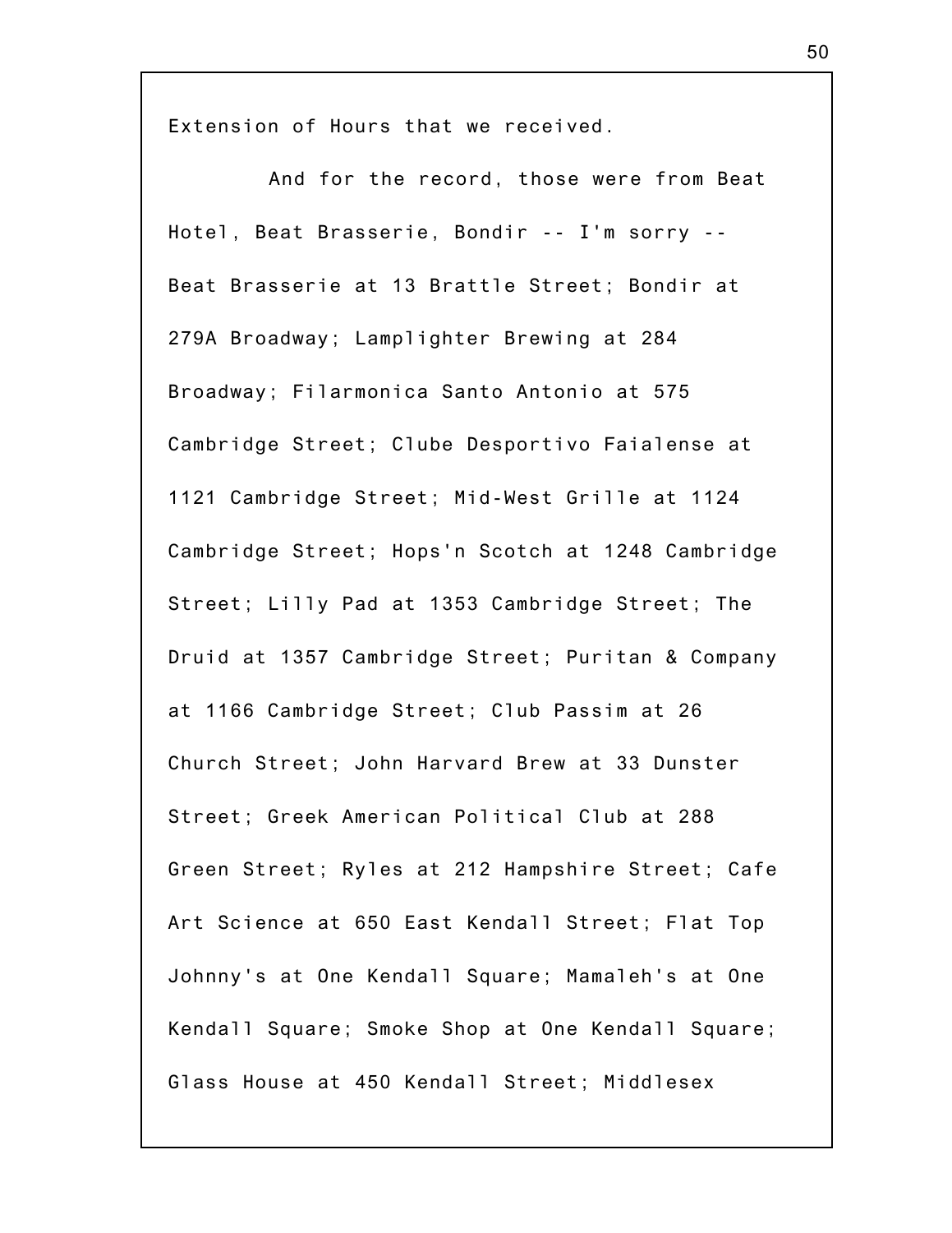Extension of Hours that we received.

And for the record, those were from Beat Hotel, Beat Brasserie, Bondir -- I'm sorry -- Beat Brasserie at 13 Brattle Street; Bondir at 279A Broadway; Lamplighter Brewing at 284 Broadway; Filarmonica Santo Antonio at 575 Cambridge Street; Clube Desportivo Faialense at 1121 Cambridge Street; Mid-West Grille at 1124 Cambridge Street; Hops'n Scotch at 1248 Cambridge Street; Lilly Pad at 1353 Cambridge Street; The Druid at 1357 Cambridge Street; Puritan & Company at 1166 Cambridge Street; Club Passim at 26 Church Street; John Harvard Brew at 33 Dunster Street; Greek American Political Club at 288 Green Street; Ryles at 212 Hampshire Street; Cafe Art Science at 650 East Kendall Street; Flat Top Johnny's at One Kendall Square; Mamaleh's at One Kendall Square; Smoke Shop at One Kendall Square; Glass House at 450 Kendall Street; Middlesex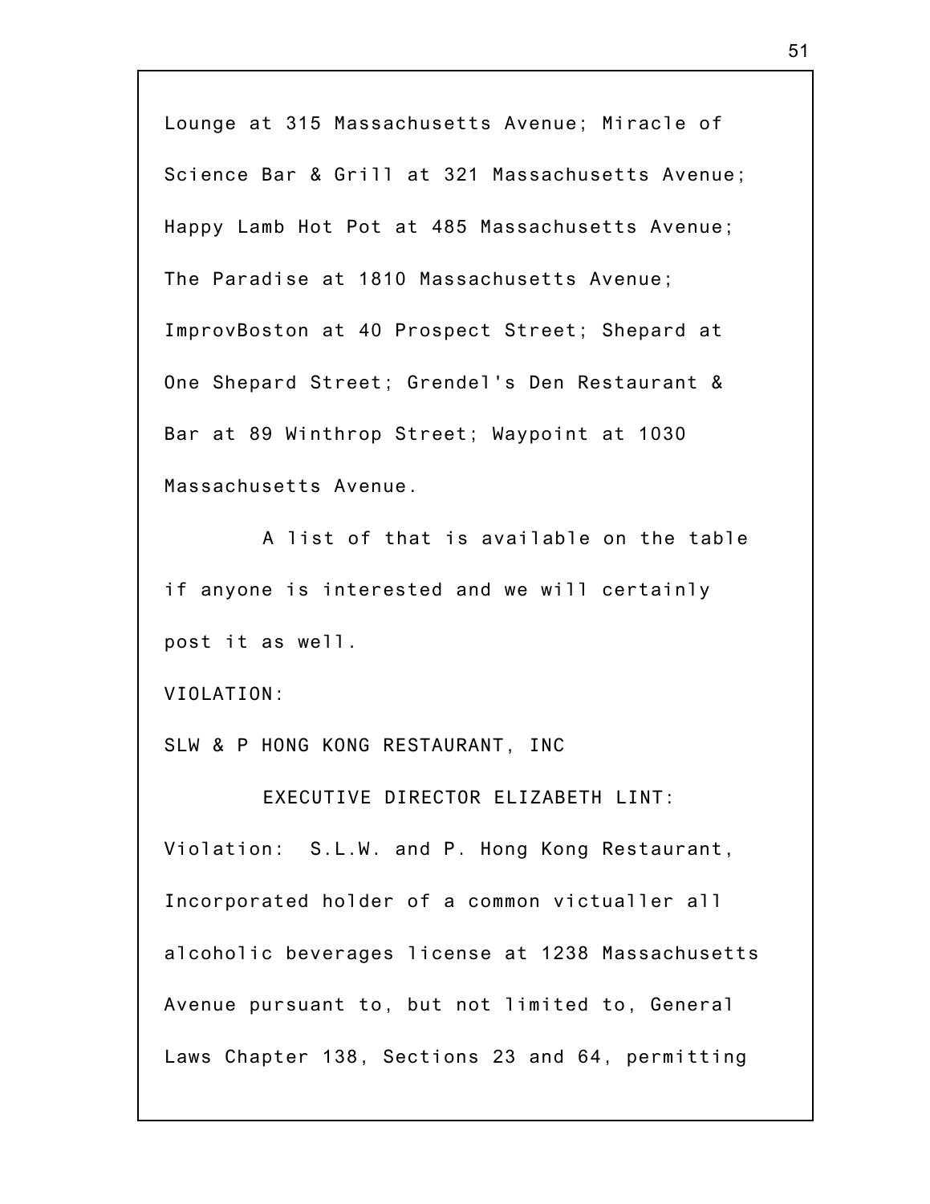Lounge at 315 Massachusetts Avenue; Miracle of Science Bar & Grill at 321 Massachusetts Avenue; Happy Lamb Hot Pot at 485 Massachusetts Avenue; The Paradise at 1810 Massachusetts Avenue; ImprovBoston at 40 Prospect Street; Shepard at One Shepard Street; Grendel's Den Restaurant & Bar at 89 Winthrop Street; Waypoint at 1030 Massachusetts Avenue.

A list of that is available on the table if anyone is interested and we will certainly post it as well.

VIOLATION:

SLW & P HONG KONG RESTAURANT, INC

EXECUTIVE DIRECTOR ELIZABETH LINT: Violation: S.L.W. and P. Hong Kong Restaurant, Incorporated holder of a common victualler all alcoholic beverages license at 1238 Massachusetts Avenue pursuant to, but not limited to, General Laws Chapter 138, Sections 23 and 64, permitting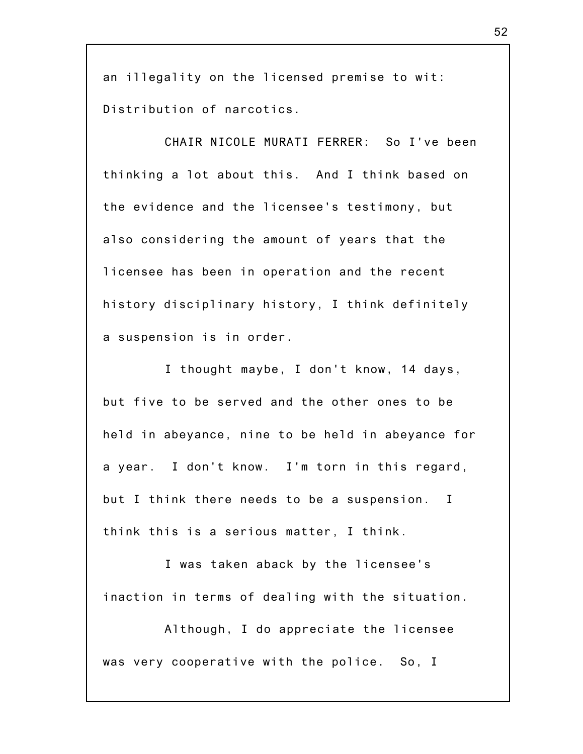an illegality on the licensed premise to wit: Distribution of narcotics.

CHAIR NICOLE MURATI FERRER: So I've been thinking a lot about this. And I think based on the evidence and the licensee's testimony, but also considering the amount of years that the licensee has been in operation and the recent history disciplinary history, I think definitely a suspension is in order.

I thought maybe, I don't know, 14 days, but five to be served and the other ones to be held in abeyance, nine to be held in abeyance for a year. I don't know. I'm torn in this regard, but I think there needs to be a suspension. I think this is a serious matter, I think.

I was taken aback by the licensee's inaction in terms of dealing with the situation.

Although, I do appreciate the licensee was very cooperative with the police. So, I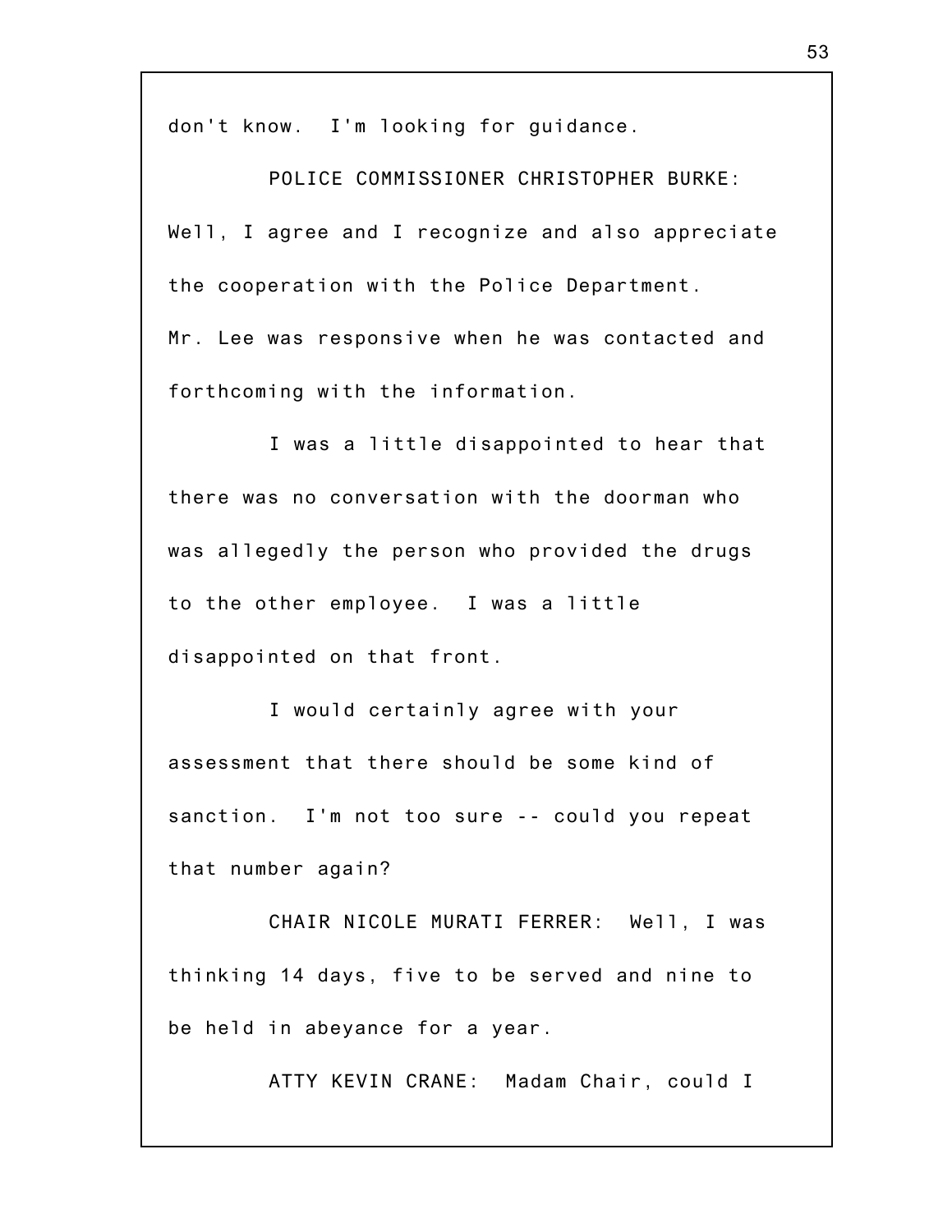don't know. I'm looking for guidance.

POLICE COMMISSIONER CHRISTOPHER BURKE: Well, I agree and I recognize and also appreciate the cooperation with the Police Department. Mr. Lee was responsive when he was contacted and forthcoming with the information.

I was a little disappointed to hear that there was no conversation with the doorman who was allegedly the person who provided the drugs to the other employee. I was a little disappointed on that front.

I would certainly agree with your assessment that there should be some kind of sanction. I'm not too sure -- could you repeat that number again?

CHAIR NICOLE MURATI FERRER: Well, I was thinking 14 days, five to be served and nine to be held in abeyance for a year.

ATTY KEVIN CRANE: Madam Chair, could I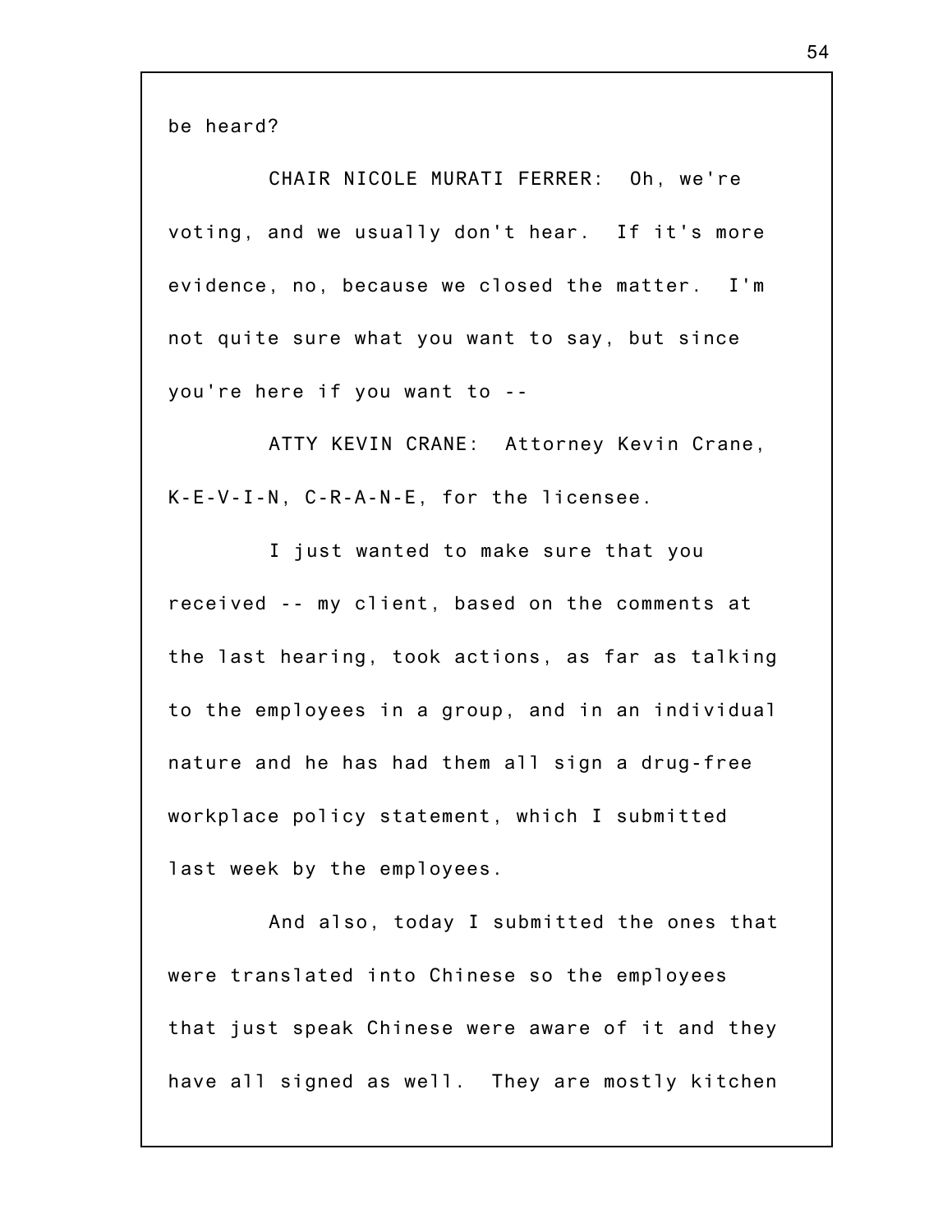be heard?

CHAIR NICOLE MURATI FERRER: Oh, we're voting, and we usually don't hear. If it's more evidence, no, because we closed the matter. I'm not quite sure what you want to say, but since you're here if you want to --

ATTY KEVIN CRANE: Attorney Kevin Crane, K-E-V-I-N, C-R-A-N-E, for the licensee.

I just wanted to make sure that you received -- my client, based on the comments at the last hearing, took actions, as far as talking to the employees in a group, and in an individual nature and he has had them all sign a drug-free workplace policy statement, which I submitted last week by the employees.

And also, today I submitted the ones that were translated into Chinese so the employees that just speak Chinese were aware of it and they have all signed as well. They are mostly kitchen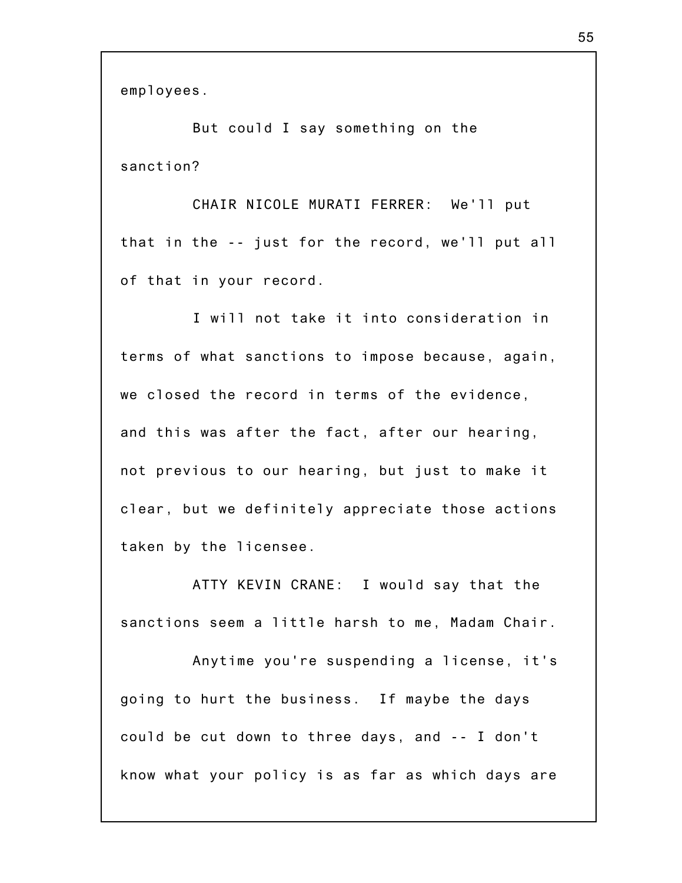employees.

But could I say something on the sanction?

CHAIR NICOLE MURATI FERRER: We'll put that in the -- just for the record, we'll put all of that in your record.

I will not take it into consideration in terms of what sanctions to impose because, again, we closed the record in terms of the evidence, and this was after the fact, after our hearing, not previous to our hearing, but just to make it clear, but we definitely appreciate those actions taken by the licensee.

ATTY KEVIN CRANE: I would say that the sanctions seem a little harsh to me, Madam Chair.

Anytime you're suspending a license, it's going to hurt the business. If maybe the days could be cut down to three days, and -- I don't know what your policy is as far as which days are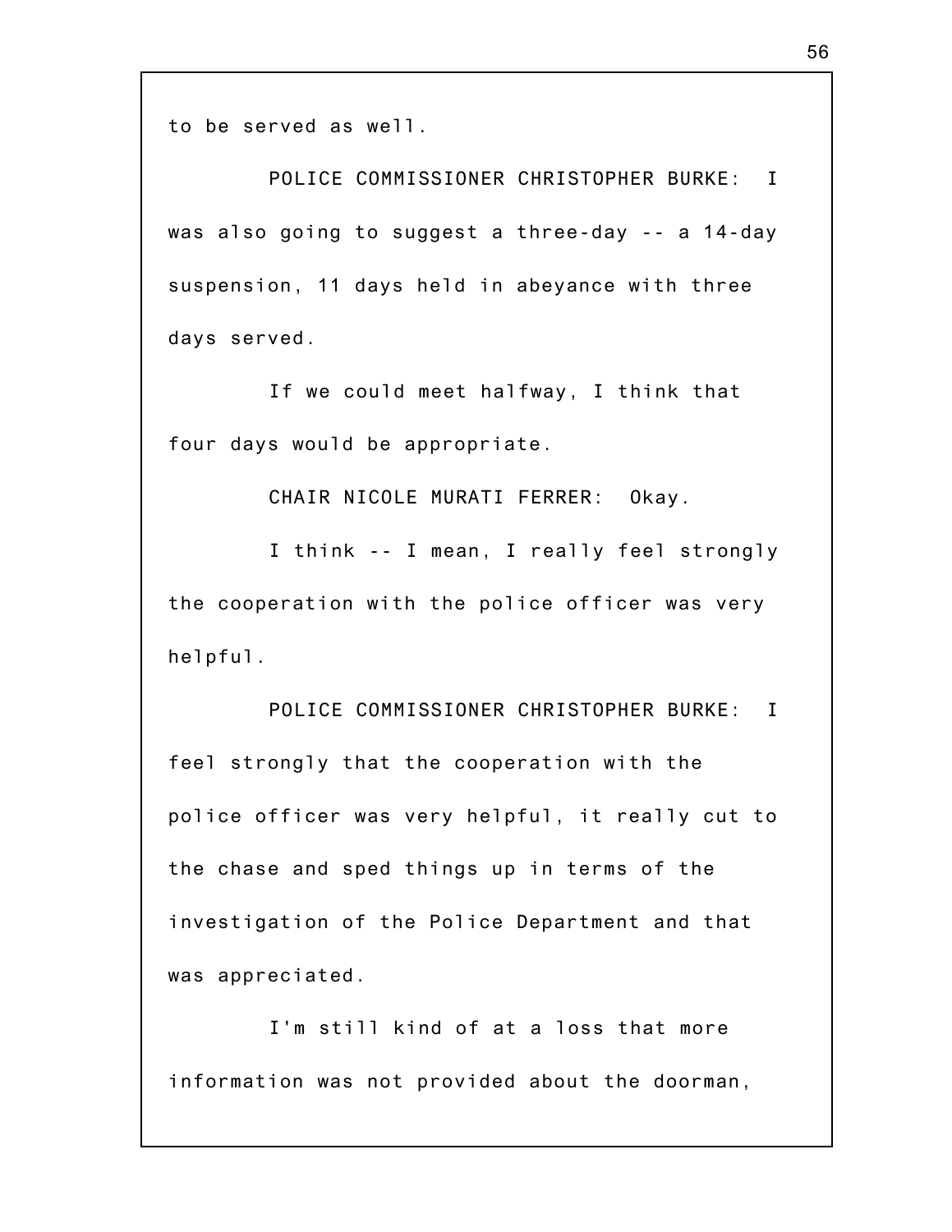to be served as well.

POLICE COMMISSIONER CHRISTOPHER BURKE: I was also going to suggest a three-day -- a 14-day suspension, 11 days held in abeyance with three days served.

If we could meet halfway, I think that four days would be appropriate.

CHAIR NICOLE MURATI FERRER: Okay.

I think -- I mean, I really feel strongly the cooperation with the police officer was very helpful.

POLICE COMMISSIONER CHRISTOPHER BURKE: I feel strongly that the cooperation with the police officer was very helpful, it really cut to the chase and sped things up in terms of the investigation of the Police Department and that was appreciated.

I'm still kind of at a loss that more information was not provided about the doorman,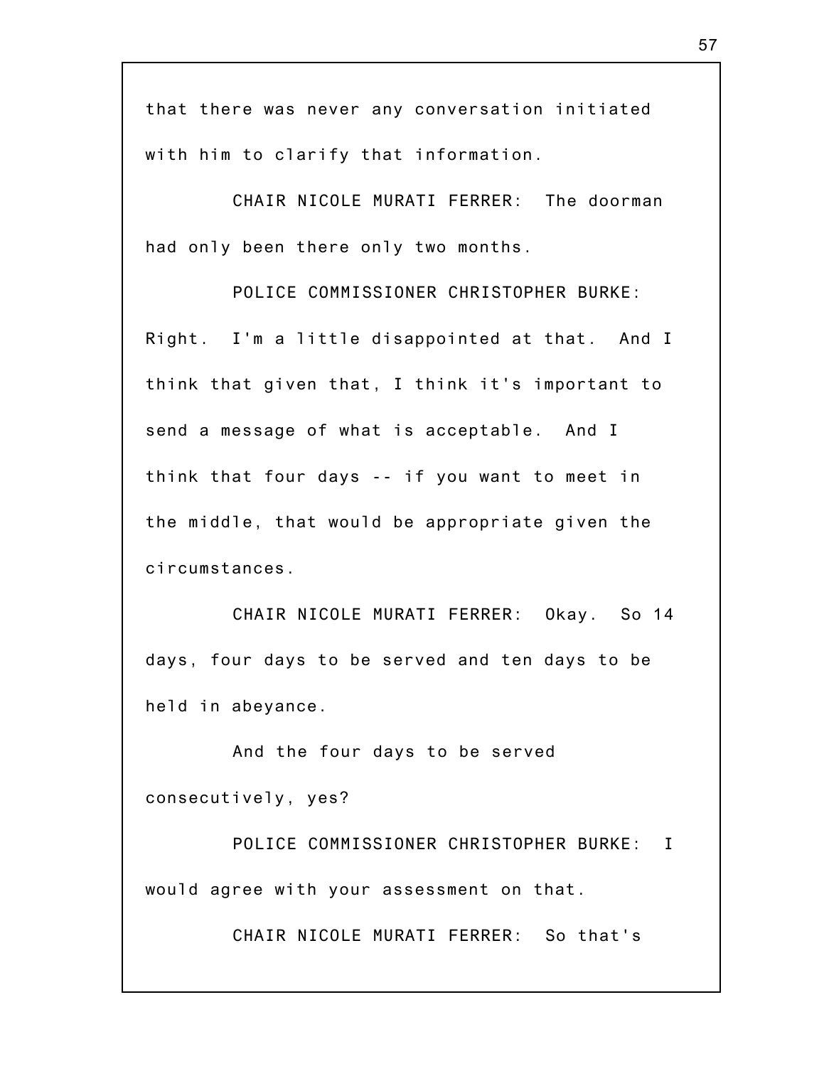that there was never any conversation initiated with him to clarify that information.

CHAIR NICOLE MURATI FERRER: The doorman had only been there only two months.

POLICE COMMISSIONER CHRISTOPHER BURKE: Right. I'm a little disappointed at that. And I think that given that, I think it's important to send a message of what is acceptable. And I think that four days -- if you want to meet in the middle, that would be appropriate given the circumstances.

CHAIR NICOLE MURATI FERRER: Okay. So 14 days, four days to be served and ten days to be held in abeyance.

And the four days to be served consecutively, yes?

POLICE COMMISSIONER CHRISTOPHER BURKE: I would agree with your assessment on that.

CHAIR NICOLE MURATI FERRER: So that's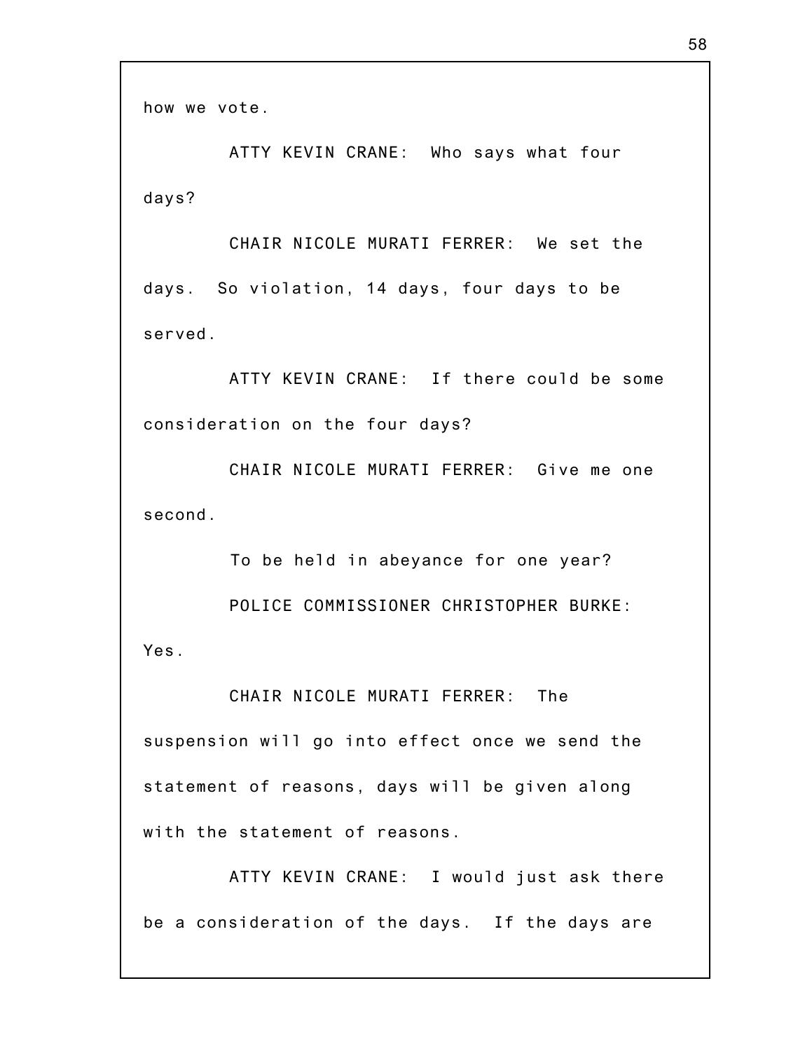how we vote.

ATTY KEVIN CRANE: Who says what four days?

CHAIR NICOLE MURATI FERRER: We set the days. So violation, 14 days, four days to be served.

ATTY KEVIN CRANE: If there could be some consideration on the four days?

CHAIR NICOLE MURATI FERRER: Give me one second.

To be held in abeyance for one year?

POLICE COMMISSIONER CHRISTOPHER BURKE: Yes.

CHAIR NICOLE MURATI FERRER: The suspension will go into effect once we send the statement of reasons, days will be given along with the statement of reasons.

ATTY KEVIN CRANE: I would just ask there be a consideration of the days. If the days are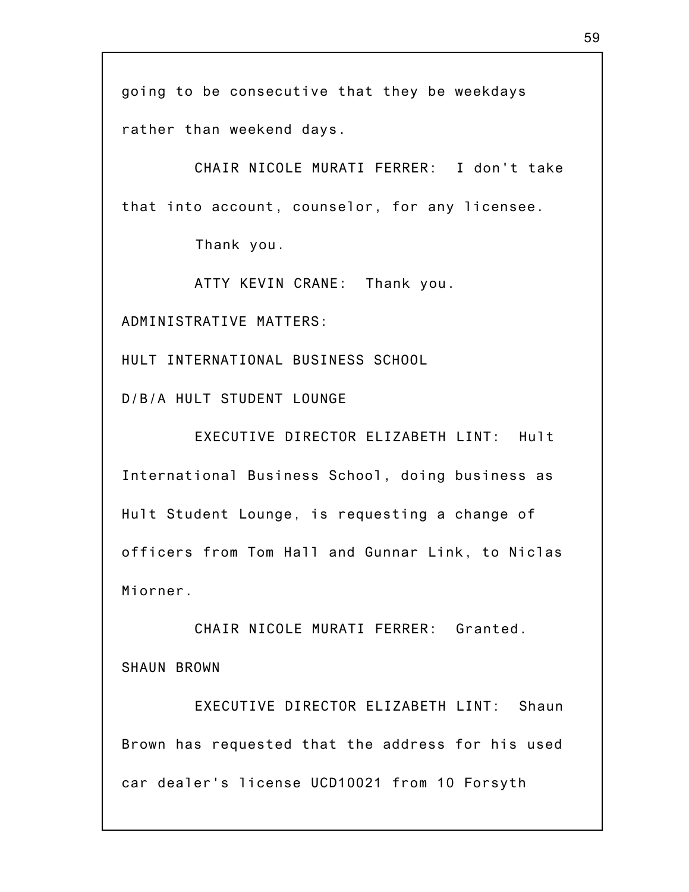going to be consecutive that they be weekdays rather than weekend days.

CHAIR NICOLE MURATI FERRER: I don't take that into account, counselor, for any licensee.

Thank you.

ATTY KEVIN CRANE: Thank you.

ADMINISTRATIVE MATTERS:

HULT INTERNATIONAL BUSINESS SCHOOL

D/B/A HULT STUDENT LOUNGE

EXECUTIVE DIRECTOR ELIZABETH LINT: Hult International Business School, doing business as Hult Student Lounge, is requesting a change of officers from Tom Hall and Gunnar Link, to Niclas Miorner.

CHAIR NICOLE MURATI FERRER: Granted.

SHAUN BROWN

EXECUTIVE DIRECTOR ELIZABETH LINT: Shaun Brown has requested that the address for his used car dealer's license UCD10021 from 10 Forsyth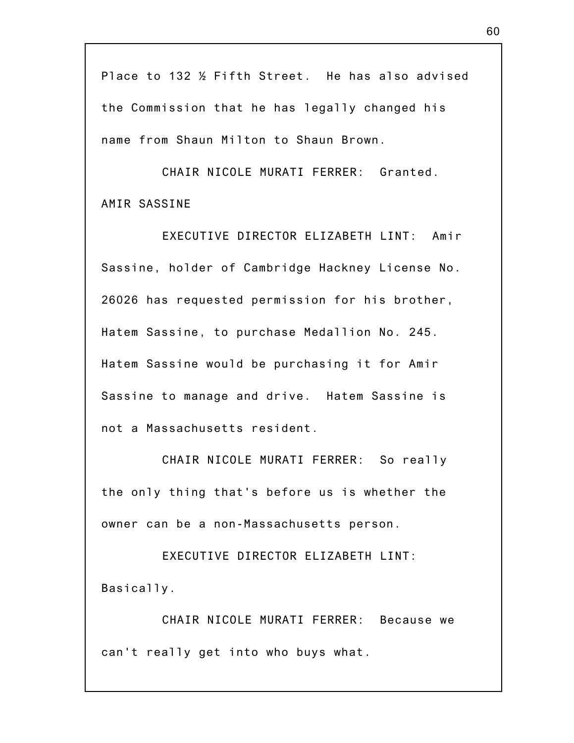Place to 132 ½ Fifth Street. He has also advised the Commission that he has legally changed his name from Shaun Milton to Shaun Brown.

CHAIR NICOLE MURATI FERRER: Granted.

AMIR SASSINE

EXECUTIVE DIRECTOR ELIZABETH LINT: Amir Sassine, holder of Cambridge Hackney License No. 26026 has requested permission for his brother, Hatem Sassine, to purchase Medallion No. 245. Hatem Sassine would be purchasing it for Amir Sassine to manage and drive. Hatem Sassine is not a Massachusetts resident.

CHAIR NICOLE MURATI FERRER: So really the only thing that's before us is whether the owner can be a non-Massachusetts person.

EXECUTIVE DIRECTOR ELIZABETH LINT: Basically.

CHAIR NICOLE MURATI FERRER: Because we can't really get into who buys what.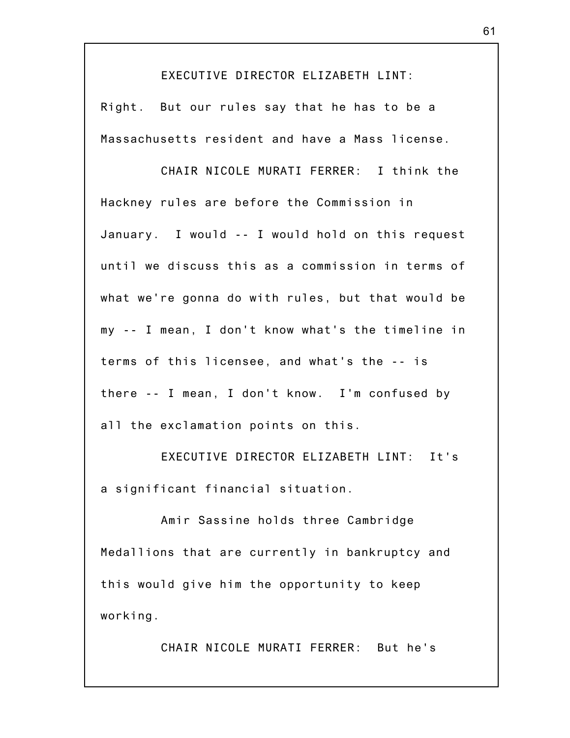EXECUTIVE DIRECTOR ELIZABETH LINT: Right. But our rules say that he has to be a Massachusetts resident and have a Mass license.

CHAIR NICOLE MURATI FERRER: I think the Hackney rules are before the Commission in January. I would -- I would hold on this request until we discuss this as a commission in terms of what we're gonna do with rules, but that would be my -- I mean, I don't know what's the timeline in terms of this licensee, and what's the -- is there -- I mean, I don't know. I'm confused by all the exclamation points on this.

EXECUTIVE DIRECTOR ELIZABETH LINT: It's a significant financial situation.

Amir Sassine holds three Cambridge Medallions that are currently in bankruptcy and this would give him the opportunity to keep working.

CHAIR NICOLE MURATI FERRER: But he's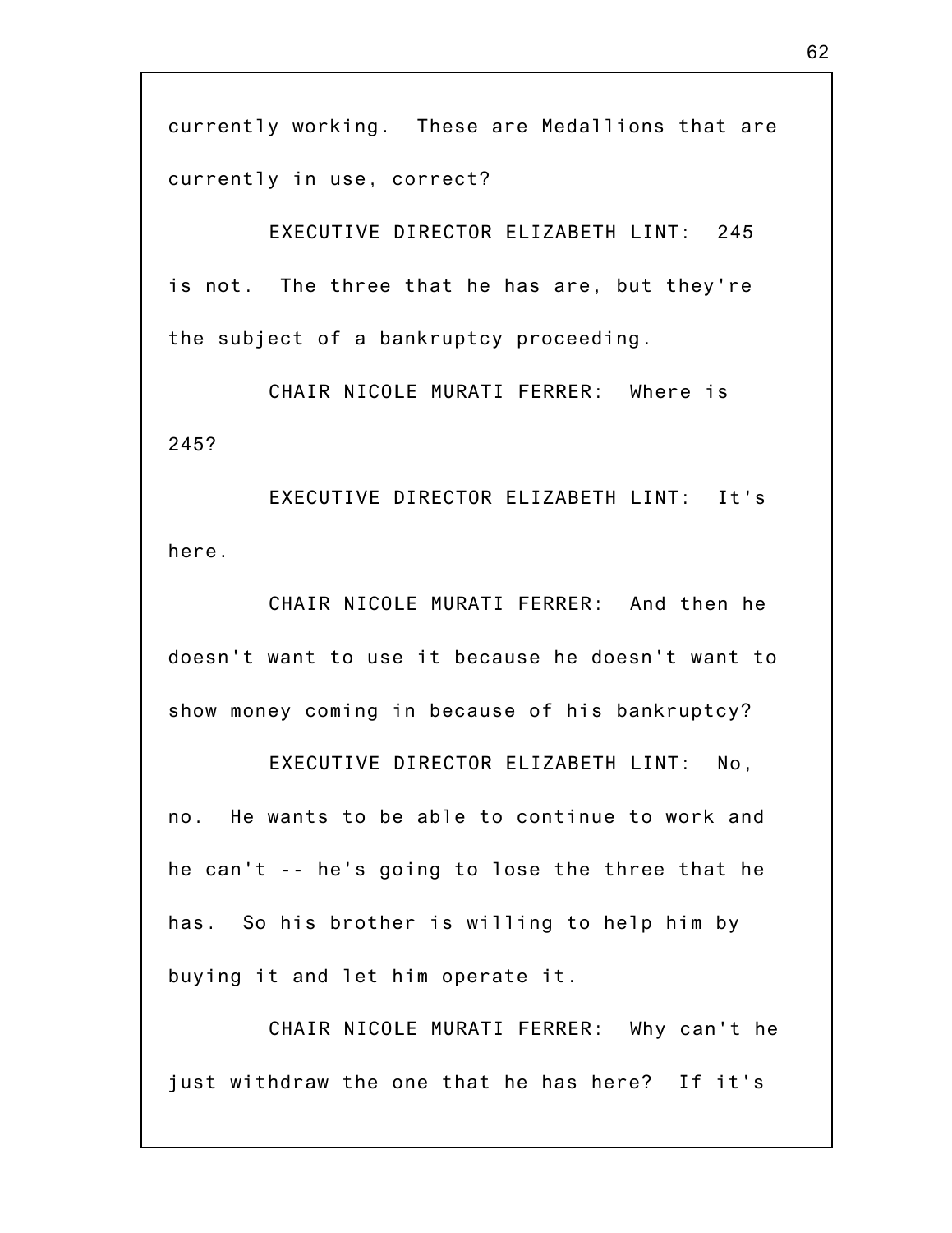currently working. These are Medallions that are currently in use, correct?

EXECUTIVE DIRECTOR ELIZABETH LINT: 245 is not. The three that he has are, but they're the subject of a bankruptcy proceeding.

CHAIR NICOLE MURATI FERRER: Where is 245?

EXECUTIVE DIRECTOR ELIZABETH LINT: It's here.

CHAIR NICOLE MURATI FERRER: And then he doesn't want to use it because he doesn't want to show money coming in because of his bankruptcy?

EXECUTIVE DIRECTOR ELIZABETH LINT: No, no. He wants to be able to continue to work and he can't -- he's going to lose the three that he has. So his brother is willing to help him by buying it and let him operate it.

CHAIR NICOLE MURATI FERRER: Why can't he just withdraw the one that he has here? If it's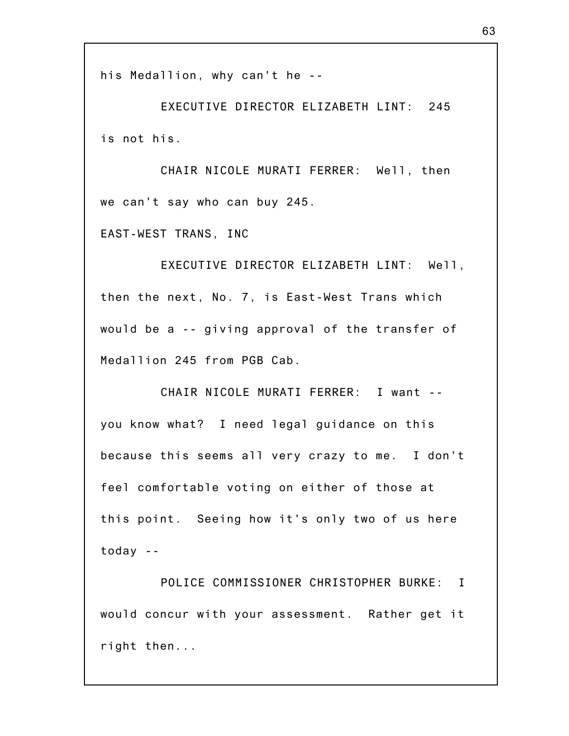his Medallion, why can't he --

EXECUTIVE DIRECTOR ELIZABETH LINT: 245 is not his.

CHAIR NICOLE MURATI FERRER: Well, then we can't say who can buy 245.

EAST-WEST TRANS, INC

EXECUTIVE DIRECTOR ELIZABETH LINT: Well, then the next, No. 7, is East-West Trans which would be a -- giving approval of the transfer of Medallion 245 from PGB Cab.

CHAIR NICOLE MURATI FERRER: I want -- you know what? I need legal guidance on this because this seems all very crazy to me. I don't feel comfortable voting on either of those at this point. Seeing how it's only two of us here today --

POLICE COMMISSIONER CHRISTOPHER BURKE: I would concur with your assessment. Rather get it right then...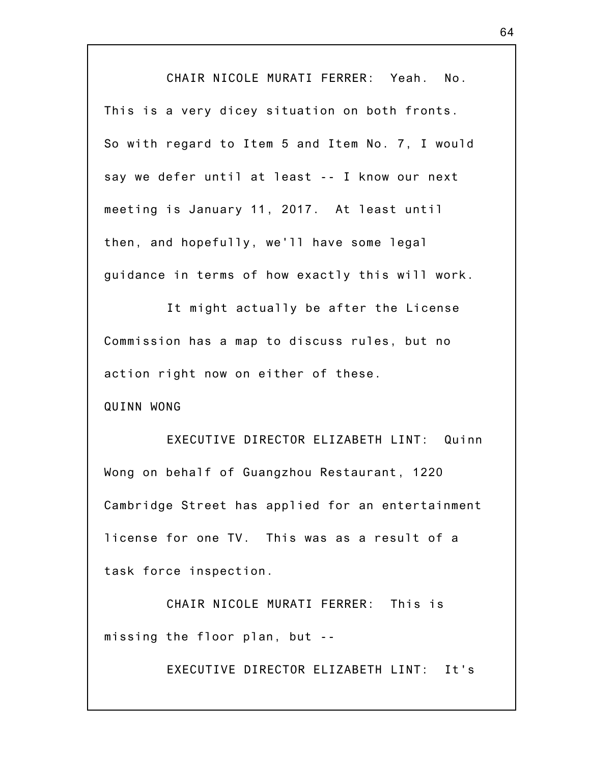CHAIR NICOLE MURATI FERRER: Yeah. No. This is a very dicey situation on both fronts. So with regard to Item 5 and Item No. 7, I would say we defer until at least -- I know our next meeting is January 11, 2017. At least until then, and hopefully, we'll have some legal guidance in terms of how exactly this will work.

It might actually be after the License Commission has a map to discuss rules, but no action right now on either of these.

QUINN WONG

EXECUTIVE DIRECTOR ELIZABETH LINT: Quinn Wong on behalf of Guangzhou Restaurant, 1220 Cambridge Street has applied for an entertainment license for one TV. This was as a result of a task force inspection.

CHAIR NICOLE MURATI FERRER: This is missing the floor plan, but --

EXECUTIVE DIRECTOR ELIZABETH LINT: It's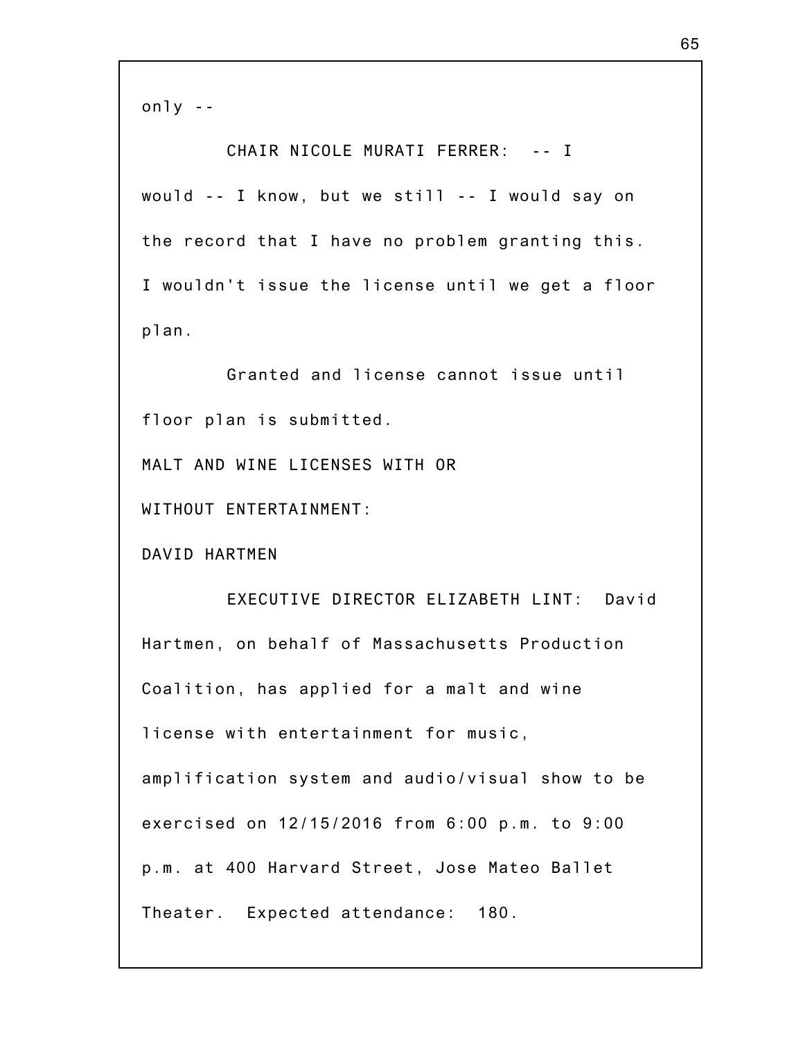only --

CHAIR NICOLE MURATI FERRER: -- I would -- I know, but we still -- I would say on the record that I have no problem granting this. I wouldn't issue the license until we get a floor plan.

Granted and license cannot issue until floor plan is submitted.

MALT AND WINE LICENSES WITH OR WITHOUT ENTERTAINMENT:

DAVID HARTMEN

EXECUTIVE DIRECTOR ELIZABETH LINT: David Hartmen, on behalf of Massachusetts Production Coalition, has applied for a malt and wine license with entertainment for music, amplification system and audio/visual show to be exercised on 12/15/2016 from 6:00 p.m. to 9:00 p.m. at 400 Harvard Street, Jose Mateo Ballet Theater. Expected attendance: 180.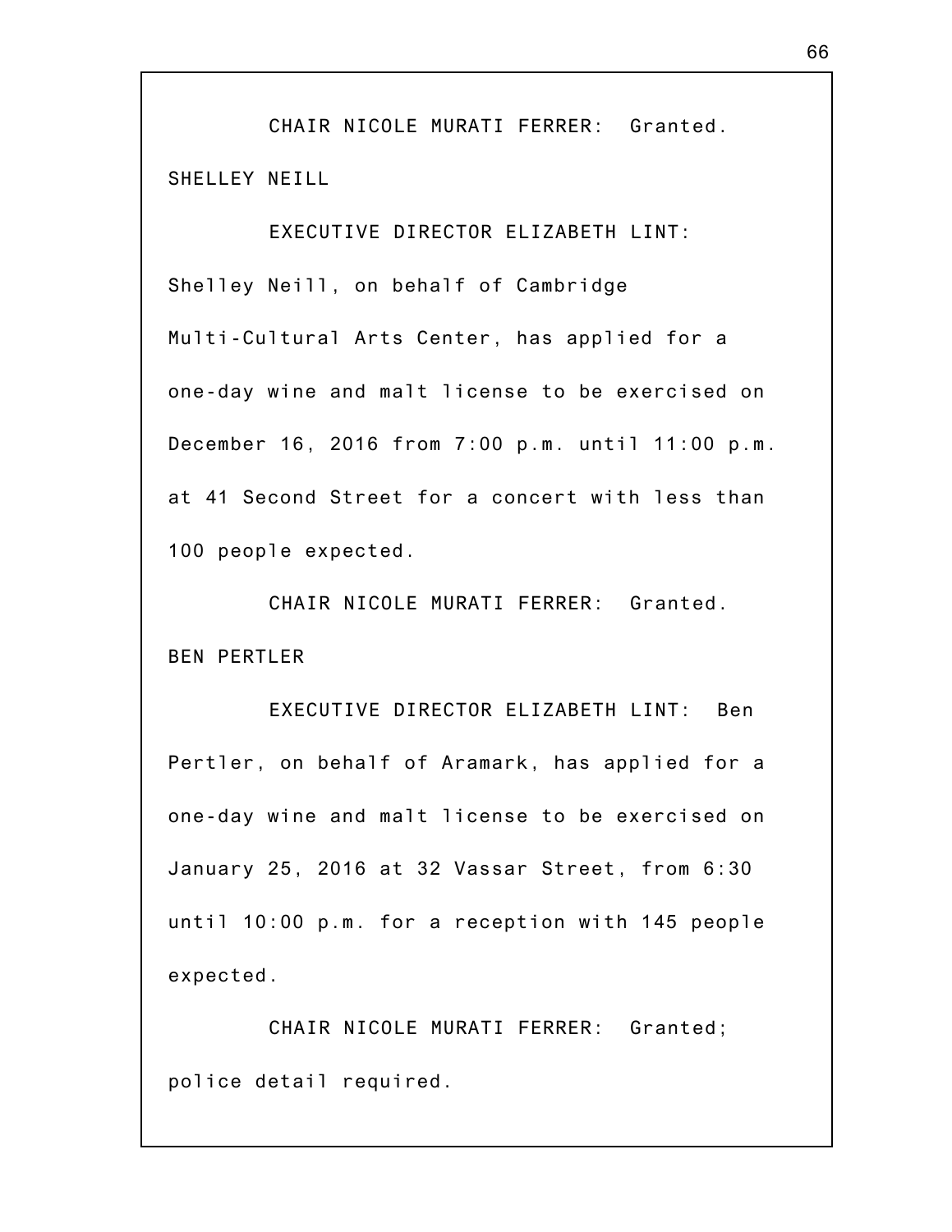CHAIR NICOLE MURATI FERRER: Granted.

SHELLEY NEILL

EXECUTIVE DIRECTOR ELIZABETH LINT: Shelley Neill, on behalf of Cambridge Multi-Cultural Arts Center, has applied for a one-day wine and malt license to be exercised on December 16, 2016 from 7:00 p.m. until 11:00 p.m. at 41 Second Street for a concert with less than 100 people expected.

CHAIR NICOLE MURATI FERRER: Granted.

BEN PERTLER

EXECUTIVE DIRECTOR ELIZABETH LINT: Ben Pertler, on behalf of Aramark, has applied for a one-day wine and malt license to be exercised on January 25, 2016 at 32 Vassar Street, from 6:30 until 10:00 p.m. for a reception with 145 people expected.

CHAIR NICOLE MURATI FERRER: Granted; police detail required.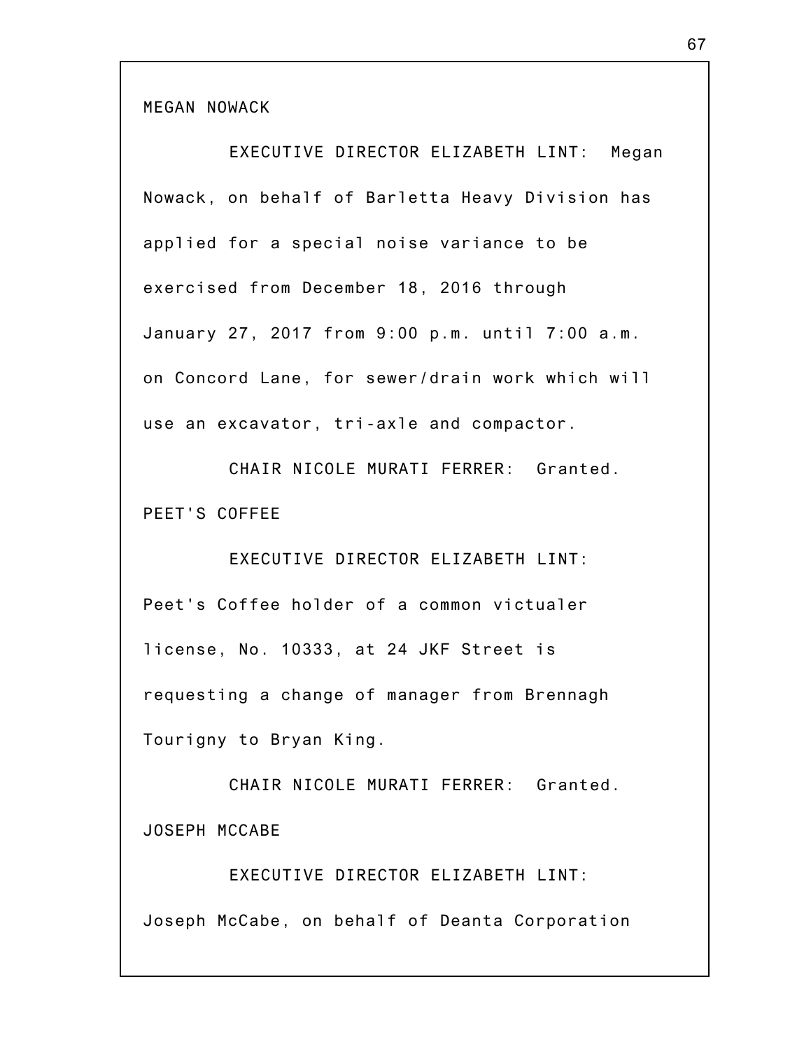MEGAN NOWACK

EXECUTIVE DIRECTOR ELIZABETH LINT: Megan Nowack, on behalf of Barletta Heavy Division has applied for a special noise variance to be exercised from December 18, 2016 through January 27, 2017 from 9:00 p.m. until 7:00 a.m. on Concord Lane, for sewer/drain work which will use an excavator, tri-axle and compactor.

CHAIR NICOLE MURATI FERRER: Granted.

PEET'S COFFEE

EXECUTIVE DIRECTOR ELIZABETH LINT: Peet's Coffee holder of a common victualer license, No. 10333, at 24 JKF Street is requesting a change of manager from Brennagh Tourigny to Bryan King.

CHAIR NICOLE MURATI FERRER: Granted.

JOSEPH MCCABE

EXECUTIVE DIRECTOR ELIZABETH LINT: Joseph McCabe, on behalf of Deanta Corporation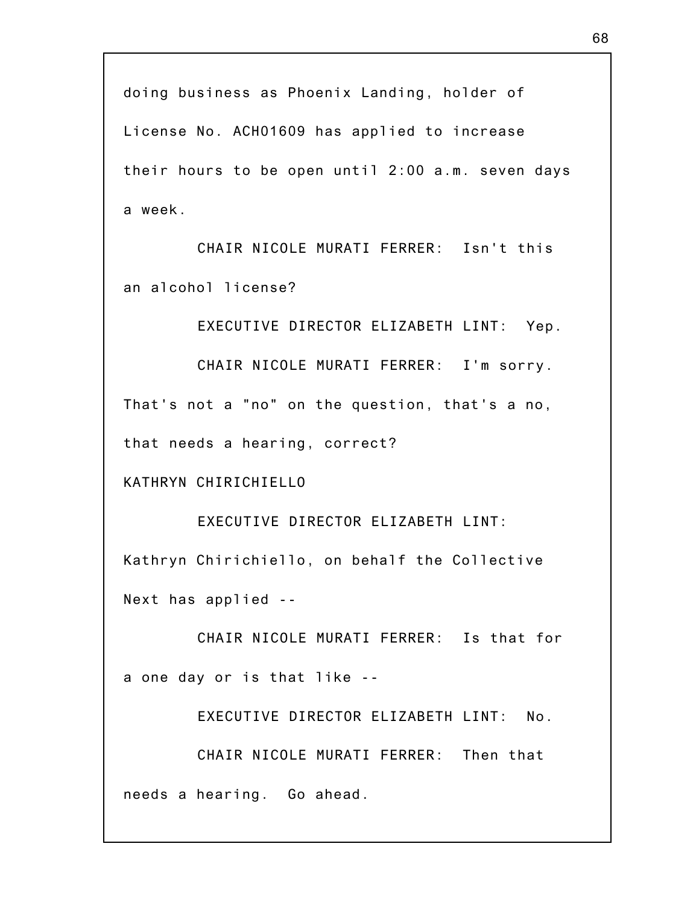doing business as Phoenix Landing, holder of License No. ACH01609 has applied to increase their hours to be open until 2:00 a.m. seven days a week.

CHAIR NICOLE MURATI FERRER: Isn't this an alcohol license?

EXECUTIVE DIRECTOR ELIZABETH LINT: Yep.

CHAIR NICOLE MURATI FERRER: I'm sorry. That's not a "no" on the question, that's a no, that needs a hearing, correct?

KATHRYN CHIRICHIELLO

EXECUTIVE DIRECTOR ELIZABETH LINT: Kathryn Chirichiello, on behalf the Collective Next has applied --

CHAIR NICOLE MURATI FERRER: Is that for a one day or is that like --

EXECUTIVE DIRECTOR ELIZABETH LINT: No.

CHAIR NICOLE MURATI FERRER: Then that needs a hearing. Go ahead.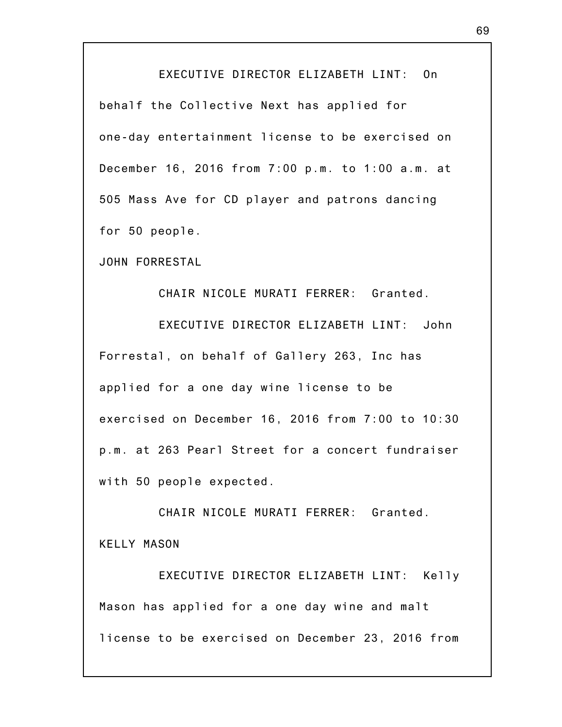EXECUTIVE DIRECTOR ELIZABETH LINT: On behalf the Collective Next has applied for one-day entertainment license to be exercised on December 16, 2016 from 7:00 p.m. to 1:00 a.m. at 505 Mass Ave for CD player and patrons dancing for 50 people.

JOHN FORRESTAL

CHAIR NICOLE MURATI FERRER: Granted.

EXECUTIVE DIRECTOR ELIZABETH LINT: John Forrestal, on behalf of Gallery 263, Inc has applied for a one day wine license to be exercised on December 16, 2016 from 7:00 to 10:30 p.m. at 263 Pearl Street for a concert fundraiser with 50 people expected.

CHAIR NICOLE MURATI FERRER: Granted.

KELLY MASON

EXECUTIVE DIRECTOR ELIZABETH LINT: Kelly Mason has applied for a one day wine and malt license to be exercised on December 23, 2016 from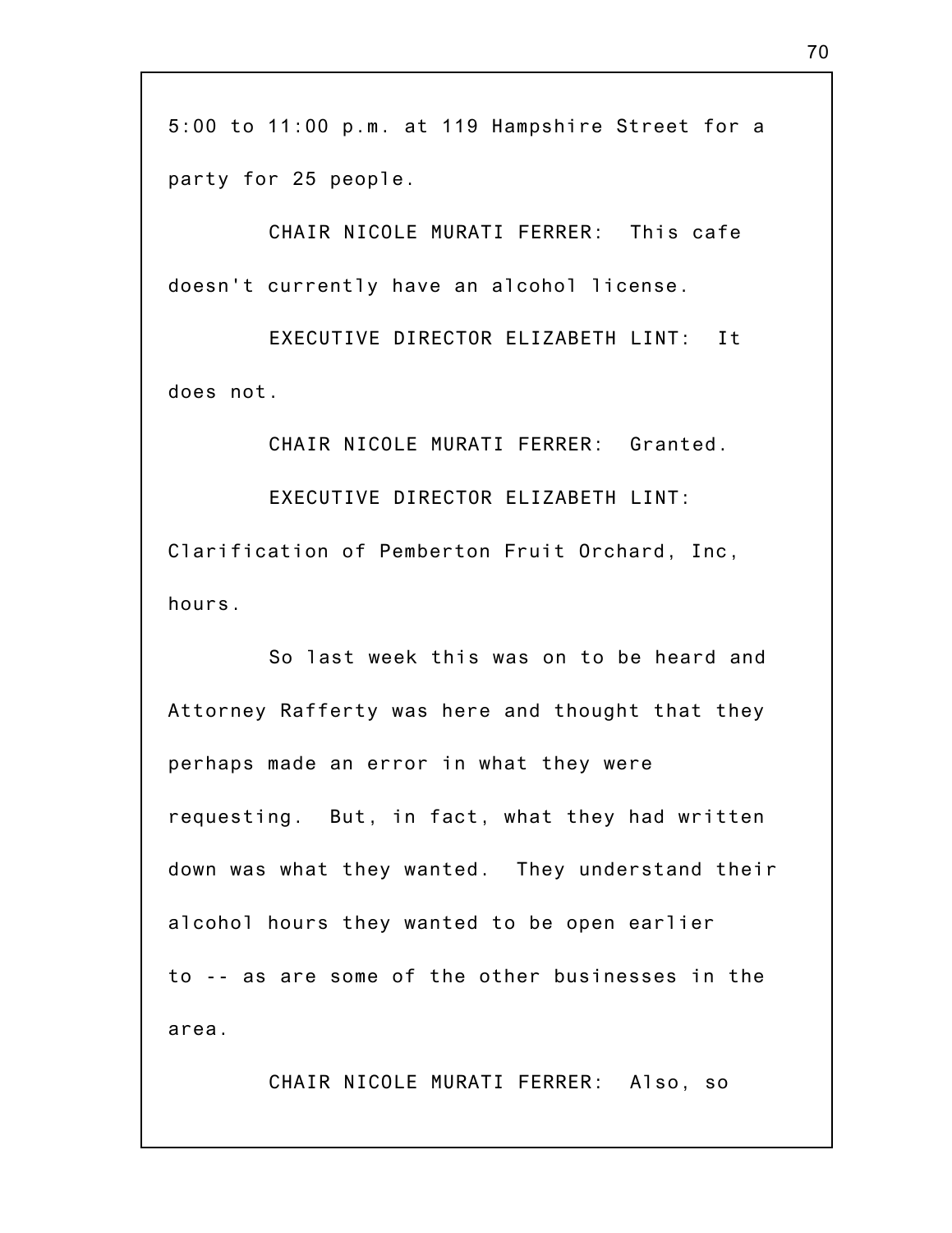5:00 to 11:00 p.m. at 119 Hampshire Street for a party for 25 people.

CHAIR NICOLE MURATI FERRER: This cafe doesn't currently have an alcohol license.

EXECUTIVE DIRECTOR ELIZABETH LINT: It does not.

CHAIR NICOLE MURATI FERRER: Granted.

EXECUTIVE DIRECTOR ELIZABETH LINT: Clarification of Pemberton Fruit Orchard, Inc, hours.

So last week this was on to be heard and Attorney Rafferty was here and thought that they perhaps made an error in what they were requesting. But, in fact, what they had written down was what they wanted. They understand their alcohol hours they wanted to be open earlier to -- as are some of the other businesses in the area.

CHAIR NICOLE MURATI FERRER: Also, so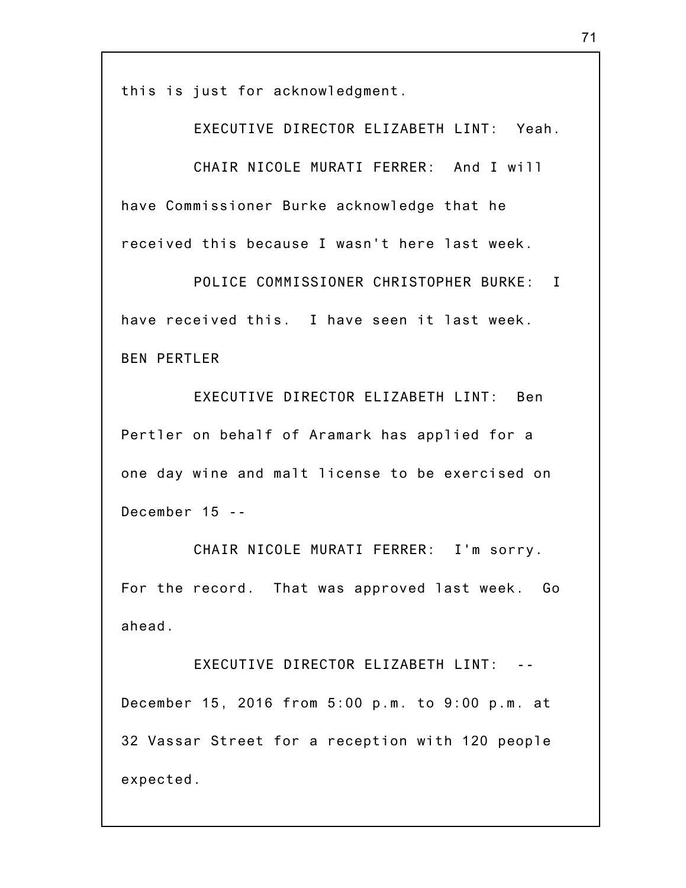this is just for acknowledgment.

EXECUTIVE DIRECTOR ELIZABETH LINT: Yeah.

CHAIR NICOLE MURATI FERRER: And I will have Commissioner Burke acknowledge that he received this because I wasn't here last week.

POLICE COMMISSIONER CHRISTOPHER BURKE: I have received this. I have seen it last week.

BEN PERTLER

EXECUTIVE DIRECTOR ELIZABETH LINT: Ben Pertler on behalf of Aramark has applied for a one day wine and malt license to be exercised on December 15 --

CHAIR NICOLE MURATI FERRER: I'm sorry. For the record. That was approved last week. Go ahead.

EXECUTIVE DIRECTOR ELIZABETH LINT: -- December 15, 2016 from 5:00 p.m. to 9:00 p.m. at 32 Vassar Street for a reception with 120 people expected.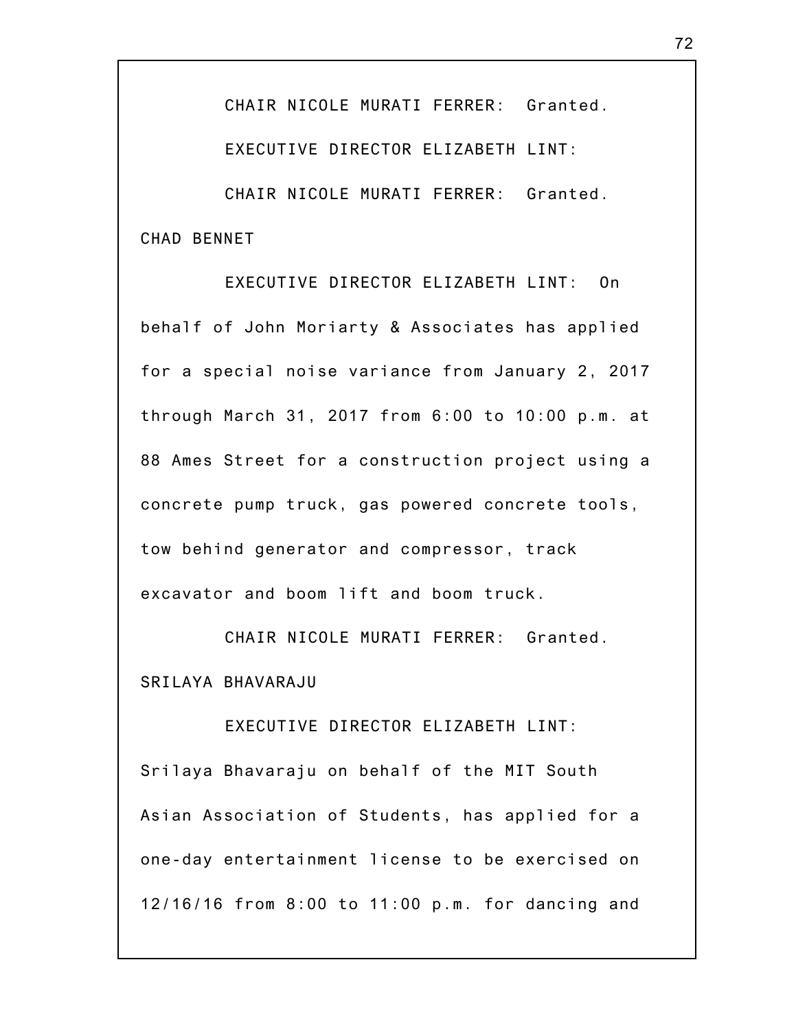CHAIR NICOLE MURATI FERRER: Granted.

EXECUTIVE DIRECTOR ELIZABETH LINT:

CHAIR NICOLE MURATI FERRER: Granted.

CHAD BENNET

EXECUTIVE DIRECTOR ELIZABETH LINT: On behalf of John Moriarty & Associates has applied for a special noise variance from January 2, 2017 through March 31, 2017 from 6:00 to 10:00 p.m. at 88 Ames Street for a construction project using a concrete pump truck, gas powered concrete tools, tow behind generator and compressor, track excavator and boom lift and boom truck.

CHAIR NICOLE MURATI FERRER: Granted.

SRILAYA BHAVARAJU

EXECUTIVE DIRECTOR ELIZABETH LINT: Srilaya Bhavaraju on behalf of the MIT South Asian Association of Students, has applied for a one-day entertainment license to be exercised on 12/16/16 from 8:00 to 11:00 p.m. for dancing and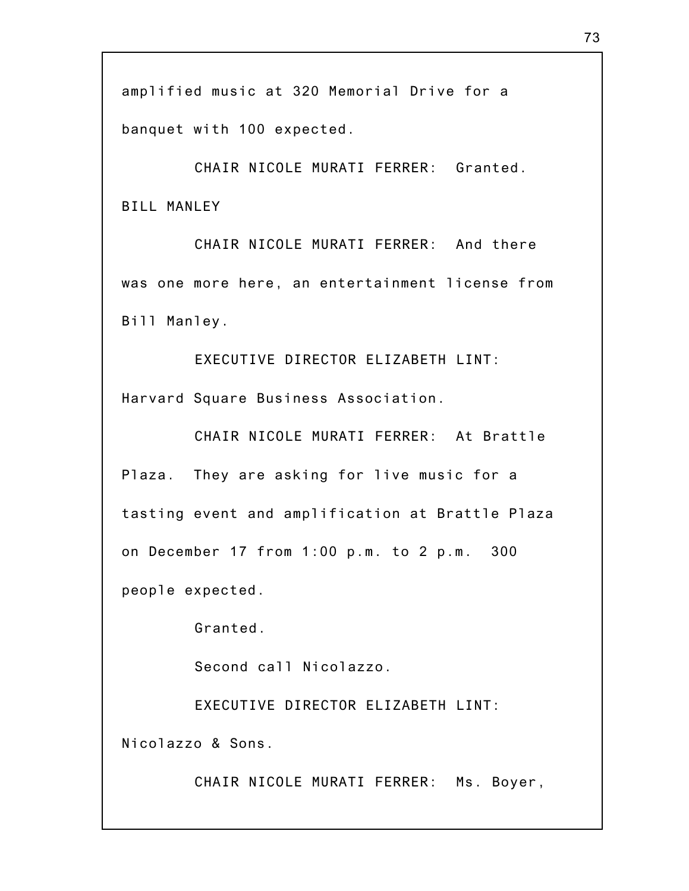amplified music at 320 Memorial Drive for a banquet with 100 expected.

CHAIR NICOLE MURATI FERRER: Granted.

BILL MANLEY

CHAIR NICOLE MURATI FERRER: And there was one more here, an entertainment license from Bill Manley.

EXECUTIVE DIRECTOR ELIZABETH LINT: Harvard Square Business Association.

CHAIR NICOLE MURATI FERRER: At Brattle Plaza. They are asking for live music for a tasting event and amplification at Brattle Plaza on December 17 from 1:00 p.m. to 2 p.m. 300 people expected.

Granted.

Second call Nicolazzo.

EXECUTIVE DIRECTOR ELIZABETH LINT: Nicolazzo & Sons.

CHAIR NICOLE MURATI FERRER: Ms. Boyer,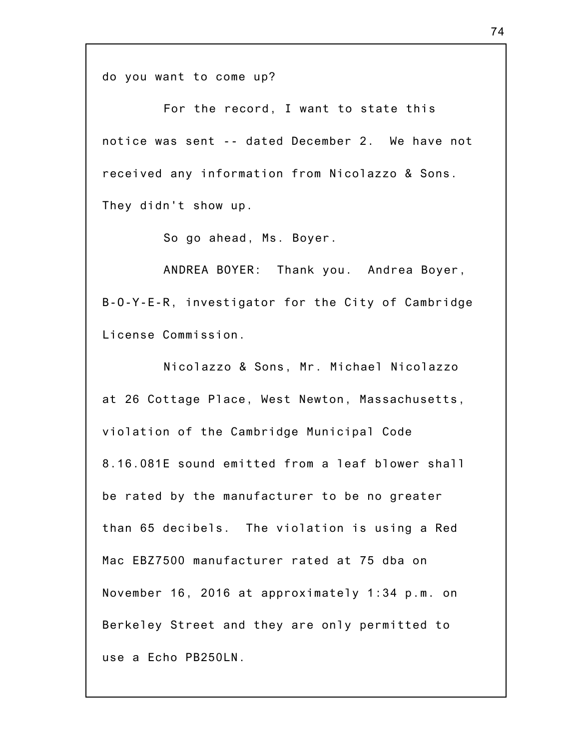do you want to come up?

For the record, I want to state this notice was sent -- dated December 2. We have not received any information from Nicolazzo & Sons. They didn't show up.

So go ahead, Ms. Boyer.

ANDREA BOYER: Thank you. Andrea Boyer, B-O-Y-E-R, investigator for the City of Cambridge License Commission.

Nicolazzo & Sons, Mr. Michael Nicolazzo at 26 Cottage Place, West Newton, Massachusetts, violation of the Cambridge Municipal Code 8.16.081E sound emitted from a leaf blower shall be rated by the manufacturer to be no greater than 65 decibels. The violation is using a Red Mac EBZ7500 manufacturer rated at 75 dba on November 16, 2016 at approximately 1:34 p.m. on Berkeley Street and they are only permitted to use a Echo PB250LN.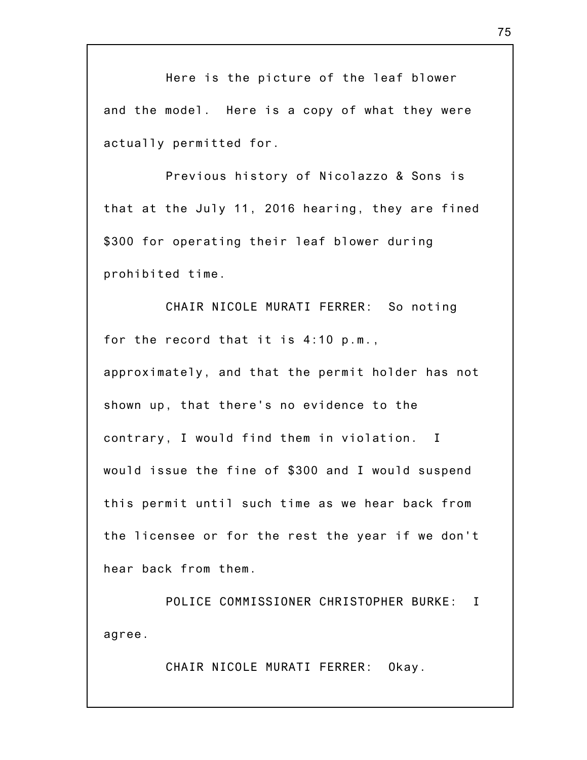Here is the picture of the leaf blower and the model. Here is a copy of what they were actually permitted for.

Previous history of Nicolazzo & Sons is that at the July 11, 2016 hearing, they are fined $300 for operating their leaf blower during prohibited time.

CHAIR NICOLE MURATI FERRER: So noting for the record that it is 4:10 p.m., approximately, and that the permit holder has not shown up, that there's no evidence to the contrary, I would find them in violation. I would issue the fine of $300 and I would suspend this permit until such time as we hear back from the licensee or for the rest the year if we don't hear back from them.

POLICE COMMISSIONER CHRISTOPHER BURKE: I agree.

CHAIR NICOLE MURATI FERRER: Okay.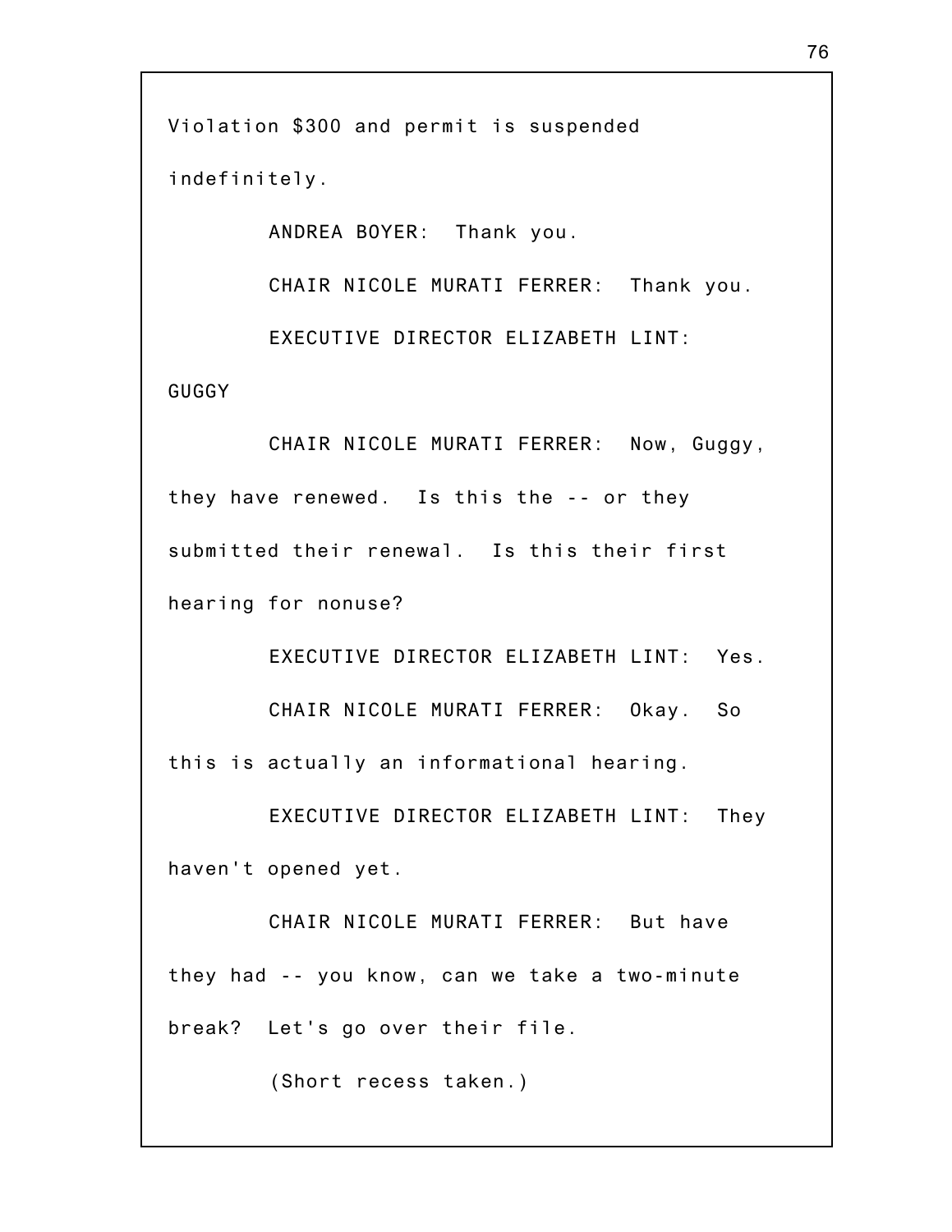Violation $300 and permit is suspended indefinitely.

ANDREA BOYER: Thank you.

CHAIR NICOLE MURATI FERRER: Thank you.

EXECUTIVE DIRECTOR ELIZABETH LINT: GUGGY

CHAIR NICOLE MURATI FERRER: Now, Guggy, they have renewed. Is this the -- or they submitted their renewal. Is this their first hearing for nonuse?

EXECUTIVE DIRECTOR ELIZABETH LINT: Yes.

CHAIR NICOLE MURATI FERRER: Okay. So this is actually an informational hearing.

EXECUTIVE DIRECTOR ELIZABETH LINT: They haven't opened yet.

CHAIR NICOLE MURATI FERRER: But have they had -- you know, can we take a two-minute break? Let's go over their file.

(Short recess taken.)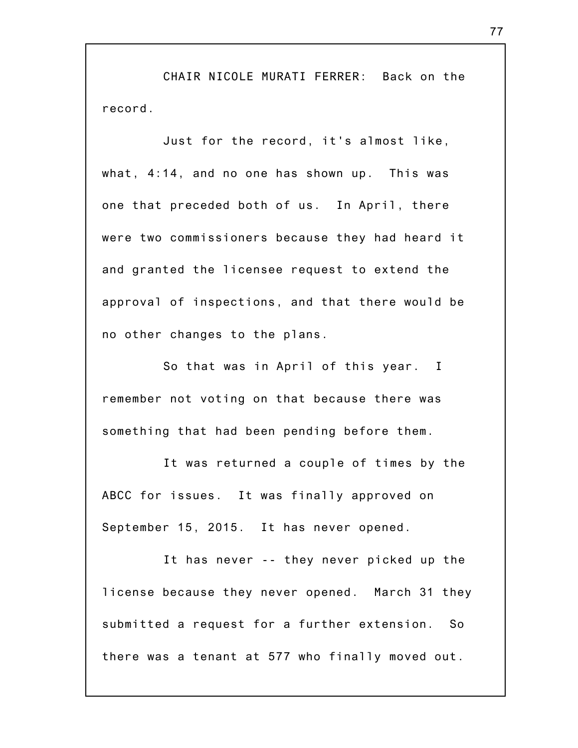CHAIR NICOLE MURATI FERRER: Back on the record.

Just for the record, it's almost like, what, 4:14, and no one has shown up. This was one that preceded both of us. In April, there were two commissioners because they had heard it and granted the licensee request to extend the approval of inspections, and that there would be no other changes to the plans.

So that was in April of this year. I remember not voting on that because there was something that had been pending before them.

It was returned a couple of times by the ABCC for issues. It was finally approved on September 15, 2015. It has never opened.

It has never -- they never picked up the license because they never opened. March 31 they submitted a request for a further extension. So there was a tenant at 577 who finally moved out.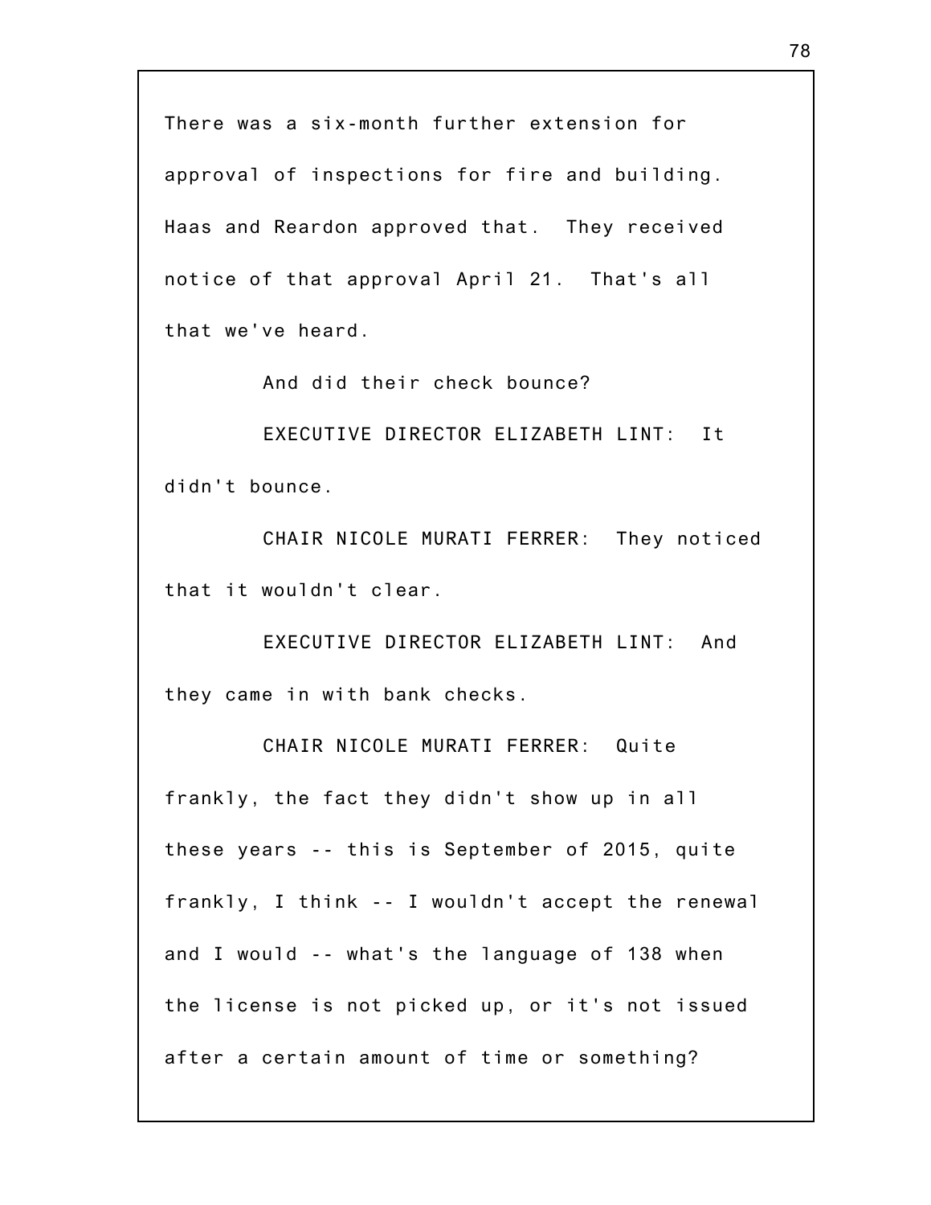There was a six-month further extension for approval of inspections for fire and building. Haas and Reardon approved that. They received notice of that approval April 21. That's all that we've heard.

And did their check bounce?

EXECUTIVE DIRECTOR ELIZABETH LINT: It didn't bounce.

CHAIR NICOLE MURATI FERRER: They noticed that it wouldn't clear.

EXECUTIVE DIRECTOR ELIZABETH LINT: And they came in with bank checks.

CHAIR NICOLE MURATI FERRER: Quite frankly, the fact they didn't show up in all these years -- this is September of 2015, quite frankly, I think -- I wouldn't accept the renewal and I would -- what's the language of 138 when the license is not picked up, or it's not issued after a certain amount of time or something?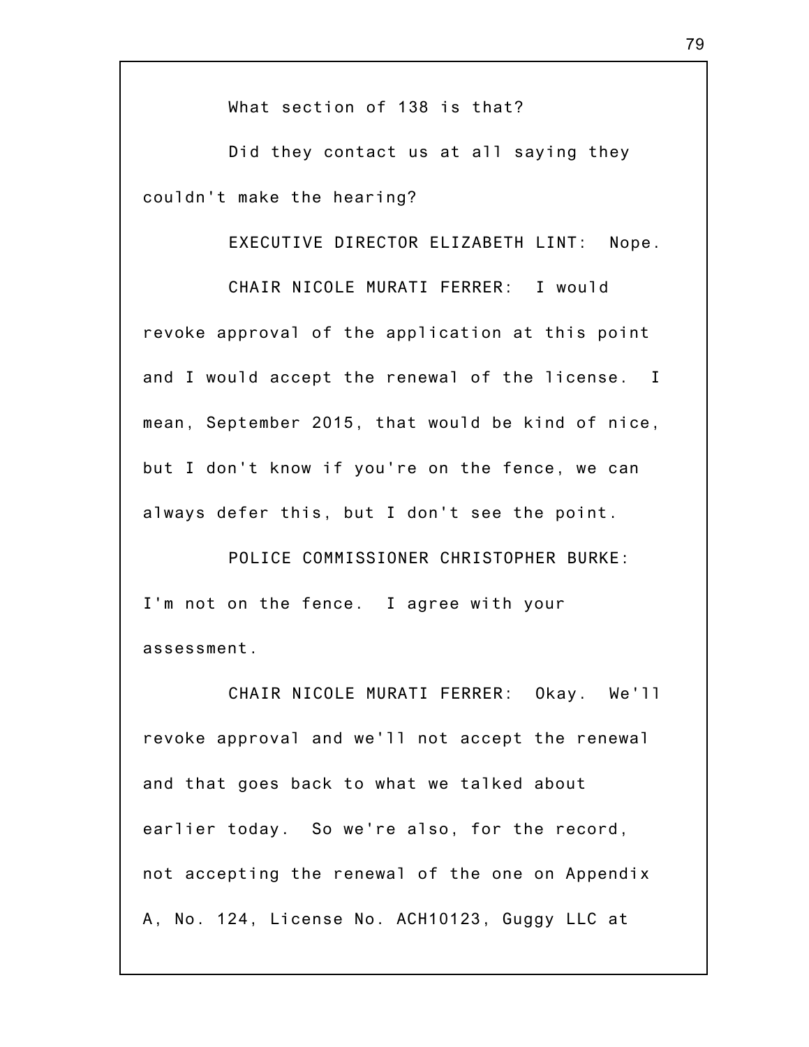What section of 138 is that?

Did they contact us at all saying they couldn't make the hearing?

EXECUTIVE DIRECTOR ELIZABETH LINT: Nope.

CHAIR NICOLE MURATI FERRER: I would revoke approval of the application at this point and I would accept the renewal of the license. I mean, September 2015, that would be kind of nice, but I don't know if you're on the fence, we can always defer this, but I don't see the point.

POLICE COMMISSIONER CHRISTOPHER BURKE: I'm not on the fence. I agree with your assessment.

CHAIR NICOLE MURATI FERRER: Okay. We'll revoke approval and we'll not accept the renewal and that goes back to what we talked about earlier today. So we're also, for the record, not accepting the renewal of the one on Appendix A, No. 124, License No. ACH10123, Guggy LLC at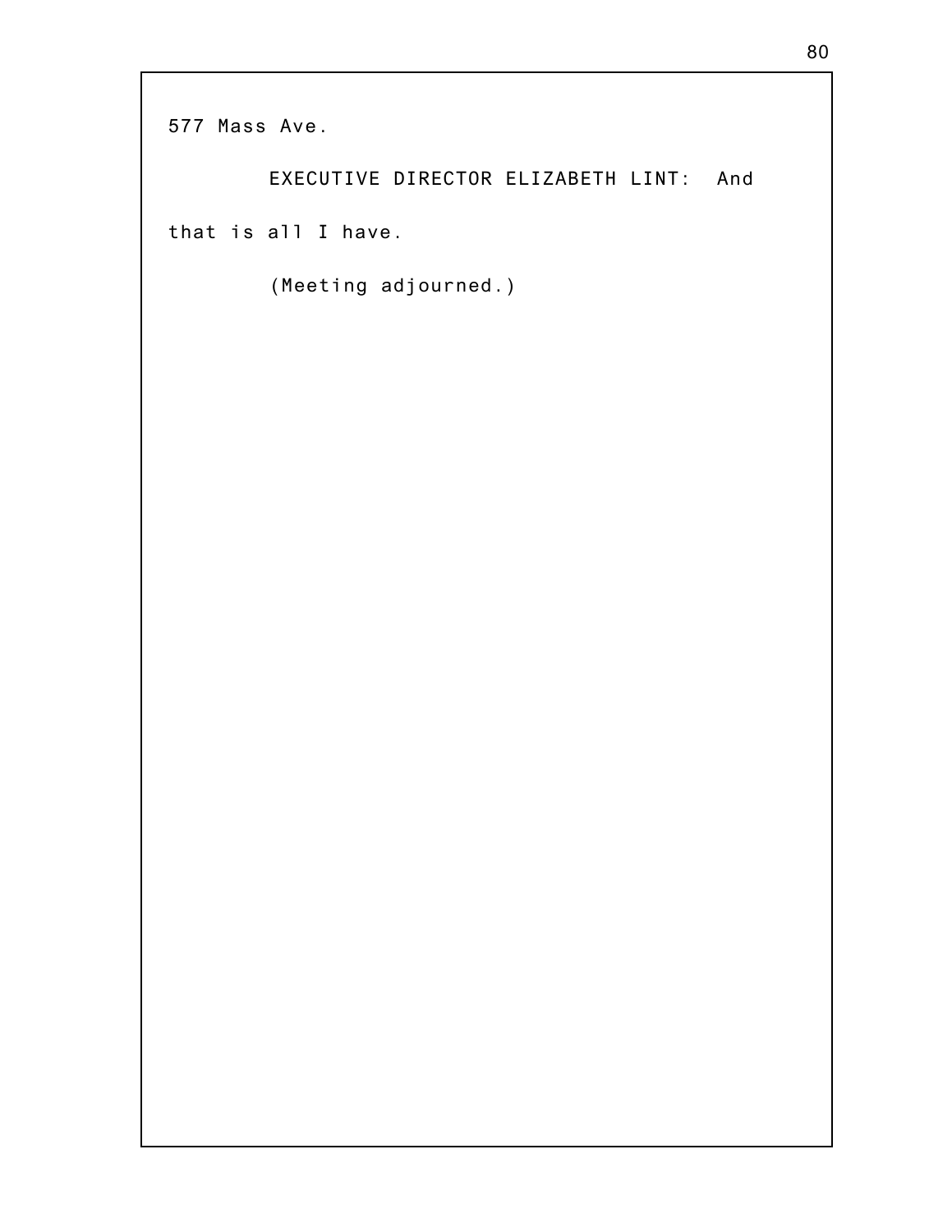577 Mass Ave.

EXECUTIVE DIRECTOR ELIZABETH LINT: And that is all I have.

(Meeting adjourned.)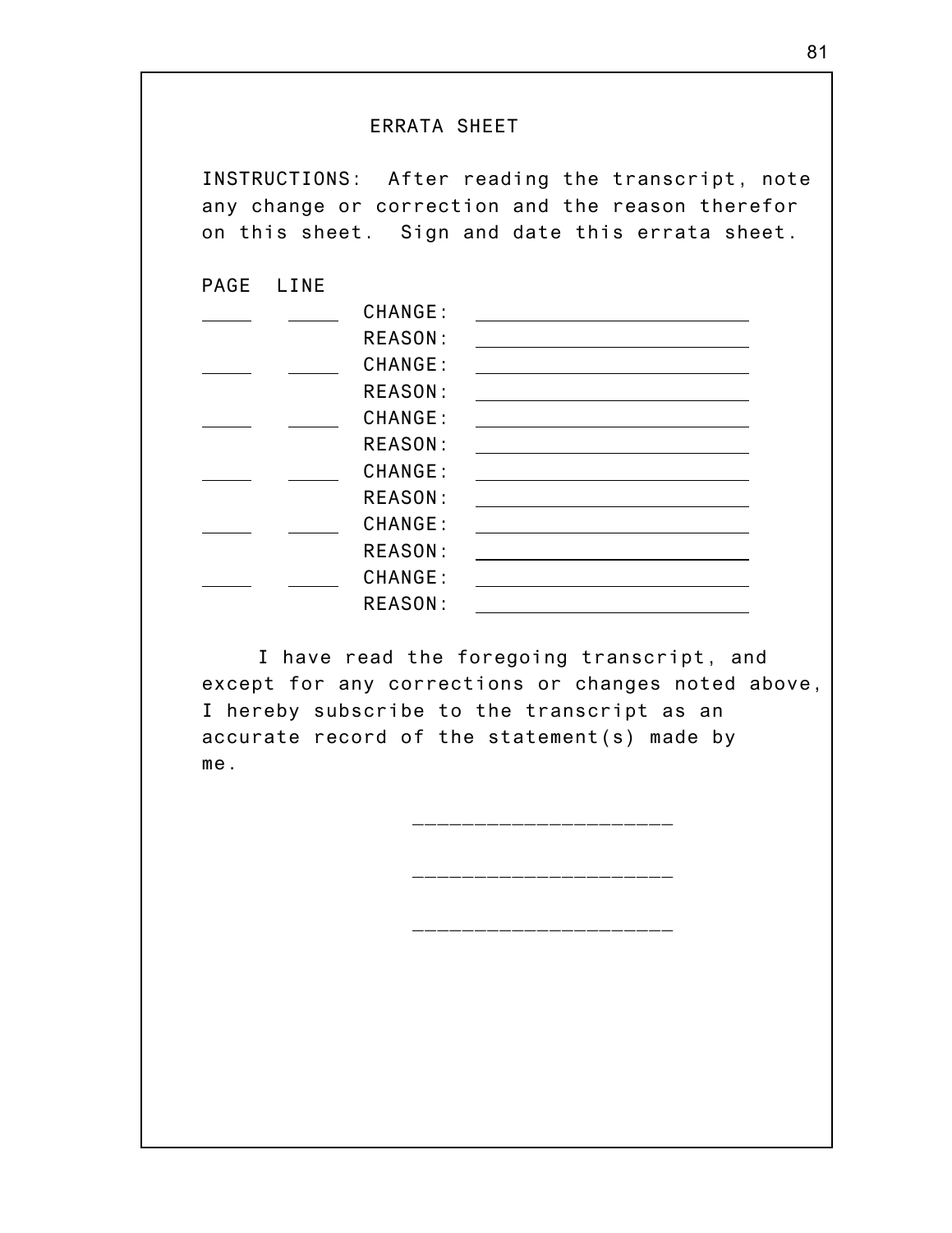## ERRATA SHEET

INSTRUCTIONS: After reading the transcript, note any change or correction and the reason therefor on this sheet. Sign and date this errata sheet.

| PAGE | LINE | | |
|---|---|---|---|
| ____ | ____ | CHANGE: | ______________________ |
| | | REASON: | ______________________ |
| ____ | ____ | CHANGE: | ______________________ |
| | | REASON: | ______________________ |
| ____ | ____ | CHANGE: | ______________________ |
| | | REASON: | ______________________ |
| ____ | ____ | CHANGE: | ______________________ |
| | | REASON: | ______________________ |
| ____ | ____ | CHANGE: | ______________________ |
| | | REASON: | ______________________ |
| ____ | ____ | CHANGE: | ______________________ |
| | | REASON: | ______________________ |

I have read the foregoing transcript, and except for any corrections or changes noted above, I hereby subscribe to the transcript as an accurate record of the statement(s) made by me.

____________________

____________________

____________________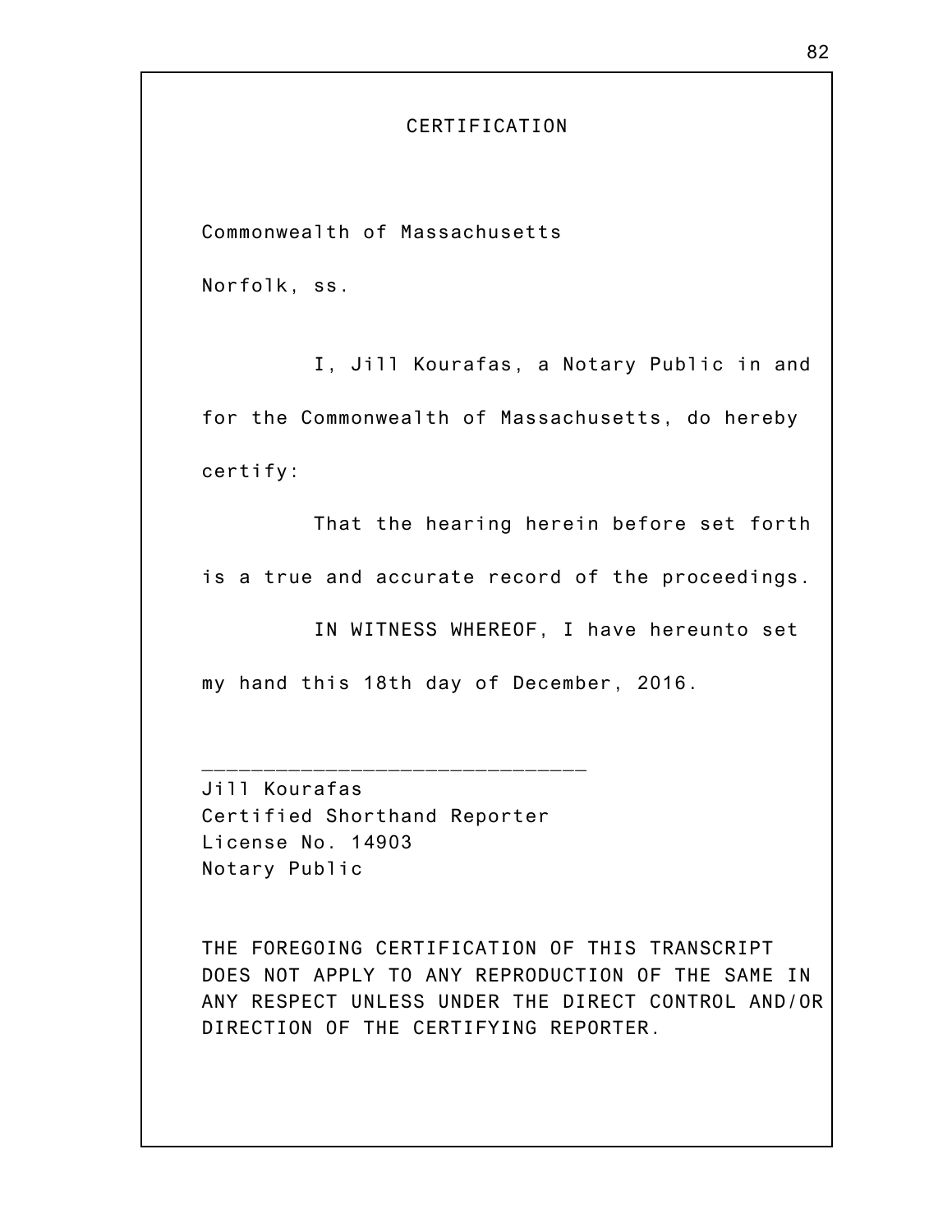# CERTIFICATION

Commonwealth of Massachusetts

Norfolk, ss.

I, Jill Kourafas, a Notary Public in and for the Commonwealth of Massachusetts, do hereby certify:

That the hearing herein before set forth is a true and accurate record of the proceedings.

IN WITNESS WHEREOF, I have hereunto set my hand this 18th day of December, 2016.

______________________________

Jill Kourafas
Certified Shorthand Reporter
License No. 14903
Notary Public

THE FOREGOING CERTIFICATION OF THIS TRANSCRIPT DOES NOT APPLY TO ANY REPRODUCTION OF THE SAME IN ANY RESPECT UNLESS UNDER THE DIRECT CONTROL AND/OR DIRECTION OF THE CERTIFYING REPORTER.